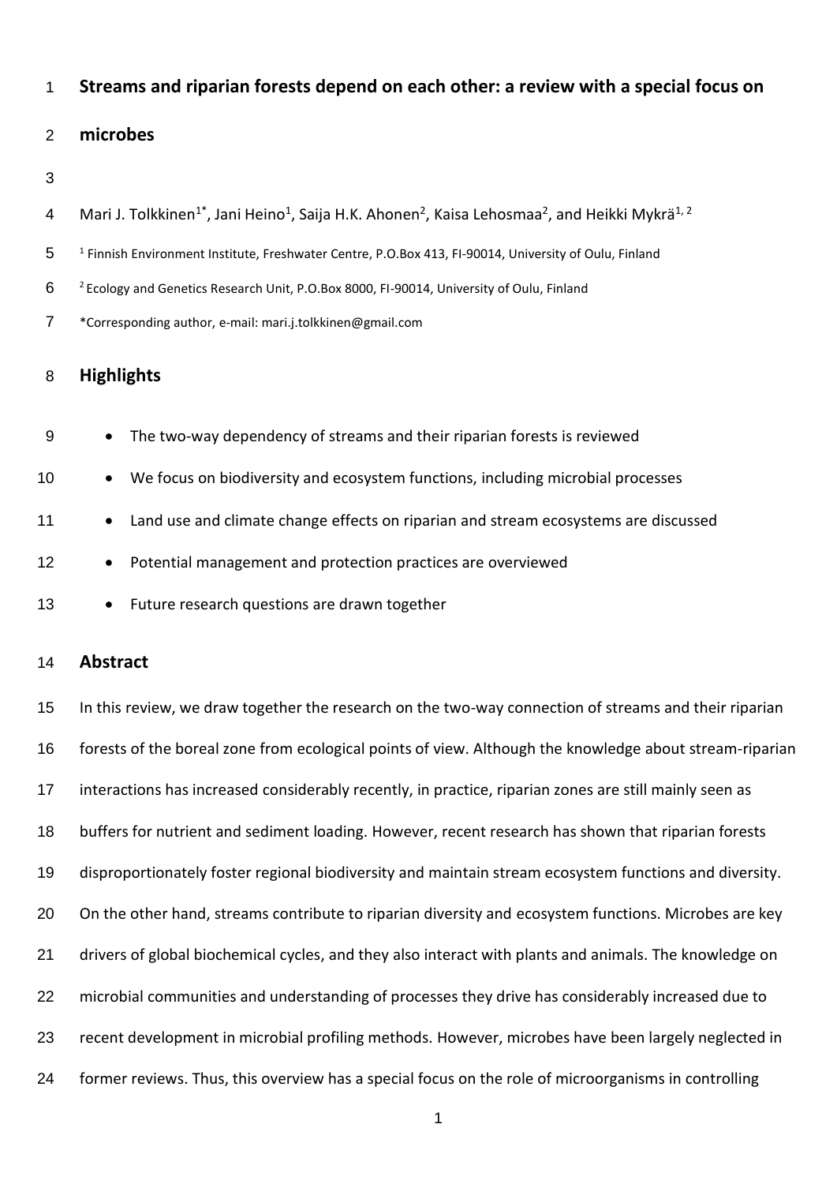# Streams and riparian forests depend on each other: a review with a special focus on microbes

Mari J. Tolkkinen[1*], Jani Heino[1], Saija H.K. Ahonen[2], Kaisa Lehosmaa[2], and Heikki Mykrä[1, 2]

[1] Finnish Environment Institute, Freshwater Centre, P.O.Box 413, FI-90014, University of Oulu, Finland

[2] Ecology and Genetics Research Unit, P.O.Box 8000, FI-90014, University of Oulu, Finland

*Corresponding author, e-mail: mari.j.tolkkinen@gmail.com

## Highlights

- The two-way dependency of streams and their riparian forests is reviewed
- We focus on biodiversity and ecosystem functions, including microbial processes
- Land use and climate change effects on riparian and stream ecosystems are discussed
- Potential management and protection practices are overviewed
- Future research questions are drawn together

## Abstract

In this review, we draw together the research on the two-way connection of streams and their riparian forests of the boreal zone from ecological points of view. Although the knowledge about stream-riparian interactions has increased considerably recently, in practice, riparian zones are still mainly seen as buffers for nutrient and sediment loading. However, recent research has shown that riparian forests disproportionately foster regional biodiversity and maintain stream ecosystem functions and diversity. On the other hand, streams contribute to riparian diversity and ecosystem functions. Microbes are key drivers of global biochemical cycles, and they also interact with plants and animals. The knowledge on microbial communities and understanding of processes they drive has considerably increased due to recent development in microbial profiling methods. However, microbes have been largely neglected in former reviews. Thus, this overview has a special focus on the role of microorganisms in controlling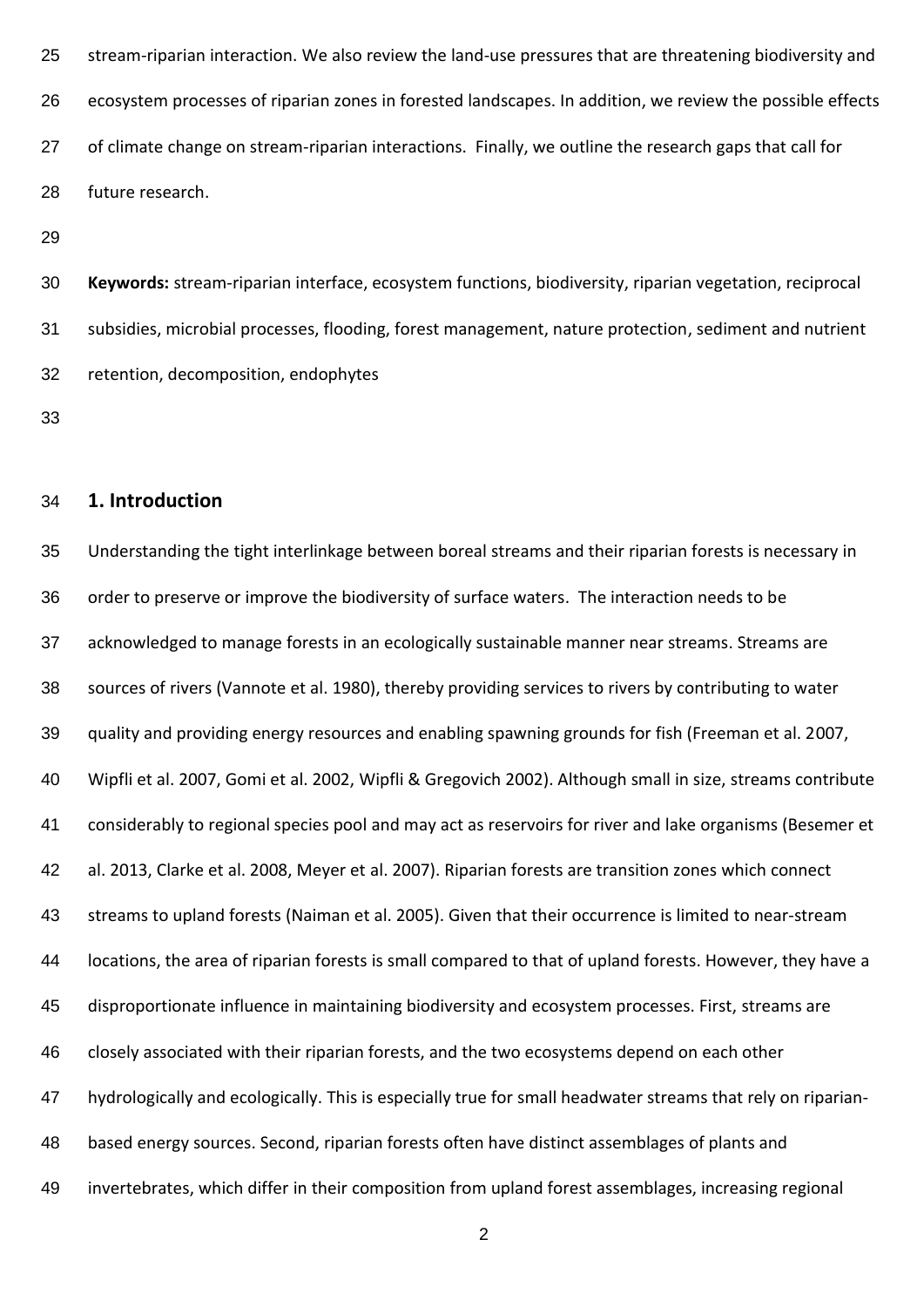stream-riparian interaction. We also review the land-use pressures that are threatening biodiversity and ecosystem processes of riparian zones in forested landscapes. In addition, we review the possible effects of climate change on stream-riparian interactions. Finally, we outline the research gaps that call for future research.

**Keywords:** stream-riparian interface, ecosystem functions, biodiversity, riparian vegetation, reciprocal subsidies, microbial processes, flooding, forest management, nature protection, sediment and nutrient retention, decomposition, endophytes

## 1. Introduction

Understanding the tight interlinkage between boreal streams and their riparian forests is necessary in order to preserve or improve the biodiversity of surface waters. The interaction needs to be acknowledged to manage forests in an ecologically sustainable manner near streams. Streams are sources of rivers (Vannote et al. 1980), thereby providing services to rivers by contributing to water quality and providing energy resources and enabling spawning grounds for fish (Freeman et al. 2007, Wipfli et al. 2007, Gomi et al. 2002, Wipfli & Gregovich 2002). Although small in size, streams contribute considerably to regional species pool and may act as reservoirs for river and lake organisms (Besemer et al. 2013, Clarke et al. 2008, Meyer et al. 2007). Riparian forests are transition zones which connect streams to upland forests (Naiman et al. 2005). Given that their occurrence is limited to near-stream locations, the area of riparian forests is small compared to that of upland forests. However, they have a disproportionate influence in maintaining biodiversity and ecosystem processes. First, streams are closely associated with their riparian forests, and the two ecosystems depend on each other hydrologically and ecologically. This is especially true for small headwater streams that rely on riparian-based energy sources. Second, riparian forests often have distinct assemblages of plants and invertebrates, which differ in their composition from upland forest assemblages, increasing regional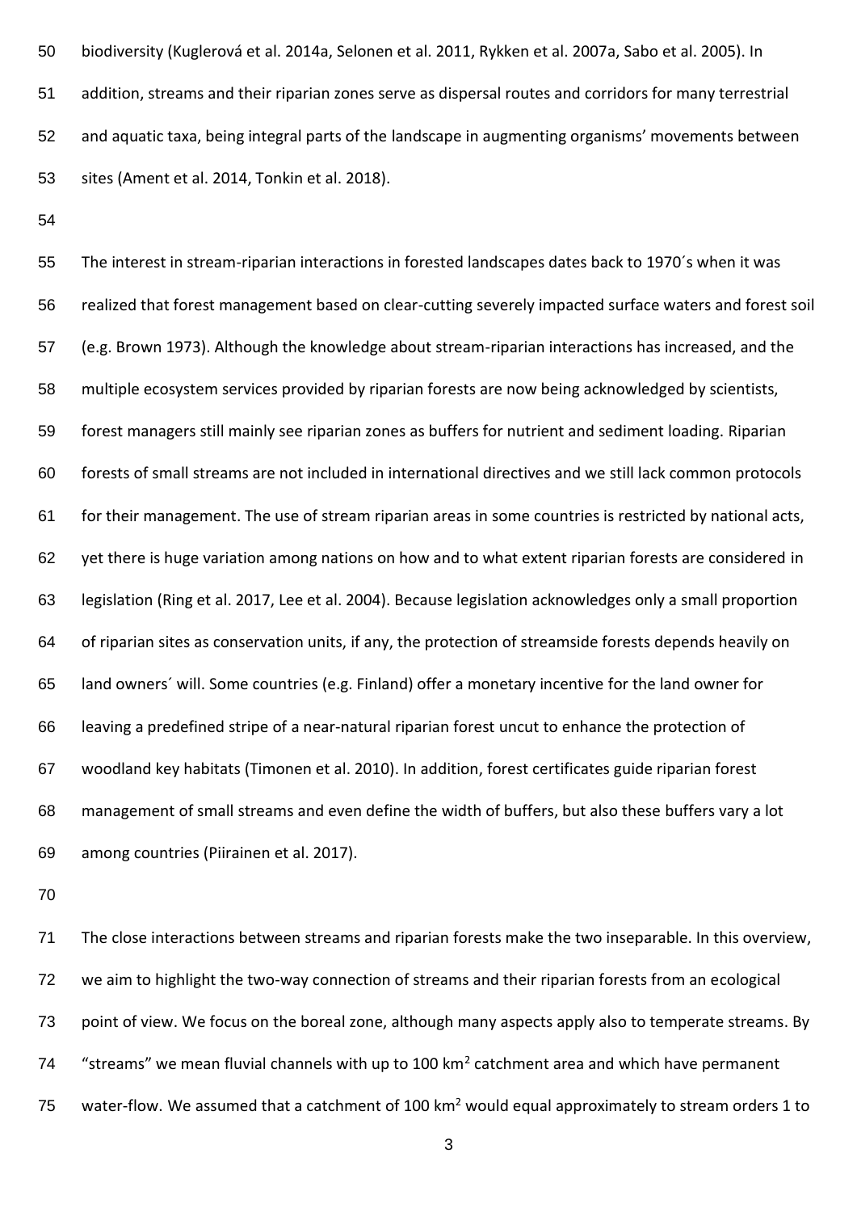biodiversity (Kuglerová et al. 2014a, Selonen et al. 2011, Rykken et al. 2007a, Sabo et al. 2005). In addition, streams and their riparian zones serve as dispersal routes and corridors for many terrestrial and aquatic taxa, being integral parts of the landscape in augmenting organisms' movements between sites (Ament et al. 2014, Tonkin et al. 2018).

The interest in stream-riparian interactions in forested landscapes dates back to 1970´s when it was realized that forest management based on clear-cutting severely impacted surface waters and forest soil (e.g. Brown 1973). Although the knowledge about stream-riparian interactions has increased, and the multiple ecosystem services provided by riparian forests are now being acknowledged by scientists, forest managers still mainly see riparian zones as buffers for nutrient and sediment loading. Riparian forests of small streams are not included in international directives and we still lack common protocols for their management. The use of stream riparian areas in some countries is restricted by national acts, yet there is huge variation among nations on how and to what extent riparian forests are considered in legislation (Ring et al. 2017, Lee et al. 2004). Because legislation acknowledges only a small proportion of riparian sites as conservation units, if any, the protection of streamside forests depends heavily on land owners´ will. Some countries (e.g. Finland) offer a monetary incentive for the land owner for leaving a predefined stripe of a near-natural riparian forest uncut to enhance the protection of woodland key habitats (Timonen et al. 2010). In addition, forest certificates guide riparian forest management of small streams and even define the width of buffers, but also these buffers vary a lot among countries (Piirainen et al. 2017).

The close interactions between streams and riparian forests make the two inseparable. In this overview, we aim to highlight the two-way connection of streams and their riparian forests from an ecological point of view. We focus on the boreal zone, although many aspects apply also to temperate streams. By "streams" we mean fluvial channels with up to 100 $km^2$ catchment area and which have permanent water-flow. We assumed that a catchment of 100 $km^2$ would equal approximately to stream orders 1 to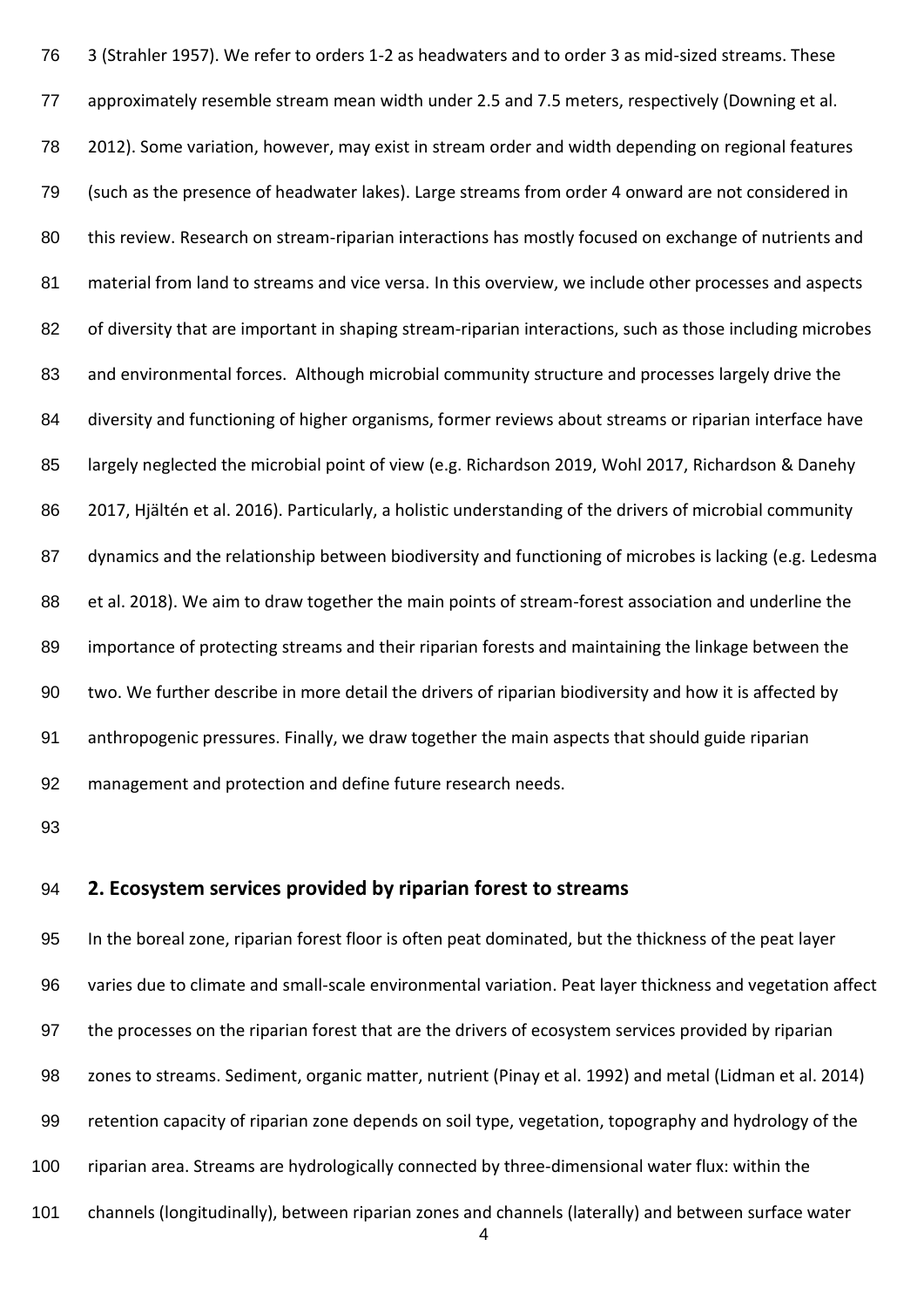3 (Strahler 1957). We refer to orders 1-2 as headwaters and to order 3 as mid-sized streams. These approximately resemble stream mean width under 2.5 and 7.5 meters, respectively (Downing et al. 2012). Some variation, however, may exist in stream order and width depending on regional features (such as the presence of headwater lakes). Large streams from order 4 onward are not considered in this review. Research on stream-riparian interactions has mostly focused on exchange of nutrients and material from land to streams and vice versa. In this overview, we include other processes and aspects of diversity that are important in shaping stream-riparian interactions, such as those including microbes and environmental forces. Although microbial community structure and processes largely drive the diversity and functioning of higher organisms, former reviews about streams or riparian interface have largely neglected the microbial point of view (e.g. Richardson 2019, Wohl 2017, Richardson & Danehy 2017, Hjältén et al. 2016). Particularly, a holistic understanding of the drivers of microbial community dynamics and the relationship between biodiversity and functioning of microbes is lacking (e.g. Ledesma et al. 2018). We aim to draw together the main points of stream-forest association and underline the importance of protecting streams and their riparian forests and maintaining the linkage between the two. We further describe in more detail the drivers of riparian biodiversity and how it is affected by anthropogenic pressures. Finally, we draw together the main aspects that should guide riparian management and protection and define future research needs.

## 2. Ecosystem services provided by riparian forest to streams

In the boreal zone, riparian forest floor is often peat dominated, but the thickness of the peat layer varies due to climate and small-scale environmental variation. Peat layer thickness and vegetation affect the processes on the riparian forest that are the drivers of ecosystem services provided by riparian zones to streams. Sediment, organic matter, nutrient (Pinay et al. 1992) and metal (Lidman et al. 2014) retention capacity of riparian zone depends on soil type, vegetation, topography and hydrology of the riparian area. Streams are hydrologically connected by three-dimensional water flux: within the channels (longitudinally), between riparian zones and channels (laterally) and between surface water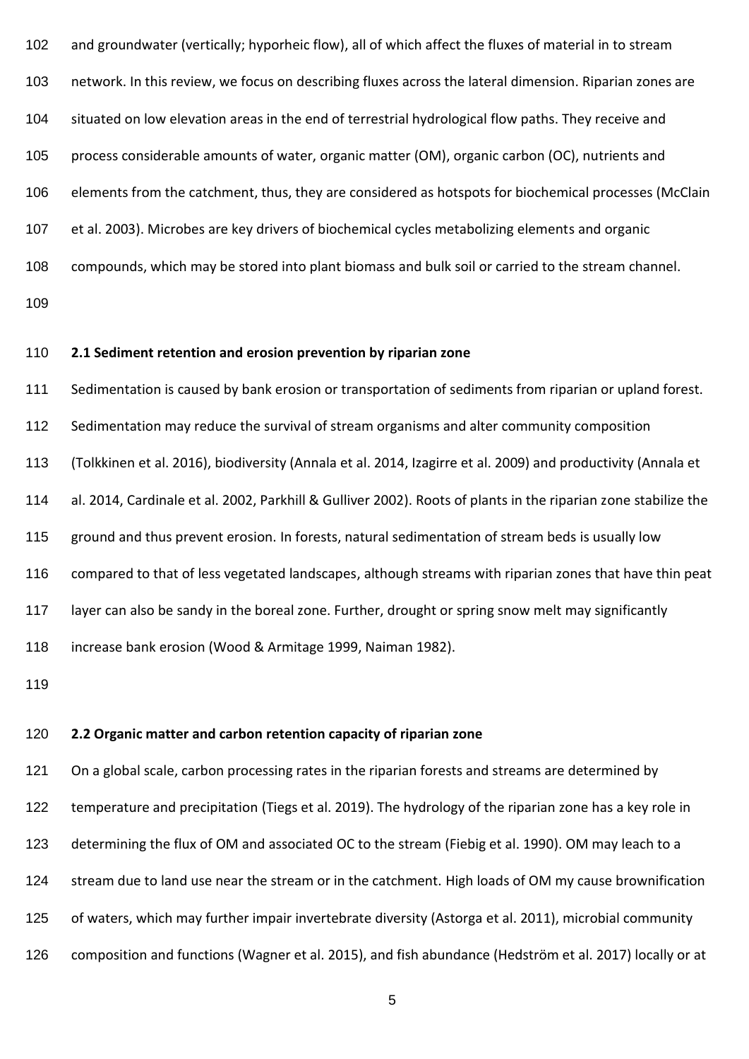and groundwater (vertically; hyporheic flow), all of which affect the fluxes of material in to stream network. In this review, we focus on describing fluxes across the lateral dimension. Riparian zones are situated on low elevation areas in the end of terrestrial hydrological flow paths. They receive and process considerable amounts of water, organic matter (OM), organic carbon (OC), nutrients and elements from the catchment, thus, they are considered as hotspots for biochemical processes (McClain et al. 2003). Microbes are key drivers of biochemical cycles metabolizing elements and organic compounds, which may be stored into plant biomass and bulk soil or carried to the stream channel.

### 2.1 Sediment retention and erosion prevention by riparian zone

Sedimentation is caused by bank erosion or transportation of sediments from riparian or upland forest. Sedimentation may reduce the survival of stream organisms and alter community composition (Tolkkinen et al. 2016), biodiversity (Annala et al. 2014, Izagirre et al. 2009) and productivity (Annala et al. 2014, Cardinale et al. 2002, Parkhill & Gulliver 2002). Roots of plants in the riparian zone stabilize the ground and thus prevent erosion. In forests, natural sedimentation of stream beds is usually low compared to that of less vegetated landscapes, although streams with riparian zones that have thin peat layer can also be sandy in the boreal zone. Further, drought or spring snow melt may significantly increase bank erosion (Wood & Armitage 1999, Naiman 1982).

### 2.2 Organic matter and carbon retention capacity of riparian zone

On a global scale, carbon processing rates in the riparian forests and streams are determined by temperature and precipitation (Tiegs et al. 2019). The hydrology of the riparian zone has a key role in determining the flux of OM and associated OC to the stream (Fiebig et al. 1990). OM may leach to a stream due to land use near the stream or in the catchment. High loads of OM my cause brownification of waters, which may further impair invertebrate diversity (Astorga et al. 2011), microbial community composition and functions (Wagner et al. 2015), and fish abundance (Hedström et al. 2017) locally or at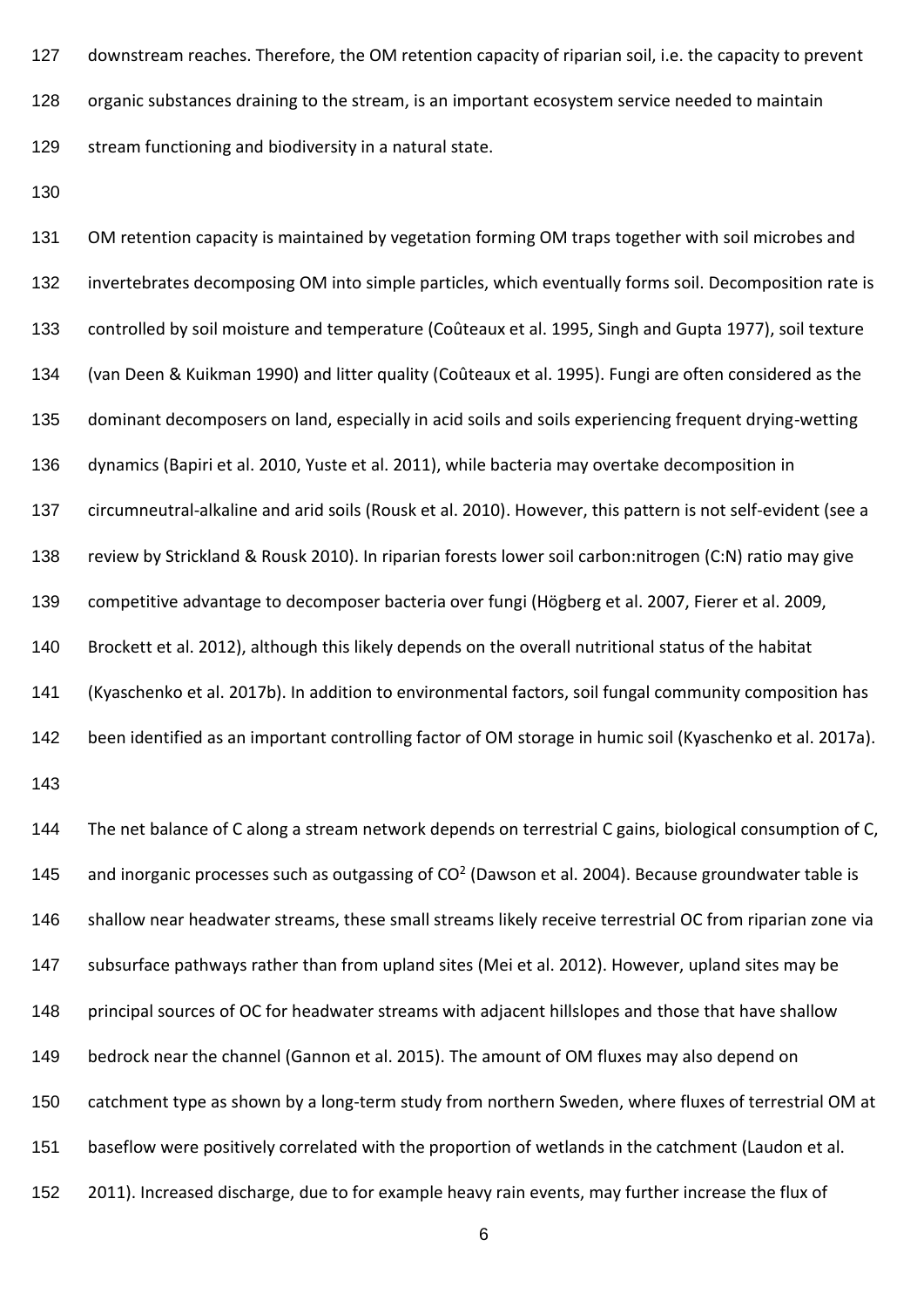downstream reaches. Therefore, the OM retention capacity of riparian soil, i.e. the capacity to prevent organic substances draining to the stream, is an important ecosystem service needed to maintain stream functioning and biodiversity in a natural state.

OM retention capacity is maintained by vegetation forming OM traps together with soil microbes and invertebrates decomposing OM into simple particles, which eventually forms soil. Decomposition rate is controlled by soil moisture and temperature (Coûteaux et al. 1995, Singh and Gupta 1977), soil texture (van Deen & Kuikman 1990) and litter quality (Coûteaux et al. 1995). Fungi are often considered as the dominant decomposers on land, especially in acid soils and soils experiencing frequent drying-wetting dynamics (Bapiri et al. 2010, Yuste et al. 2011), while bacteria may overtake decomposition in circumneutral-alkaline and arid soils (Rousk et al. 2010). However, this pattern is not self-evident (see a review by Strickland & Rousk 2010). In riparian forests lower soil carbon:nitrogen (C:N) ratio may give competitive advantage to decomposer bacteria over fungi (Högberg et al. 2007, Fierer et al. 2009, Brockett et al. 2012), although this likely depends on the overall nutritional status of the habitat (Kyaschenko et al. 2017b). In addition to environmental factors, soil fungal community composition has been identified as an important controlling factor of OM storage in humic soil (Kyaschenko et al. 2017a).

The net balance of C along a stream network depends on terrestrial C gains, biological consumption of C, and inorganic processes such as outgassing of $CO^2$ (Dawson et al. 2004). Because groundwater table is shallow near headwater streams, these small streams likely receive terrestrial OC from riparian zone via subsurface pathways rather than from upland sites (Mei et al. 2012). However, upland sites may be principal sources of OC for headwater streams with adjacent hillslopes and those that have shallow bedrock near the channel (Gannon et al. 2015). The amount of OM fluxes may also depend on catchment type as shown by a long-term study from northern Sweden, where fluxes of terrestrial OM at baseflow were positively correlated with the proportion of wetlands in the catchment (Laudon et al. 2011). Increased discharge, due to for example heavy rain events, may further increase the flux of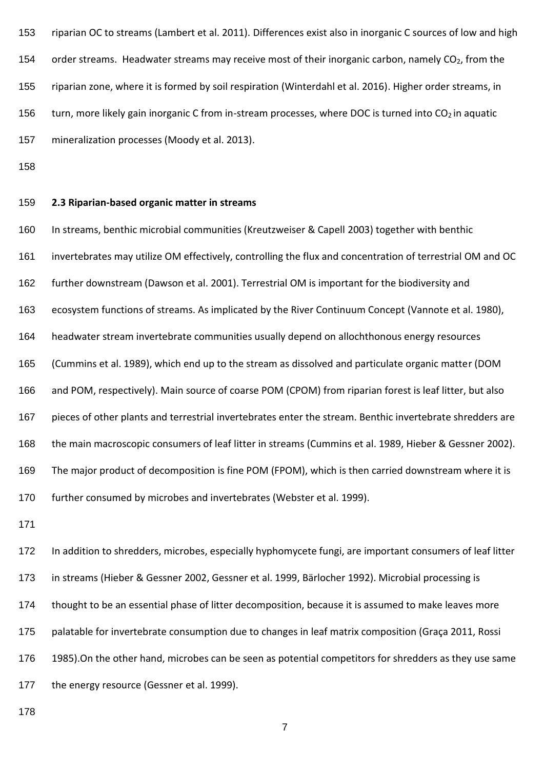riparian OC to streams (Lambert et al. 2011). Differences exist also in inorganic C sources of low and high order streams. Headwater streams may receive most of their inorganic carbon, namely $CO_2$, from the riparian zone, where it is formed by soil respiration (Winterdahl et al. 2016). Higher order streams, in turn, more likely gain inorganic C from in-stream processes, where DOC is turned into $CO_2$ in aquatic mineralization processes (Moody et al. 2013).

### 2.3 Riparian-based organic matter in streams

In streams, benthic microbial communities (Kreutzweiser & Capell 2003) together with benthic invertebrates may utilize OM effectively, controlling the flux and concentration of terrestrial OM and OC further downstream (Dawson et al. 2001). Terrestrial OM is important for the biodiversity and ecosystem functions of streams. As implicated by the River Continuum Concept (Vannote et al. 1980), headwater stream invertebrate communities usually depend on allochthonous energy resources (Cummins et al. 1989), which end up to the stream as dissolved and particulate organic matter (DOM and POM, respectively). Main source of coarse POM (CPOM) from riparian forest is leaf litter, but also pieces of other plants and terrestrial invertebrates enter the stream. Benthic invertebrate shredders are the main macroscopic consumers of leaf litter in streams (Cummins et al. 1989, Hieber & Gessner 2002). The major product of decomposition is fine POM (FPOM), which is then carried downstream where it is further consumed by microbes and invertebrates (Webster et al. 1999).

In addition to shredders, microbes, especially hyphomycete fungi, are important consumers of leaf litter in streams (Hieber & Gessner 2002, Gessner et al. 1999, Bärlocher 1992). Microbial processing is thought to be an essential phase of litter decomposition, because it is assumed to make leaves more palatable for invertebrate consumption due to changes in leaf matrix composition (Graça 2011, Rossi 1985).On the other hand, microbes can be seen as potential competitors for shredders as they use same the energy resource (Gessner et al. 1999).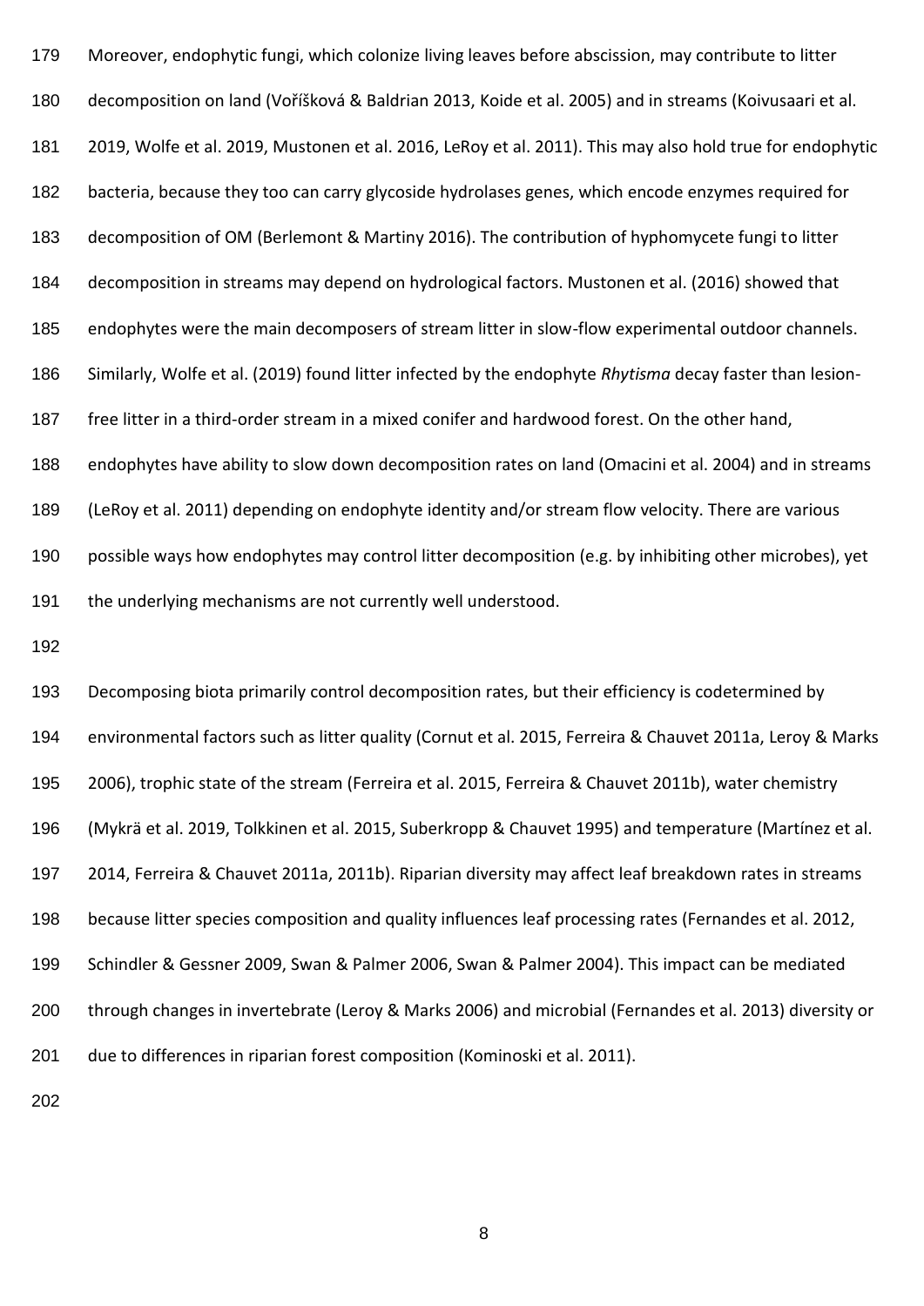Moreover, endophytic fungi, which colonize living leaves before abscission, may contribute to litter decomposition on land (Voříšková & Baldrian 2013, Koide et al. 2005) and in streams (Koivusaari et al. 2019, Wolfe et al. 2019, Mustonen et al. 2016, LeRoy et al. 2011). This may also hold true for endophytic bacteria, because they too can carry glycoside hydrolases genes, which encode enzymes required for decomposition of OM (Berlemont & Martiny 2016). The contribution of hyphomycete fungi to litter decomposition in streams may depend on hydrological factors. Mustonen et al. (2016) showed that endophytes were the main decomposers of stream litter in slow-flow experimental outdoor channels. Similarly, Wolfe et al. (2019) found litter infected by the endophyte *Rhytisma* decay faster than lesion-free litter in a third-order stream in a mixed conifer and hardwood forest. On the other hand, endophytes have ability to slow down decomposition rates on land (Omacini et al. 2004) and in streams (LeRoy et al. 2011) depending on endophyte identity and/or stream flow velocity. There are various possible ways how endophytes may control litter decomposition (e.g. by inhibiting other microbes), yet the underlying mechanisms are not currently well understood.

Decomposing biota primarily control decomposition rates, but their efficiency is codetermined by environmental factors such as litter quality (Cornut et al. 2015, Ferreira & Chauvet 2011a, Leroy & Marks 2006), trophic state of the stream (Ferreira et al. 2015, Ferreira & Chauvet 2011b), water chemistry (Mykrä et al. 2019, Tolkkinen et al. 2015, Suberkropp & Chauvet 1995) and temperature (Martínez et al. 2014, Ferreira & Chauvet 2011a, 2011b). Riparian diversity may affect leaf breakdown rates in streams because litter species composition and quality influences leaf processing rates (Fernandes et al. 2012, Schindler & Gessner 2009, Swan & Palmer 2006, Swan & Palmer 2004). This impact can be mediated through changes in invertebrate (Leroy & Marks 2006) and microbial (Fernandes et al. 2013) diversity or due to differences in riparian forest composition (Kominoski et al. 2011).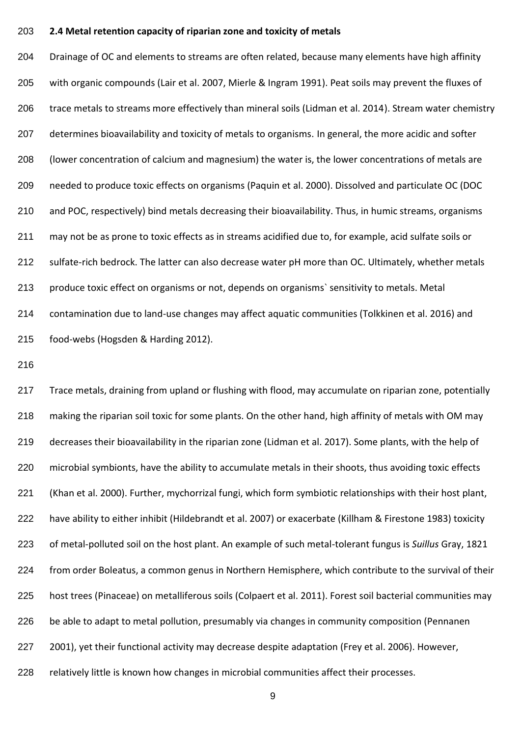### 2.4 Metal retention capacity of riparian zone and toxicity of metals

Drainage of OC and elements to streams are often related, because many elements have high affinity with organic compounds (Lair et al. 2007, Mierle & Ingram 1991). Peat soils may prevent the fluxes of trace metals to streams more effectively than mineral soils (Lidman et al. 2014). Stream water chemistry determines bioavailability and toxicity of metals to organisms. In general, the more acidic and softer (lower concentration of calcium and magnesium) the water is, the lower concentrations of metals are needed to produce toxic effects on organisms (Paquin et al. 2000). Dissolved and particulate OC (DOC and POC, respectively) bind metals decreasing their bioavailability. Thus, in humic streams, organisms may not be as prone to toxic effects as in streams acidified due to, for example, acid sulfate soils or sulfate-rich bedrock. The latter can also decrease water pH more than OC. Ultimately, whether metals produce toxic effect on organisms or not, depends on organisms` sensitivity to metals. Metal contamination due to land-use changes may affect aquatic communities (Tolkkinen et al. 2016) and food-webs (Hogsden & Harding 2012).

Trace metals, draining from upland or flushing with flood, may accumulate on riparian zone, potentially making the riparian soil toxic for some plants. On the other hand, high affinity of metals with OM may decreases their bioavailability in the riparian zone (Lidman et al. 2017). Some plants, with the help of microbial symbionts, have the ability to accumulate metals in their shoots, thus avoiding toxic effects (Khan et al. 2000). Further, mychorrizal fungi, which form symbiotic relationships with their host plant, have ability to either inhibit (Hildebrandt et al. 2007) or exacerbate (Killham & Firestone 1983) toxicity of metal-polluted soil on the host plant. An example of such metal-tolerant fungus is *Suillus* Gray, 1821 from order Boleatus, a common genus in Northern Hemisphere, which contribute to the survival of their host trees (Pinaceae) on metalliferous soils (Colpaert et al. 2011). Forest soil bacterial communities may be able to adapt to metal pollution, presumably via changes in community composition (Pennanen 2001), yet their functional activity may decrease despite adaptation (Frey et al. 2006). However, relatively little is known how changes in microbial communities affect their processes.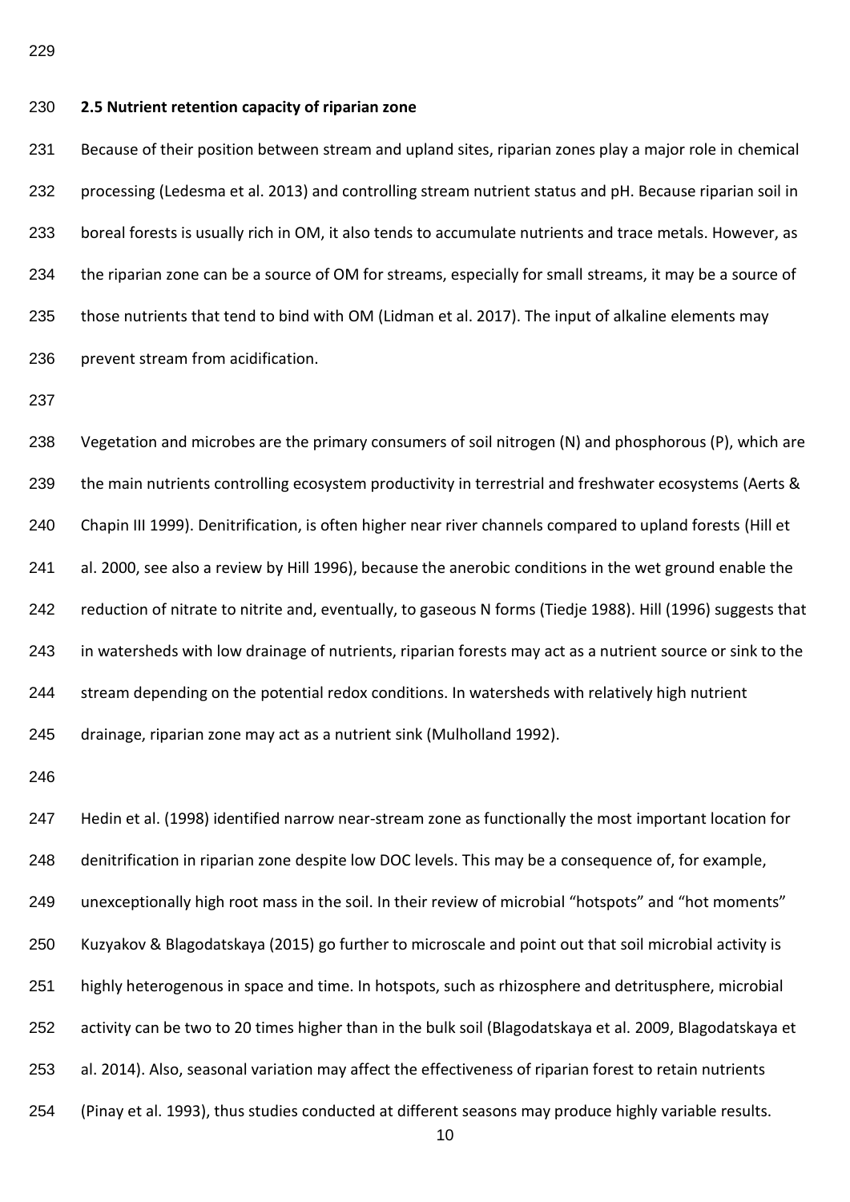### 2.5 Nutrient retention capacity of riparian zone

Because of their position between stream and upland sites, riparian zones play a major role in chemical processing (Ledesma et al. 2013) and controlling stream nutrient status and pH. Because riparian soil in boreal forests is usually rich in OM, it also tends to accumulate nutrients and trace metals. However, as the riparian zone can be a source of OM for streams, especially for small streams, it may be a source of those nutrients that tend to bind with OM (Lidman et al. 2017). The input of alkaline elements may prevent stream from acidification.

Vegetation and microbes are the primary consumers of soil nitrogen (N) and phosphorous (P), which are the main nutrients controlling ecosystem productivity in terrestrial and freshwater ecosystems (Aerts & Chapin III 1999). Denitrification, is often higher near river channels compared to upland forests (Hill et al. 2000, see also a review by Hill 1996), because the anerobic conditions in the wet ground enable the reduction of nitrate to nitrite and, eventually, to gaseous N forms (Tiedje 1988). Hill (1996) suggests that in watersheds with low drainage of nutrients, riparian forests may act as a nutrient source or sink to the stream depending on the potential redox conditions. In watersheds with relatively high nutrient drainage, riparian zone may act as a nutrient sink (Mulholland 1992).

Hedin et al. (1998) identified narrow near-stream zone as functionally the most important location for denitrification in riparian zone despite low DOC levels. This may be a consequence of, for example, unexceptionally high root mass in the soil. In their review of microbial "hotspots" and "hot moments" Kuzyakov & Blagodatskaya (2015) go further to microscale and point out that soil microbial activity is highly heterogenous in space and time. In hotspots, such as rhizosphere and detritusphere, microbial activity can be two to 20 times higher than in the bulk soil (Blagodatskaya et al. 2009, Blagodatskaya et al. 2014). Also, seasonal variation may affect the effectiveness of riparian forest to retain nutrients (Pinay et al. 1993), thus studies conducted at different seasons may produce highly variable results.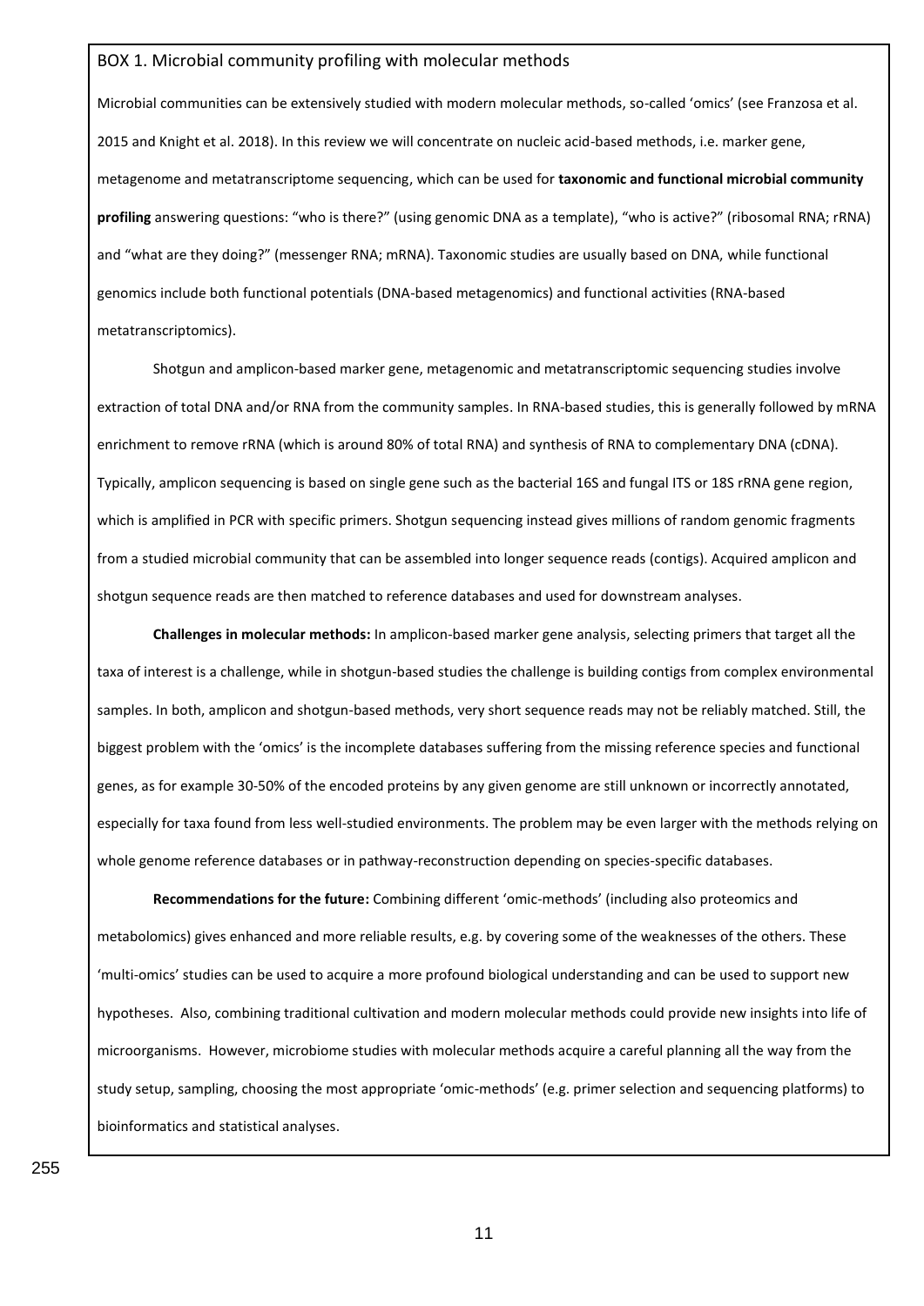## BOX 1. Microbial community profiling with molecular methods

Microbial communities can be extensively studied with modern molecular methods, so-called 'omics' (see Franzosa et al. 2015 and Knight et al. 2018). In this review we will concentrate on nucleic acid-based methods, i.e. marker gene, metagenome and metatranscriptome sequencing, which can be used for **taxonomic and functional microbial community profiling** answering questions: "who is there?" (using genomic DNA as a template), "who is active?" (ribosomal RNA; rRNA) and "what are they doing?" (messenger RNA; mRNA). Taxonomic studies are usually based on DNA, while functional genomics include both functional potentials (DNA-based metagenomics) and functional activities (RNA-based metatranscriptomics).

Shotgun and amplicon-based marker gene, metagenomic and metatranscriptomic sequencing studies involve extraction of total DNA and/or RNA from the community samples. In RNA-based studies, this is generally followed by mRNA enrichment to remove rRNA (which is around 80% of total RNA) and synthesis of RNA to complementary DNA (cDNA). Typically, amplicon sequencing is based on single gene such as the bacterial 16S and fungal ITS or 18S rRNA gene region, which is amplified in PCR with specific primers. Shotgun sequencing instead gives millions of random genomic fragments from a studied microbial community that can be assembled into longer sequence reads (contigs). Acquired amplicon and shotgun sequence reads are then matched to reference databases and used for downstream analyses.

**Challenges in molecular methods:** In amplicon-based marker gene analysis, selecting primers that target all the taxa of interest is a challenge, while in shotgun-based studies the challenge is building contigs from complex environmental samples. In both, amplicon and shotgun-based methods, very short sequence reads may not be reliably matched. Still, the biggest problem with the 'omics' is the incomplete databases suffering from the missing reference species and functional genes, as for example 30-50% of the encoded proteins by any given genome are still unknown or incorrectly annotated, especially for taxa found from less well-studied environments. The problem may be even larger with the methods relying on whole genome reference databases or in pathway-reconstruction depending on species-specific databases.

**Recommendations for the future:** Combining different 'omic-methods' (including also proteomics and metabolomics) gives enhanced and more reliable results, e.g. by covering some of the weaknesses of the others. These 'multi-omics' studies can be used to acquire a more profound biological understanding and can be used to support new hypotheses. Also, combining traditional cultivation and modern molecular methods could provide new insights into life of microorganisms. However, microbiome studies with molecular methods acquire a careful planning all the way from the study setup, sampling, choosing the most appropriate 'omic-methods' (e.g. primer selection and sequencing platforms) to bioinformatics and statistical analyses.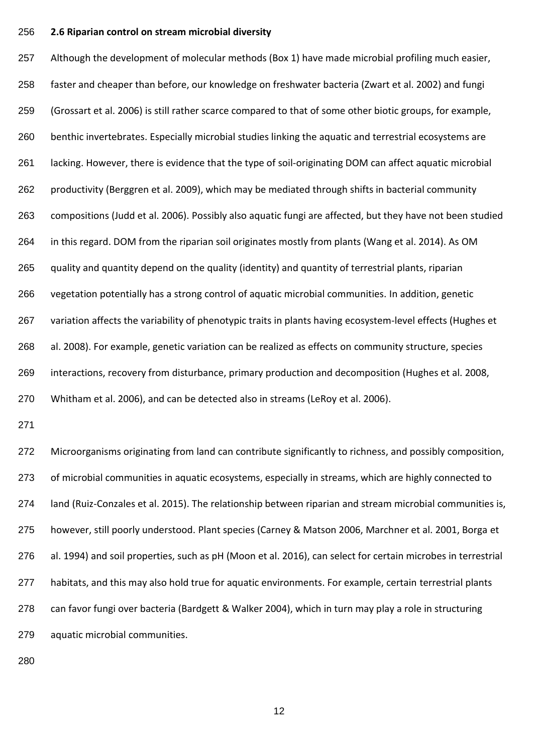### 2.6 Riparian control on stream microbial diversity

Although the development of molecular methods (Box 1) have made microbial profiling much easier, faster and cheaper than before, our knowledge on freshwater bacteria (Zwart et al. 2002) and fungi (Grossart et al. 2006) is still rather scarce compared to that of some other biotic groups, for example, benthic invertebrates. Especially microbial studies linking the aquatic and terrestrial ecosystems are lacking. However, there is evidence that the type of soil-originating DOM can affect aquatic microbial productivity (Berggren et al. 2009), which may be mediated through shifts in bacterial community compositions (Judd et al. 2006). Possibly also aquatic fungi are affected, but they have not been studied in this regard. DOM from the riparian soil originates mostly from plants (Wang et al. 2014). As OM quality and quantity depend on the quality (identity) and quantity of terrestrial plants, riparian vegetation potentially has a strong control of aquatic microbial communities. In addition, genetic variation affects the variability of phenotypic traits in plants having ecosystem-level effects (Hughes et al. 2008). For example, genetic variation can be realized as effects on community structure, species interactions, recovery from disturbance, primary production and decomposition (Hughes et al. 2008, Whitham et al. 2006), and can be detected also in streams (LeRoy et al. 2006).

Microorganisms originating from land can contribute significantly to richness, and possibly composition, of microbial communities in aquatic ecosystems, especially in streams, which are highly connected to land (Ruiz-Conzales et al. 2015). The relationship between riparian and stream microbial communities is, however, still poorly understood. Plant species (Carney & Matson 2006, Marchner et al. 2001, Borga et al. 1994) and soil properties, such as pH (Moon et al. 2016), can select for certain microbes in terrestrial habitats, and this may also hold true for aquatic environments. For example, certain terrestrial plants can favor fungi over bacteria (Bardgett & Walker 2004), which in turn may play a role in structuring aquatic microbial communities.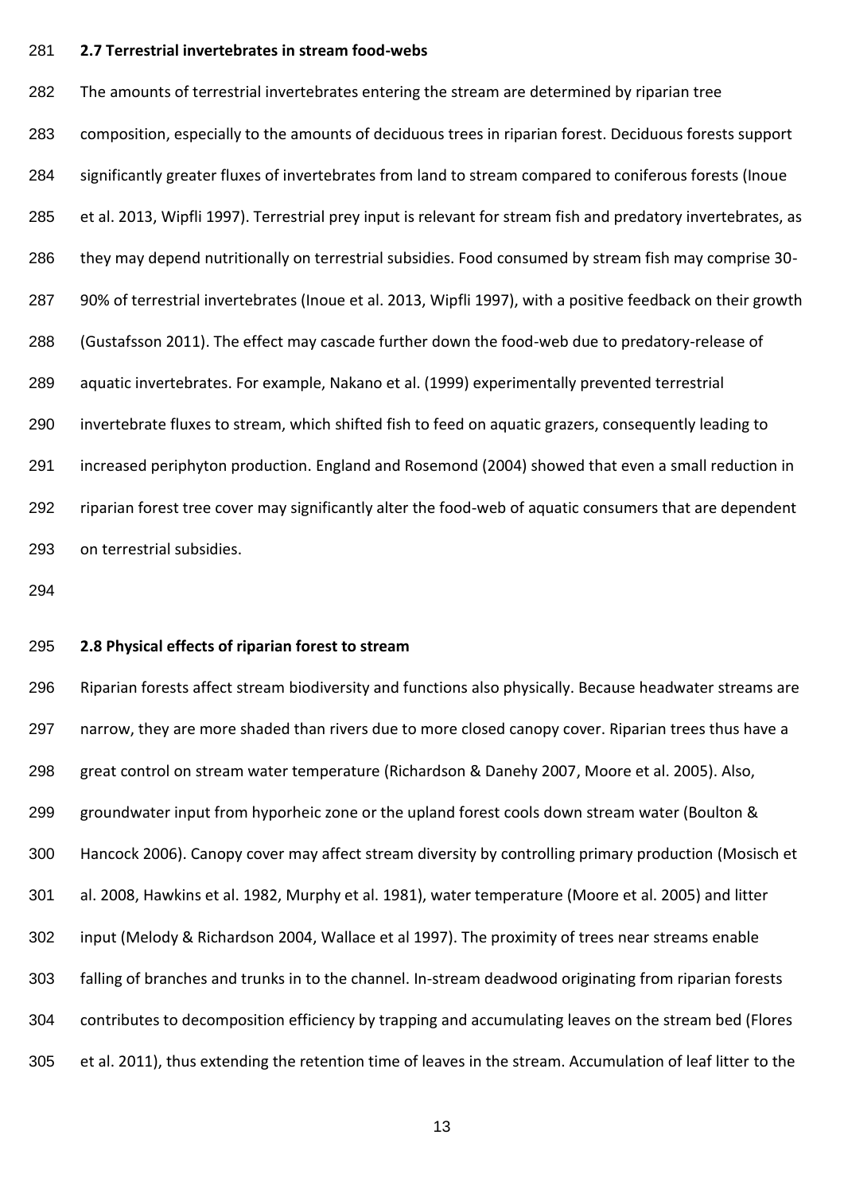### 2.7 Terrestrial invertebrates in stream food-webs

The amounts of terrestrial invertebrates entering the stream are determined by riparian tree composition, especially to the amounts of deciduous trees in riparian forest. Deciduous forests support significantly greater fluxes of invertebrates from land to stream compared to coniferous forests (Inoue et al. 2013, Wipfli 1997). Terrestrial prey input is relevant for stream fish and predatory invertebrates, as they may depend nutritionally on terrestrial subsidies. Food consumed by stream fish may comprise 30-90% of terrestrial invertebrates (Inoue et al. 2013, Wipfli 1997), with a positive feedback on their growth (Gustafsson 2011). The effect may cascade further down the food-web due to predatory-release of aquatic invertebrates. For example, Nakano et al. (1999) experimentally prevented terrestrial invertebrate fluxes to stream, which shifted fish to feed on aquatic grazers, consequently leading to increased periphyton production. England and Rosemond (2004) showed that even a small reduction in riparian forest tree cover may significantly alter the food-web of aquatic consumers that are dependent on terrestrial subsidies.

### 2.8 Physical effects of riparian forest to stream

Riparian forests affect stream biodiversity and functions also physically. Because headwater streams are narrow, they are more shaded than rivers due to more closed canopy cover. Riparian trees thus have a great control on stream water temperature (Richardson & Danehy 2007, Moore et al. 2005). Also, groundwater input from hyporheic zone or the upland forest cools down stream water (Boulton & Hancock 2006). Canopy cover may affect stream diversity by controlling primary production (Mosisch et al. 2008, Hawkins et al. 1982, Murphy et al. 1981), water temperature (Moore et al. 2005) and litter input (Melody & Richardson 2004, Wallace et al 1997). The proximity of trees near streams enable falling of branches and trunks in to the channel. In-stream deadwood originating from riparian forests contributes to decomposition efficiency by trapping and accumulating leaves on the stream bed (Flores et al. 2011), thus extending the retention time of leaves in the stream. Accumulation of leaf litter to the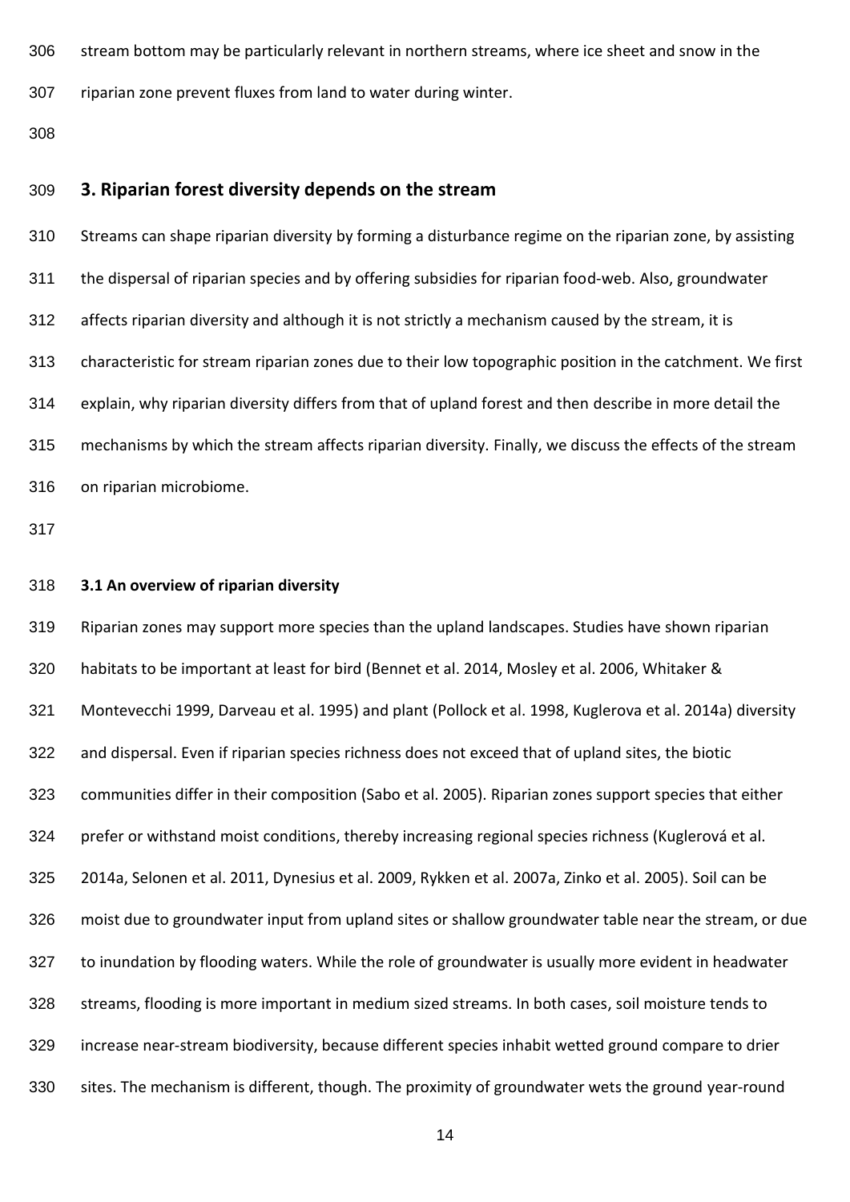stream bottom may be particularly relevant in northern streams, where ice sheet and snow in the riparian zone prevent fluxes from land to water during winter.

## 3. Riparian forest diversity depends on the stream

Streams can shape riparian diversity by forming a disturbance regime on the riparian zone, by assisting the dispersal of riparian species and by offering subsidies for riparian food-web. Also, groundwater affects riparian diversity and although it is not strictly a mechanism caused by the stream, it is characteristic for stream riparian zones due to their low topographic position in the catchment. We first explain, why riparian diversity differs from that of upland forest and then describe in more detail the mechanisms by which the stream affects riparian diversity. Finally, we discuss the effects of the stream on riparian microbiome.

### 3.1 An overview of riparian diversity

Riparian zones may support more species than the upland landscapes. Studies have shown riparian habitats to be important at least for bird (Bennet et al. 2014, Mosley et al. 2006, Whitaker & Montevecchi 1999, Darveau et al. 1995) and plant (Pollock et al. 1998, Kuglerova et al. 2014a) diversity and dispersal. Even if riparian species richness does not exceed that of upland sites, the biotic communities differ in their composition (Sabo et al. 2005). Riparian zones support species that either prefer or withstand moist conditions, thereby increasing regional species richness (Kuglerová et al. 2014a, Selonen et al. 2011, Dynesius et al. 2009, Rykken et al. 2007a, Zinko et al. 2005). Soil can be moist due to groundwater input from upland sites or shallow groundwater table near the stream, or due to inundation by flooding waters. While the role of groundwater is usually more evident in headwater streams, flooding is more important in medium sized streams. In both cases, soil moisture tends to increase near-stream biodiversity, because different species inhabit wetted ground compare to drier sites. The mechanism is different, though. The proximity of groundwater wets the ground year-round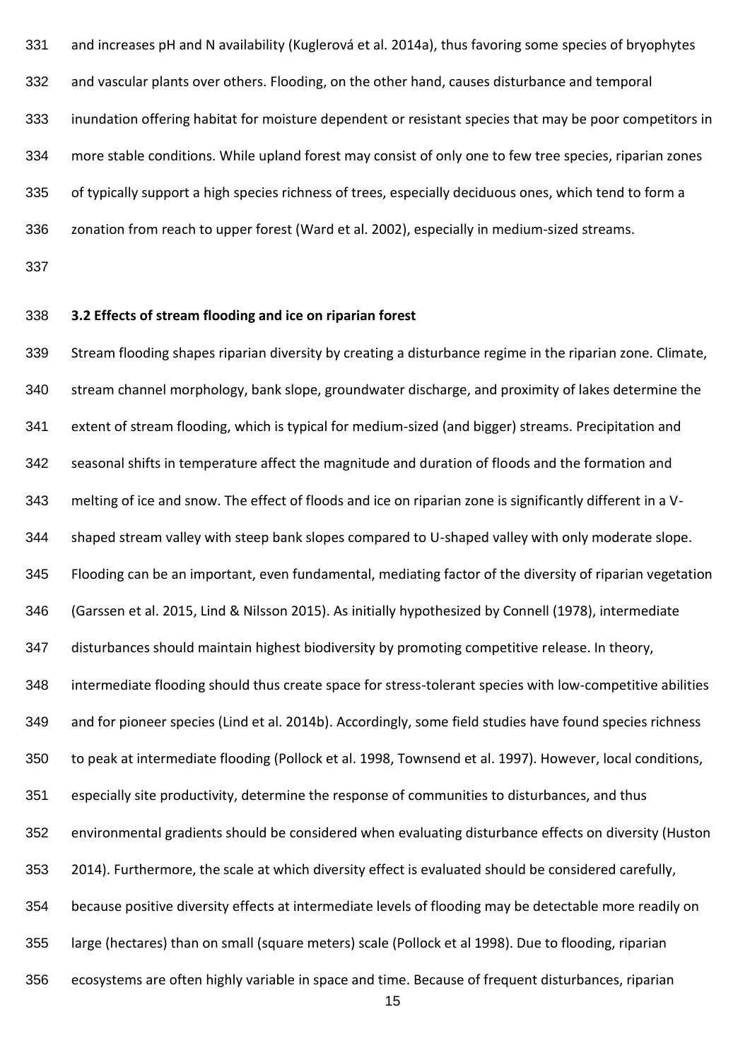and increases pH and N availability (Kuglerová et al. 2014a), thus favoring some species of bryophytes and vascular plants over others. Flooding, on the other hand, causes disturbance and temporal inundation offering habitat for moisture dependent or resistant species that may be poor competitors in more stable conditions. While upland forest may consist of only one to few tree species, riparian zones of typically support a high species richness of trees, especially deciduous ones, which tend to form a zonation from reach to upper forest (Ward et al. 2002), especially in medium-sized streams.

### 3.2 Effects of stream flooding and ice on riparian forest

Stream flooding shapes riparian diversity by creating a disturbance regime in the riparian zone. Climate, stream channel morphology, bank slope, groundwater discharge, and proximity of lakes determine the extent of stream flooding, which is typical for medium-sized (and bigger) streams. Precipitation and seasonal shifts in temperature affect the magnitude and duration of floods and the formation and melting of ice and snow. The effect of floods and ice on riparian zone is significantly different in a V-shaped stream valley with steep bank slopes compared to U-shaped valley with only moderate slope. Flooding can be an important, even fundamental, mediating factor of the diversity of riparian vegetation (Garssen et al. 2015, Lind & Nilsson 2015). As initially hypothesized by Connell (1978), intermediate disturbances should maintain highest biodiversity by promoting competitive release. In theory, intermediate flooding should thus create space for stress-tolerant species with low-competitive abilities and for pioneer species (Lind et al. 2014b). Accordingly, some field studies have found species richness to peak at intermediate flooding (Pollock et al. 1998, Townsend et al. 1997). However, local conditions, especially site productivity, determine the response of communities to disturbances, and thus environmental gradients should be considered when evaluating disturbance effects on diversity (Huston 2014). Furthermore, the scale at which diversity effect is evaluated should be considered carefully, because positive diversity effects at intermediate levels of flooding may be detectable more readily on large (hectares) than on small (square meters) scale (Pollock et al 1998). Due to flooding, riparian ecosystems are often highly variable in space and time. Because of frequent disturbances, riparian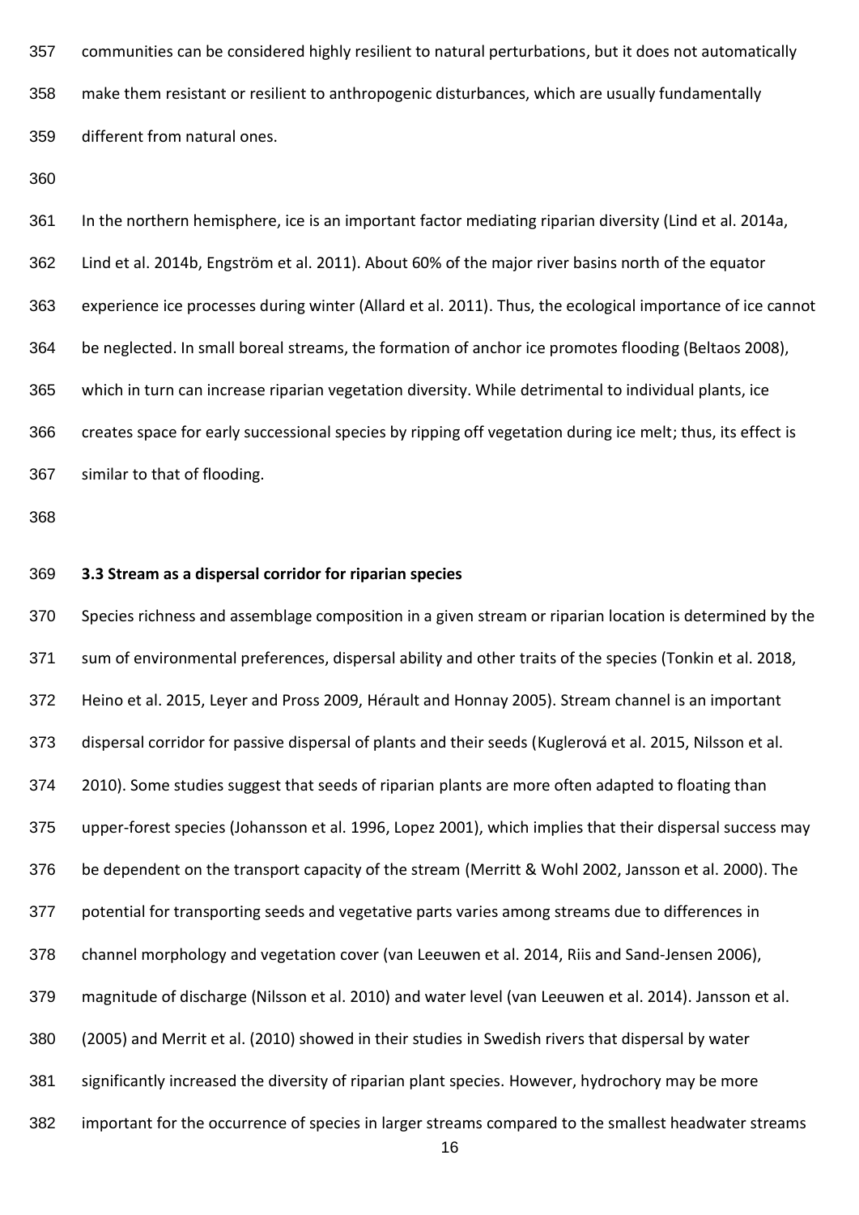communities can be considered highly resilient to natural perturbations, but it does not automatically make them resistant or resilient to anthropogenic disturbances, which are usually fundamentally different from natural ones.

In the northern hemisphere, ice is an important factor mediating riparian diversity (Lind et al. 2014a, Lind et al. 2014b, Engström et al. 2011). About 60% of the major river basins north of the equator experience ice processes during winter (Allard et al. 2011). Thus, the ecological importance of ice cannot be neglected. In small boreal streams, the formation of anchor ice promotes flooding (Beltaos 2008), which in turn can increase riparian vegetation diversity. While detrimental to individual plants, ice creates space for early successional species by ripping off vegetation during ice melt; thus, its effect is similar to that of flooding.

### 3.3 Stream as a dispersal corridor for riparian species

Species richness and assemblage composition in a given stream or riparian location is determined by the sum of environmental preferences, dispersal ability and other traits of the species (Tonkin et al. 2018, Heino et al. 2015, Leyer and Pross 2009, Hérault and Honnay 2005). Stream channel is an important dispersal corridor for passive dispersal of plants and their seeds (Kuglerová et al. 2015, Nilsson et al. 2010). Some studies suggest that seeds of riparian plants are more often adapted to floating than upper-forest species (Johansson et al. 1996, Lopez 2001), which implies that their dispersal success may be dependent on the transport capacity of the stream (Merritt & Wohl 2002, Jansson et al. 2000). The potential for transporting seeds and vegetative parts varies among streams due to differences in channel morphology and vegetation cover (van Leeuwen et al. 2014, Riis and Sand-Jensen 2006), magnitude of discharge (Nilsson et al. 2010) and water level (van Leeuwen et al. 2014). Jansson et al. (2005) and Merrit et al. (2010) showed in their studies in Swedish rivers that dispersal by water significantly increased the diversity of riparian plant species. However, hydrochory may be more important for the occurrence of species in larger streams compared to the smallest headwater streams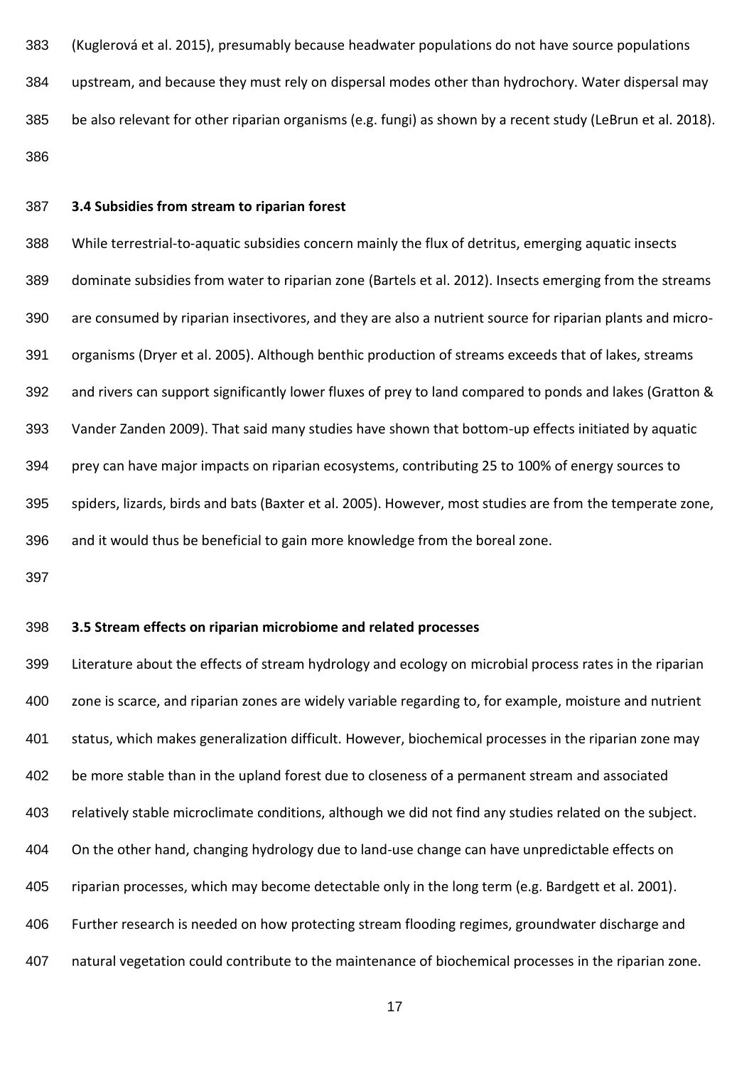(Kuglerová et al. 2015), presumably because headwater populations do not have source populations upstream, and because they must rely on dispersal modes other than hydrochory. Water dispersal may be also relevant for other riparian organisms (e.g. fungi) as shown by a recent study (LeBrun et al. 2018).

### 3.4 Subsidies from stream to riparian forest

While terrestrial-to-aquatic subsidies concern mainly the flux of detritus, emerging aquatic insects dominate subsidies from water to riparian zone (Bartels et al. 2012). Insects emerging from the streams are consumed by riparian insectivores, and they are also a nutrient source for riparian plants and micro-organisms (Dryer et al. 2005). Although benthic production of streams exceeds that of lakes, streams and rivers can support significantly lower fluxes of prey to land compared to ponds and lakes (Gratton & Vander Zanden 2009). That said many studies have shown that bottom-up effects initiated by aquatic prey can have major impacts on riparian ecosystems, contributing 25 to 100% of energy sources to spiders, lizards, birds and bats (Baxter et al. 2005). However, most studies are from the temperate zone, and it would thus be beneficial to gain more knowledge from the boreal zone.

### 3.5 Stream effects on riparian microbiome and related processes

Literature about the effects of stream hydrology and ecology on microbial process rates in the riparian zone is scarce, and riparian zones are widely variable regarding to, for example, moisture and nutrient status, which makes generalization difficult. However, biochemical processes in the riparian zone may be more stable than in the upland forest due to closeness of a permanent stream and associated relatively stable microclimate conditions, although we did not find any studies related on the subject. On the other hand, changing hydrology due to land-use change can have unpredictable effects on riparian processes, which may become detectable only in the long term (e.g. Bardgett et al. 2001). Further research is needed on how protecting stream flooding regimes, groundwater discharge and natural vegetation could contribute to the maintenance of biochemical processes in the riparian zone.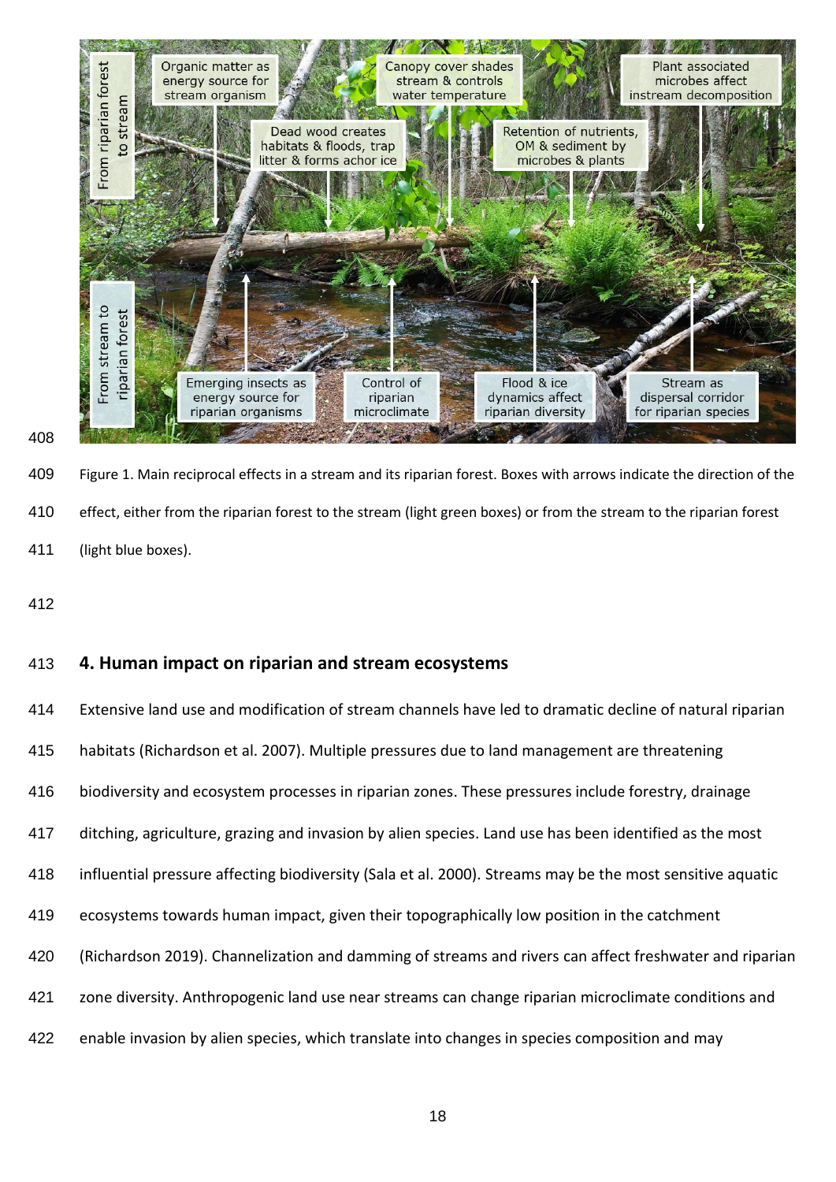Figure 1. Main reciprocal effects in a stream and its riparian forest. Boxes with arrows indicate the direction of the effect, either from the riparian forest to the stream (light green boxes) or from the stream to the riparian forest (light blue boxes).

## 4. Human impact on riparian and stream ecosystems

Extensive land use and modification of stream channels have led to dramatic decline of natural riparian habitats (Richardson et al. 2007). Multiple pressures due to land management are threatening biodiversity and ecosystem processes in riparian zones. These pressures include forestry, drainage ditching, agriculture, grazing and invasion by alien species. Land use has been identified as the most influential pressure affecting biodiversity (Sala et al. 2000). Streams may be the most sensitive aquatic ecosystems towards human impact, given their topographically low position in the catchment (Richardson 2019). Channelization and damming of streams and rivers can affect freshwater and riparian zone diversity. Anthropogenic land use near streams can change riparian microclimate conditions and enable invasion by alien species, which translate into changes in species composition and may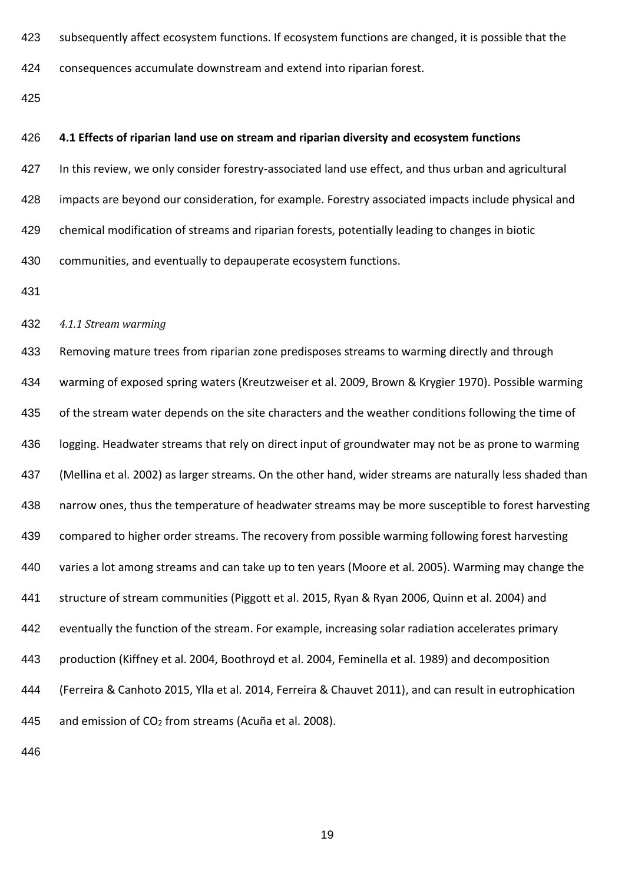subsequently affect ecosystem functions. If ecosystem functions are changed, it is possible that the consequences accumulate downstream and extend into riparian forest.

### 4.1 Effects of riparian land use on stream and riparian diversity and ecosystem functions

In this review, we only consider forestry-associated land use effect, and thus urban and agricultural impacts are beyond our consideration, for example. Forestry associated impacts include physical and chemical modification of streams and riparian forests, potentially leading to changes in biotic communities, and eventually to depauperate ecosystem functions.

#### *4.1.1 Stream warming*

Removing mature trees from riparian zone predisposes streams to warming directly and through warming of exposed spring waters (Kreutzweiser et al. 2009, Brown & Krygier 1970). Possible warming of the stream water depends on the site characters and the weather conditions following the time of logging. Headwater streams that rely on direct input of groundwater may not be as prone to warming (Mellina et al. 2002) as larger streams. On the other hand, wider streams are naturally less shaded than narrow ones, thus the temperature of headwater streams may be more susceptible to forest harvesting compared to higher order streams. The recovery from possible warming following forest harvesting varies a lot among streams and can take up to ten years (Moore et al. 2005). Warming may change the structure of stream communities (Piggott et al. 2015, Ryan & Ryan 2006, Quinn et al. 2004) and eventually the function of the stream. For example, increasing solar radiation accelerates primary production (Kiffney et al. 2004, Boothroyd et al. 2004, Feminella et al. 1989) and decomposition (Ferreira & Canhoto 2015, Ylla et al. 2014, Ferreira & Chauvet 2011), and can result in eutrophication and emission of $CO_2$ from streams (Acuña et al. 2008).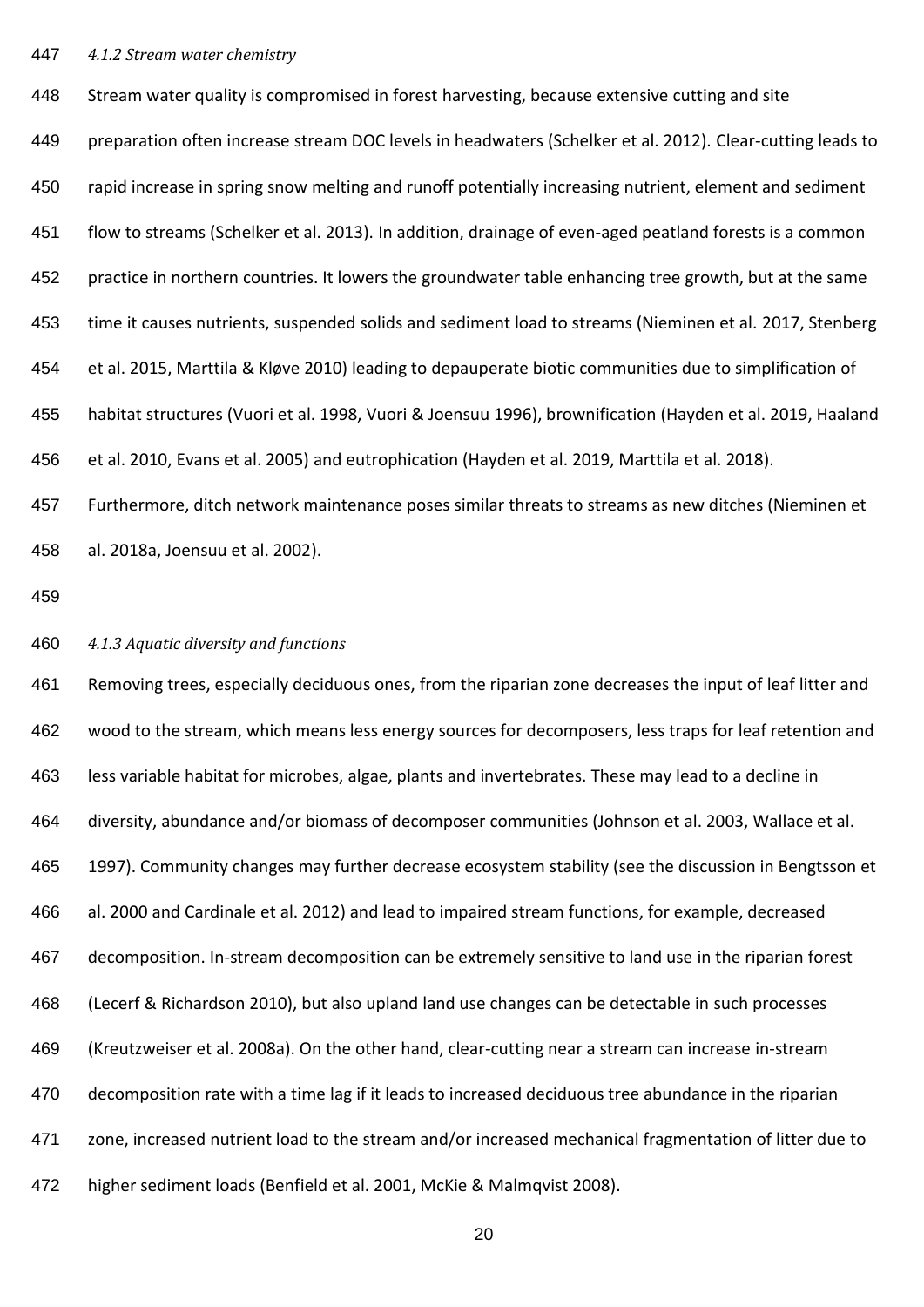#### *4.1.2 Stream water chemistry*

Stream water quality is compromised in forest harvesting, because extensive cutting and site preparation often increase stream DOC levels in headwaters (Schelker et al. 2012). Clear-cutting leads to rapid increase in spring snow melting and runoff potentially increasing nutrient, element and sediment flow to streams (Schelker et al. 2013). In addition, drainage of even-aged peatland forests is a common practice in northern countries. It lowers the groundwater table enhancing tree growth, but at the same time it causes nutrients, suspended solids and sediment load to streams (Nieminen et al. 2017, Stenberg et al. 2015, Marttila & Kløve 2010) leading to depauperate biotic communities due to simplification of habitat structures (Vuori et al. 1998, Vuori & Joensuu 1996), brownification (Hayden et al. 2019, Haaland et al. 2010, Evans et al. 2005) and eutrophication (Hayden et al. 2019, Marttila et al. 2018). Furthermore, ditch network maintenance poses similar threats to streams as new ditches (Nieminen et al. 2018a, Joensuu et al. 2002).

#### *4.1.3 Aquatic diversity and functions*

Removing trees, especially deciduous ones, from the riparian zone decreases the input of leaf litter and wood to the stream, which means less energy sources for decomposers, less traps for leaf retention and less variable habitat for microbes, algae, plants and invertebrates. These may lead to a decline in diversity, abundance and/or biomass of decomposer communities (Johnson et al. 2003, Wallace et al. 1997). Community changes may further decrease ecosystem stability (see the discussion in Bengtsson et al. 2000 and Cardinale et al. 2012) and lead to impaired stream functions, for example, decreased decomposition. In-stream decomposition can be extremely sensitive to land use in the riparian forest (Lecerf & Richardson 2010), but also upland land use changes can be detectable in such processes (Kreutzweiser et al. 2008a). On the other hand, clear-cutting near a stream can increase in-stream decomposition rate with a time lag if it leads to increased deciduous tree abundance in the riparian zone, increased nutrient load to the stream and/or increased mechanical fragmentation of litter due to higher sediment loads (Benfield et al. 2001, McKie & Malmqvist 2008).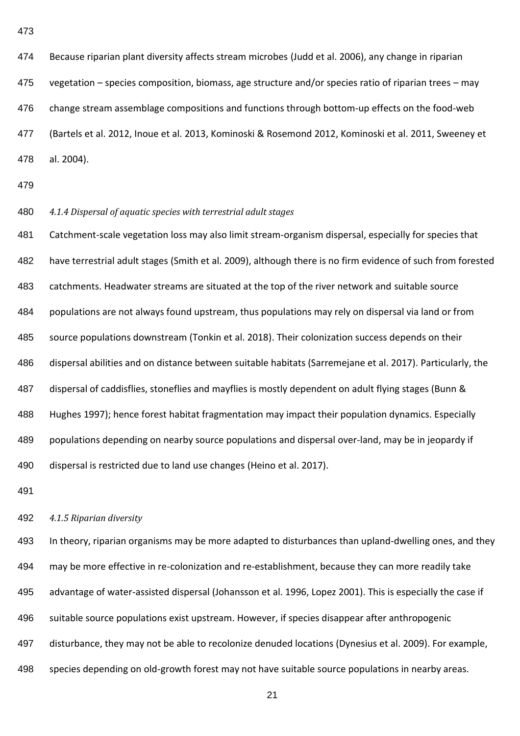Because riparian plant diversity affects stream microbes (Judd et al. 2006), any change in riparian vegetation – species composition, biomass, age structure and/or species ratio of riparian trees – may change stream assemblage compositions and functions through bottom-up effects on the food-web (Bartels et al. 2012, Inoue et al. 2013, Kominoski & Rosemond 2012, Kominoski et al. 2011, Sweeney et al. 2004).

#### *4.1.4 Dispersal of aquatic species with terrestrial adult stages*

Catchment-scale vegetation loss may also limit stream-organism dispersal, especially for species that have terrestrial adult stages (Smith et al. 2009), although there is no firm evidence of such from forested catchments. Headwater streams are situated at the top of the river network and suitable source populations are not always found upstream, thus populations may rely on dispersal via land or from source populations downstream (Tonkin et al. 2018). Their colonization success depends on their dispersal abilities and on distance between suitable habitats (Sarremejane et al. 2017). Particularly, the dispersal of caddisflies, stoneflies and mayflies is mostly dependent on adult flying stages (Bunn & Hughes 1997); hence forest habitat fragmentation may impact their population dynamics. Especially populations depending on nearby source populations and dispersal over-land, may be in jeopardy if dispersal is restricted due to land use changes (Heino et al. 2017).

#### *4.1.5 Riparian diversity*

In theory, riparian organisms may be more adapted to disturbances than upland-dwelling ones, and they may be more effective in re-colonization and re-establishment, because they can more readily take advantage of water-assisted dispersal (Johansson et al. 1996, Lopez 2001). This is especially the case if suitable source populations exist upstream. However, if species disappear after anthropogenic disturbance, they may not be able to recolonize denuded locations (Dynesius et al. 2009). For example, species depending on old-growth forest may not have suitable source populations in nearby areas.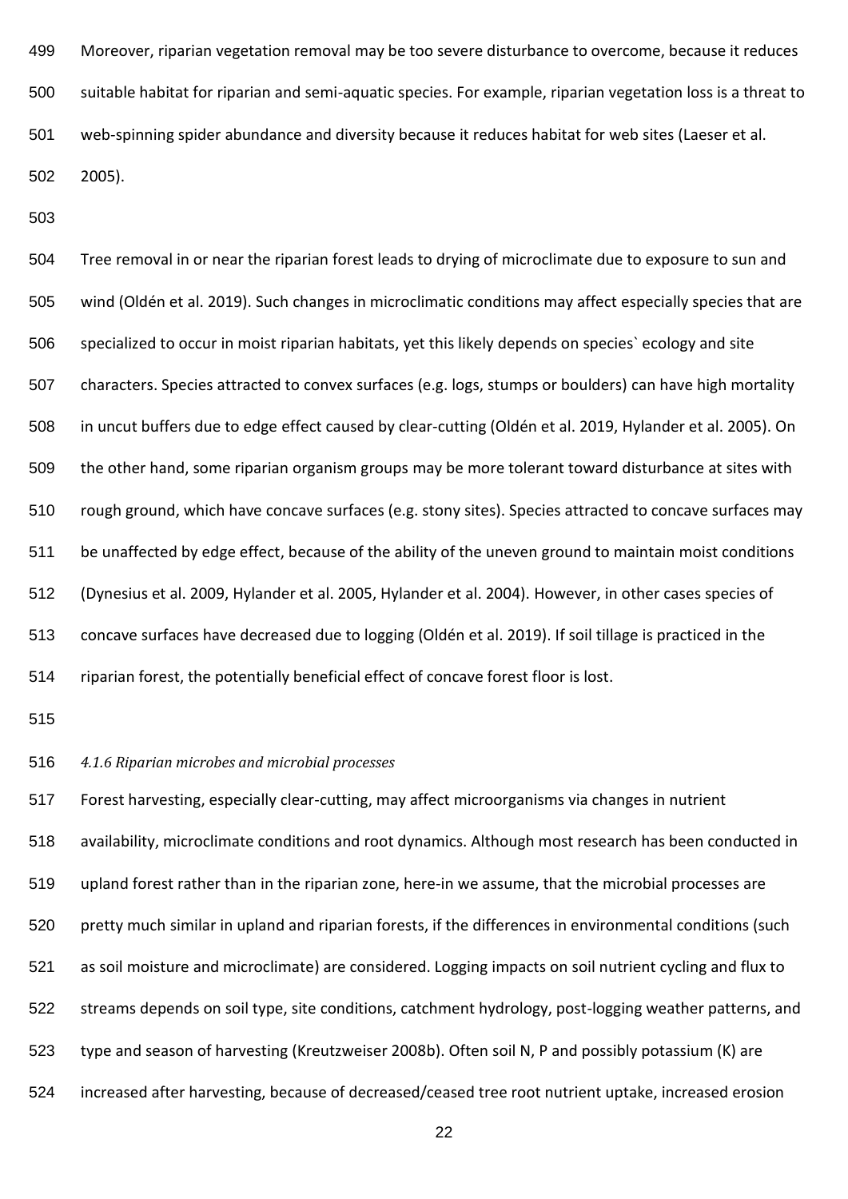Moreover, riparian vegetation removal may be too severe disturbance to overcome, because it reduces suitable habitat for riparian and semi-aquatic species. For example, riparian vegetation loss is a threat to web-spinning spider abundance and diversity because it reduces habitat for web sites (Laeser et al. 2005).

Tree removal in or near the riparian forest leads to drying of microclimate due to exposure to sun and wind (Oldén et al. 2019). Such changes in microclimatic conditions may affect especially species that are specialized to occur in moist riparian habitats, yet this likely depends on species` ecology and site characters. Species attracted to convex surfaces (e.g. logs, stumps or boulders) can have high mortality in uncut buffers due to edge effect caused by clear-cutting (Oldén et al. 2019, Hylander et al. 2005). On the other hand, some riparian organism groups may be more tolerant toward disturbance at sites with rough ground, which have concave surfaces (e.g. stony sites). Species attracted to concave surfaces may be unaffected by edge effect, because of the ability of the uneven ground to maintain moist conditions (Dynesius et al. 2009, Hylander et al. 2005, Hylander et al. 2004). However, in other cases species of concave surfaces have decreased due to logging (Oldén et al. 2019). If soil tillage is practiced in the riparian forest, the potentially beneficial effect of concave forest floor is lost.

#### *4.1.6 Riparian microbes and microbial processes*

Forest harvesting, especially clear-cutting, may affect microorganisms via changes in nutrient availability, microclimate conditions and root dynamics. Although most research has been conducted in upland forest rather than in the riparian zone, here-in we assume, that the microbial processes are pretty much similar in upland and riparian forests, if the differences in environmental conditions (such as soil moisture and microclimate) are considered. Logging impacts on soil nutrient cycling and flux to streams depends on soil type, site conditions, catchment hydrology, post-logging weather patterns, and type and season of harvesting (Kreutzweiser 2008b). Often soil N, P and possibly potassium (K) are increased after harvesting, because of decreased/ceased tree root nutrient uptake, increased erosion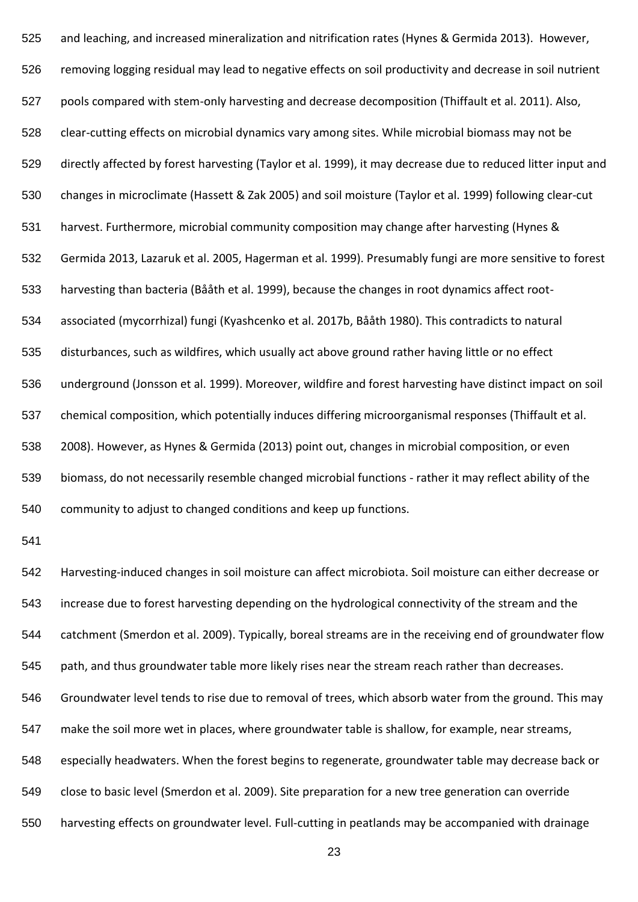and leaching, and increased mineralization and nitrification rates (Hynes & Germida 2013). However, removing logging residual may lead to negative effects on soil productivity and decrease in soil nutrient pools compared with stem-only harvesting and decrease decomposition (Thiffault et al. 2011). Also, clear-cutting effects on microbial dynamics vary among sites. While microbial biomass may not be directly affected by forest harvesting (Taylor et al. 1999), it may decrease due to reduced litter input and changes in microclimate (Hassett & Zak 2005) and soil moisture (Taylor et al. 1999) following clear-cut harvest. Furthermore, microbial community composition may change after harvesting (Hynes & Germida 2013, Lazaruk et al. 2005, Hagerman et al. 1999). Presumably fungi are more sensitive to forest harvesting than bacteria (Bååth et al. 1999), because the changes in root dynamics affect root-associated (mycorrhizal) fungi (Kyashcenko et al. 2017b, Bååth 1980). This contradicts to natural disturbances, such as wildfires, which usually act above ground rather having little or no effect underground (Jonsson et al. 1999). Moreover, wildfire and forest harvesting have distinct impact on soil chemical composition, which potentially induces differing microorganismal responses (Thiffault et al. 2008). However, as Hynes & Germida (2013) point out, changes in microbial composition, or even biomass, do not necessarily resemble changed microbial functions - rather it may reflect ability of the community to adjust to changed conditions and keep up functions.

Harvesting-induced changes in soil moisture can affect microbiota. Soil moisture can either decrease or increase due to forest harvesting depending on the hydrological connectivity of the stream and the catchment (Smerdon et al. 2009). Typically, boreal streams are in the receiving end of groundwater flow path, and thus groundwater table more likely rises near the stream reach rather than decreases. Groundwater level tends to rise due to removal of trees, which absorb water from the ground. This may make the soil more wet in places, where groundwater table is shallow, for example, near streams, especially headwaters. When the forest begins to regenerate, groundwater table may decrease back or close to basic level (Smerdon et al. 2009). Site preparation for a new tree generation can override harvesting effects on groundwater level. Full-cutting in peatlands may be accompanied with drainage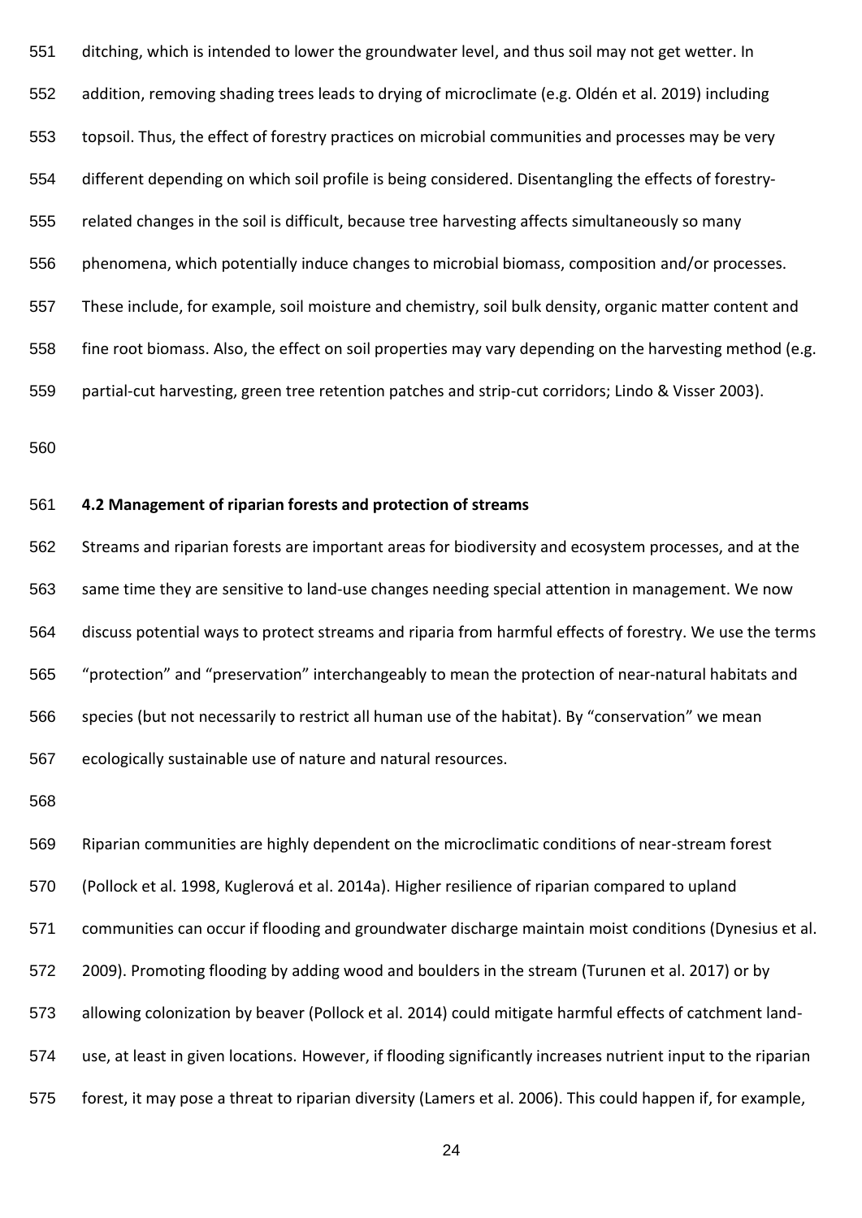ditching, which is intended to lower the groundwater level, and thus soil may not get wetter. In addition, removing shading trees leads to drying of microclimate (e.g. Oldén et al. 2019) including topsoil. Thus, the effect of forestry practices on microbial communities and processes may be very different depending on which soil profile is being considered. Disentangling the effects of forestry-related changes in the soil is difficult, because tree harvesting affects simultaneously so many phenomena, which potentially induce changes to microbial biomass, composition and/or processes. These include, for example, soil moisture and chemistry, soil bulk density, organic matter content and fine root biomass. Also, the effect on soil properties may vary depending on the harvesting method (e.g. partial-cut harvesting, green tree retention patches and strip-cut corridors; Lindo & Visser 2003).

### 4.2 Management of riparian forests and protection of streams

Streams and riparian forests are important areas for biodiversity and ecosystem processes, and at the same time they are sensitive to land-use changes needing special attention in management. We now discuss potential ways to protect streams and riparia from harmful effects of forestry. We use the terms "protection" and "preservation" interchangeably to mean the protection of near-natural habitats and species (but not necessarily to restrict all human use of the habitat). By "conservation" we mean ecologically sustainable use of nature and natural resources.

Riparian communities are highly dependent on the microclimatic conditions of near-stream forest (Pollock et al. 1998, Kuglerová et al. 2014a). Higher resilience of riparian compared to upland communities can occur if flooding and groundwater discharge maintain moist conditions (Dynesius et al. 2009). Promoting flooding by adding wood and boulders in the stream (Turunen et al. 2017) or by allowing colonization by beaver (Pollock et al. 2014) could mitigate harmful effects of catchment land-use, at least in given locations. However, if flooding significantly increases nutrient input to the riparian forest, it may pose a threat to riparian diversity (Lamers et al. 2006). This could happen if, for example,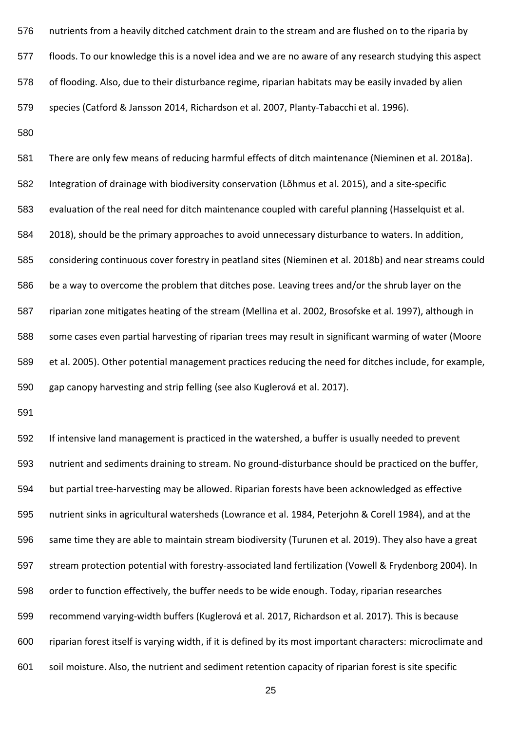nutrients from a heavily ditched catchment drain to the stream and are flushed on to the riparia by floods. To our knowledge this is a novel idea and we are no aware of any research studying this aspect of flooding. Also, due to their disturbance regime, riparian habitats may be easily invaded by alien species (Catford & Jansson 2014, Richardson et al. 2007, Planty-Tabacchi et al. 1996).

There are only few means of reducing harmful effects of ditch maintenance (Nieminen et al. 2018a). Integration of drainage with biodiversity conservation (Lõhmus et al. 2015), and a site-specific evaluation of the real need for ditch maintenance coupled with careful planning (Hasselquist et al. 2018), should be the primary approaches to avoid unnecessary disturbance to waters. In addition, considering continuous cover forestry in peatland sites (Nieminen et al. 2018b) and near streams could be a way to overcome the problem that ditches pose. Leaving trees and/or the shrub layer on the riparian zone mitigates heating of the stream (Mellina et al. 2002, Brosofske et al. 1997), although in some cases even partial harvesting of riparian trees may result in significant warming of water (Moore et al. 2005). Other potential management practices reducing the need for ditches include, for example, gap canopy harvesting and strip felling (see also Kuglerová et al. 2017).

If intensive land management is practiced in the watershed, a buffer is usually needed to prevent nutrient and sediments draining to stream. No ground-disturbance should be practiced on the buffer, but partial tree-harvesting may be allowed. Riparian forests have been acknowledged as effective nutrient sinks in agricultural watersheds (Lowrance et al. 1984, Peterjohn & Corell 1984), and at the same time they are able to maintain stream biodiversity (Turunen et al. 2019). They also have a great stream protection potential with forestry-associated land fertilization (Vowell & Frydenborg 2004). In order to function effectively, the buffer needs to be wide enough. Today, riparian researches recommend varying-width buffers (Kuglerová et al. 2017, Richardson et al. 2017). This is because riparian forest itself is varying width, if it is defined by its most important characters: microclimate and soil moisture. Also, the nutrient and sediment retention capacity of riparian forest is site specific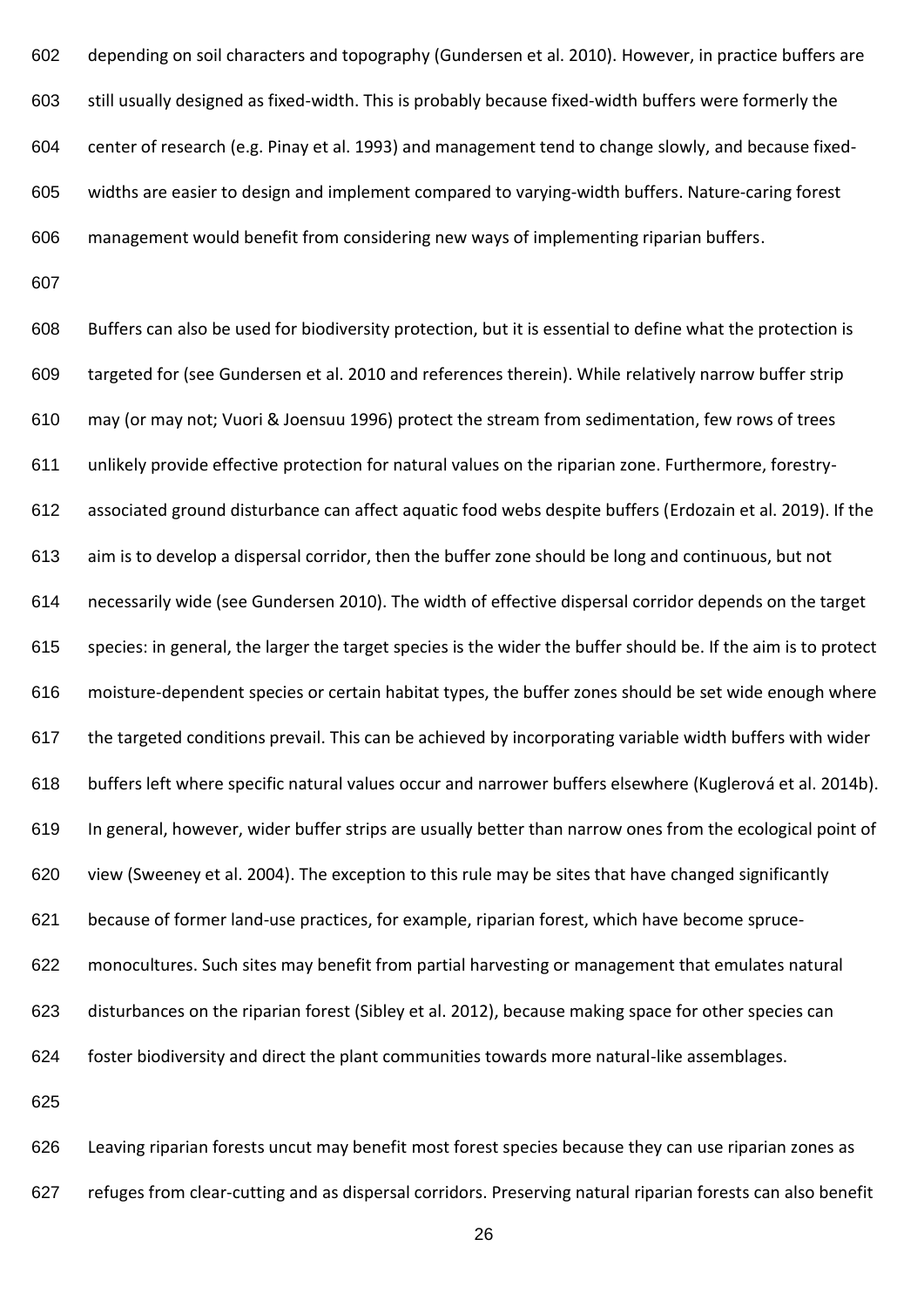depending on soil characters and topography (Gundersen et al. 2010). However, in practice buffers are still usually designed as fixed-width. This is probably because fixed-width buffers were formerly the center of research (e.g. Pinay et al. 1993) and management tend to change slowly, and because fixed-widths are easier to design and implement compared to varying-width buffers. Nature-caring forest management would benefit from considering new ways of implementing riparian buffers.

Buffers can also be used for biodiversity protection, but it is essential to define what the protection is targeted for (see Gundersen et al. 2010 and references therein). While relatively narrow buffer strip may (or may not; Vuori & Joensuu 1996) protect the stream from sedimentation, few rows of trees unlikely provide effective protection for natural values on the riparian zone. Furthermore, forestry-associated ground disturbance can affect aquatic food webs despite buffers (Erdozain et al. 2019). If the aim is to develop a dispersal corridor, then the buffer zone should be long and continuous, but not necessarily wide (see Gundersen 2010). The width of effective dispersal corridor depends on the target species: in general, the larger the target species is the wider the buffer should be. If the aim is to protect moisture-dependent species or certain habitat types, the buffer zones should be set wide enough where the targeted conditions prevail. This can be achieved by incorporating variable width buffers with wider buffers left where specific natural values occur and narrower buffers elsewhere (Kuglerová et al. 2014b). In general, however, wider buffer strips are usually better than narrow ones from the ecological point of view (Sweeney et al. 2004). The exception to this rule may be sites that have changed significantly because of former land-use practices, for example, riparian forest, which have become spruce-monocultures. Such sites may benefit from partial harvesting or management that emulates natural disturbances on the riparian forest (Sibley et al. 2012), because making space for other species can foster biodiversity and direct the plant communities towards more natural-like assemblages.

Leaving riparian forests uncut may benefit most forest species because they can use riparian zones as refuges from clear-cutting and as dispersal corridors. Preserving natural riparian forests can also benefit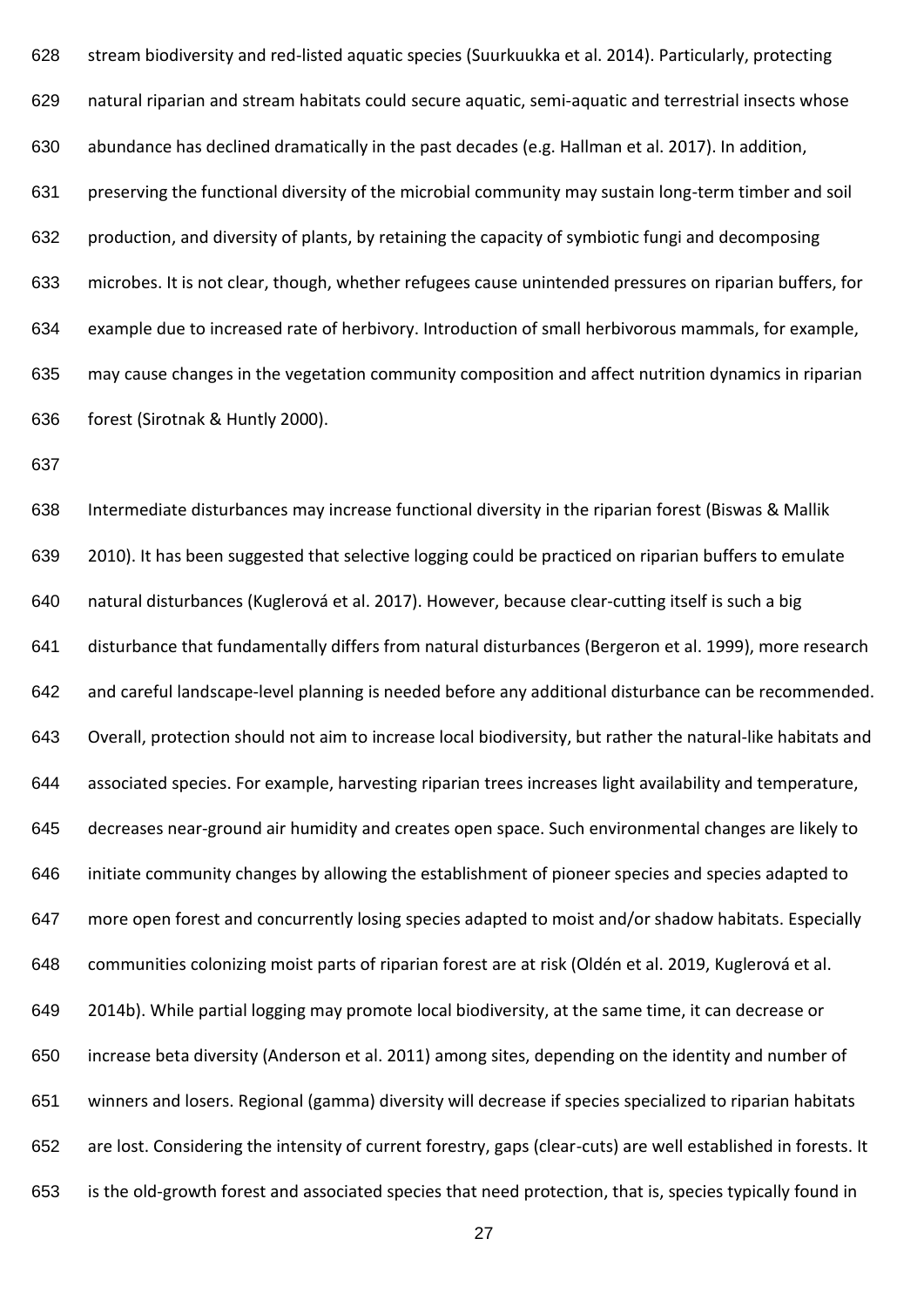stream biodiversity and red-listed aquatic species (Suurkuukka et al. 2014). Particularly, protecting natural riparian and stream habitats could secure aquatic, semi-aquatic and terrestrial insects whose abundance has declined dramatically in the past decades (e.g. Hallman et al. 2017). In addition, preserving the functional diversity of the microbial community may sustain long-term timber and soil production, and diversity of plants, by retaining the capacity of symbiotic fungi and decomposing microbes. It is not clear, though, whether refugees cause unintended pressures on riparian buffers, for example due to increased rate of herbivory. Introduction of small herbivorous mammals, for example, may cause changes in the vegetation community composition and affect nutrition dynamics in riparian forest (Sirotnak & Huntly 2000).

Intermediate disturbances may increase functional diversity in the riparian forest (Biswas & Mallik 2010). It has been suggested that selective logging could be practiced on riparian buffers to emulate natural disturbances (Kuglerová et al. 2017). However, because clear-cutting itself is such a big disturbance that fundamentally differs from natural disturbances (Bergeron et al. 1999), more research and careful landscape-level planning is needed before any additional disturbance can be recommended. Overall, protection should not aim to increase local biodiversity, but rather the natural-like habitats and associated species. For example, harvesting riparian trees increases light availability and temperature, decreases near-ground air humidity and creates open space. Such environmental changes are likely to initiate community changes by allowing the establishment of pioneer species and species adapted to more open forest and concurrently losing species adapted to moist and/or shadow habitats. Especially communities colonizing moist parts of riparian forest are at risk (Oldén et al. 2019, Kuglerová et al. 2014b). While partial logging may promote local biodiversity, at the same time, it can decrease or increase beta diversity (Anderson et al. 2011) among sites, depending on the identity and number of winners and losers. Regional (gamma) diversity will decrease if species specialized to riparian habitats are lost. Considering the intensity of current forestry, gaps (clear-cuts) are well established in forests. It is the old-growth forest and associated species that need protection, that is, species typically found in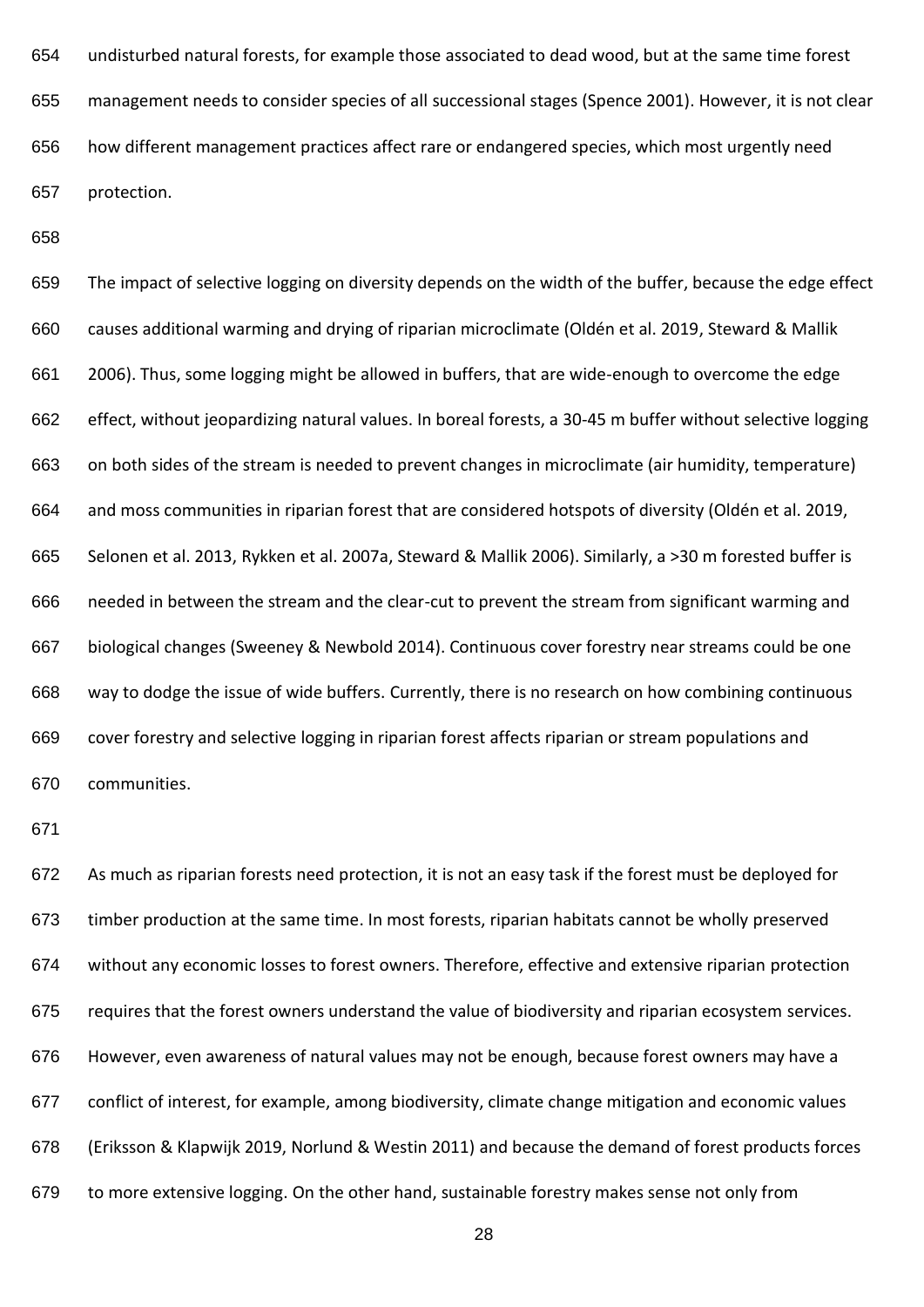undisturbed natural forests, for example those associated to dead wood, but at the same time forest management needs to consider species of all successional stages (Spence 2001). However, it is not clear how different management practices affect rare or endangered species, which most urgently need protection.

The impact of selective logging on diversity depends on the width of the buffer, because the edge effect causes additional warming and drying of riparian microclimate (Oldén et al. 2019, Steward & Mallik 2006). Thus, some logging might be allowed in buffers, that are wide-enough to overcome the edge effect, without jeopardizing natural values. In boreal forests, a 30-45 m buffer without selective logging on both sides of the stream is needed to prevent changes in microclimate (air humidity, temperature) and moss communities in riparian forest that are considered hotspots of diversity (Oldén et al. 2019, Selonen et al. 2013, Rykken et al. 2007a, Steward & Mallik 2006). Similarly, a >30 m forested buffer is needed in between the stream and the clear-cut to prevent the stream from significant warming and biological changes (Sweeney & Newbold 2014). Continuous cover forestry near streams could be one way to dodge the issue of wide buffers. Currently, there is no research on how combining continuous cover forestry and selective logging in riparian forest affects riparian or stream populations and communities.

As much as riparian forests need protection, it is not an easy task if the forest must be deployed for timber production at the same time. In most forests, riparian habitats cannot be wholly preserved without any economic losses to forest owners. Therefore, effective and extensive riparian protection requires that the forest owners understand the value of biodiversity and riparian ecosystem services. However, even awareness of natural values may not be enough, because forest owners may have a conflict of interest, for example, among biodiversity, climate change mitigation and economic values (Eriksson & Klapwijk 2019, Norlund & Westin 2011) and because the demand of forest products forces to more extensive logging. On the other hand, sustainable forestry makes sense not only from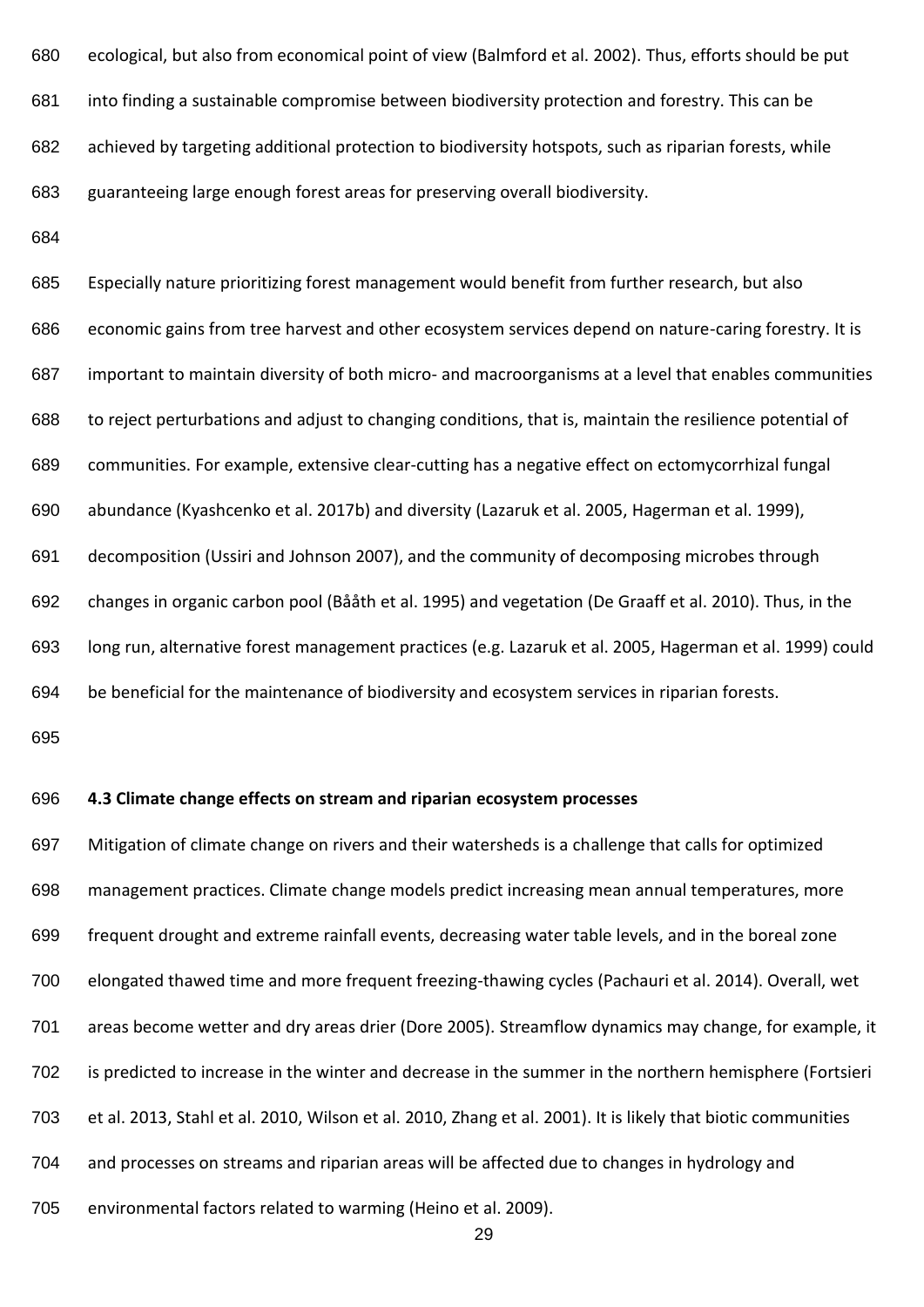ecological, but also from economical point of view (Balmford et al. 2002). Thus, efforts should be put into finding a sustainable compromise between biodiversity protection and forestry. This can be achieved by targeting additional protection to biodiversity hotspots, such as riparian forests, while guaranteeing large enough forest areas for preserving overall biodiversity.

Especially nature prioritizing forest management would benefit from further research, but also economic gains from tree harvest and other ecosystem services depend on nature-caring forestry. It is important to maintain diversity of both micro- and macroorganisms at a level that enables communities to reject perturbations and adjust to changing conditions, that is, maintain the resilience potential of communities. For example, extensive clear-cutting has a negative effect on ectomycorrhizal fungal abundance (Kyashcenko et al. 2017b) and diversity (Lazaruk et al. 2005, Hagerman et al. 1999), decomposition (Ussiri and Johnson 2007), and the community of decomposing microbes through changes in organic carbon pool (Bååth et al. 1995) and vegetation (De Graaff et al. 2010). Thus, in the long run, alternative forest management practices (e.g. Lazaruk et al. 2005, Hagerman et al. 1999) could be beneficial for the maintenance of biodiversity and ecosystem services in riparian forests.

### 4.3 Climate change effects on stream and riparian ecosystem processes

Mitigation of climate change on rivers and their watersheds is a challenge that calls for optimized management practices. Climate change models predict increasing mean annual temperatures, more frequent drought and extreme rainfall events, decreasing water table levels, and in the boreal zone elongated thawed time and more frequent freezing-thawing cycles (Pachauri et al. 2014). Overall, wet areas become wetter and dry areas drier (Dore 2005). Streamflow dynamics may change, for example, it is predicted to increase in the winter and decrease in the summer in the northern hemisphere (Fortsieri et al. 2013, Stahl et al. 2010, Wilson et al. 2010, Zhang et al. 2001). It is likely that biotic communities and processes on streams and riparian areas will be affected due to changes in hydrology and environmental factors related to warming (Heino et al. 2009).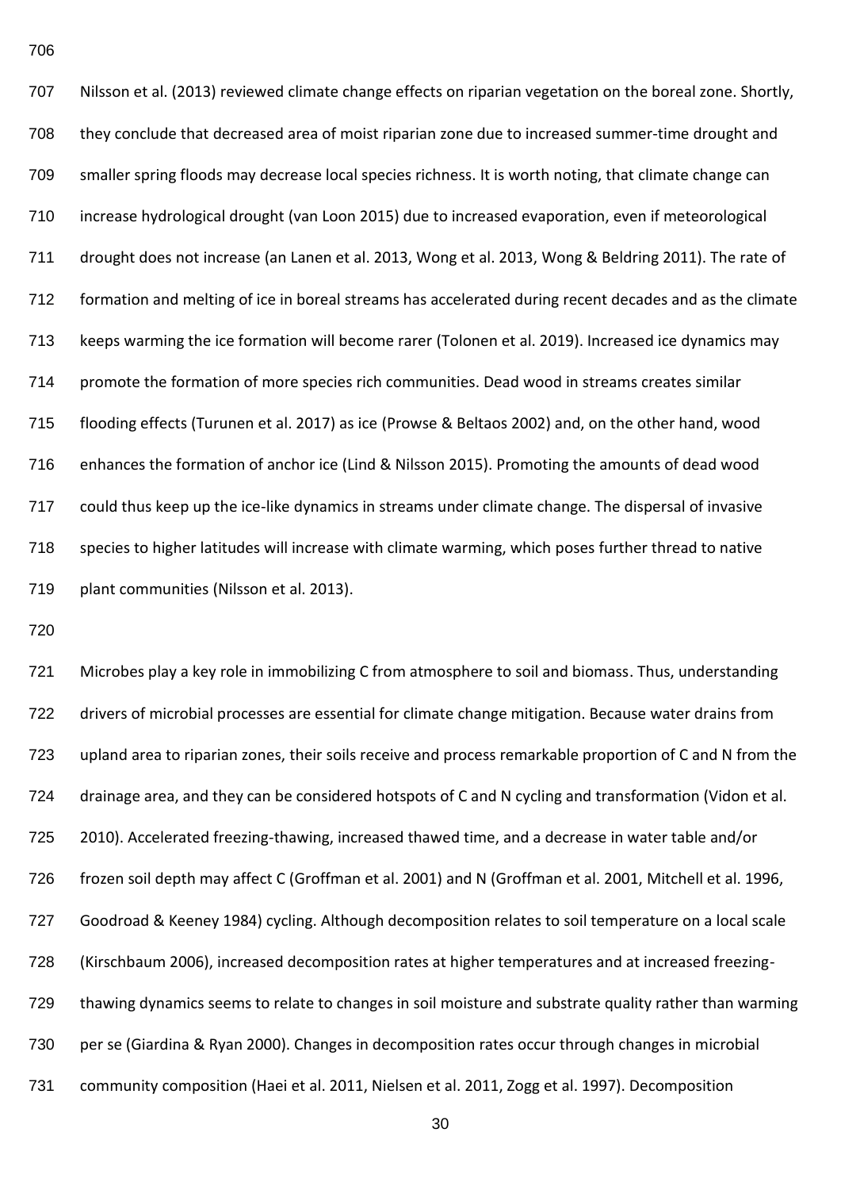Nilsson et al. (2013) reviewed climate change effects on riparian vegetation on the boreal zone. Shortly, they conclude that decreased area of moist riparian zone due to increased summer-time drought and smaller spring floods may decrease local species richness. It is worth noting, that climate change can increase hydrological drought (van Loon 2015) due to increased evaporation, even if meteorological drought does not increase (an Lanen et al. 2013, Wong et al. 2013, Wong & Beldring 2011). The rate of formation and melting of ice in boreal streams has accelerated during recent decades and as the climate keeps warming the ice formation will become rarer (Tolonen et al. 2019). Increased ice dynamics may promote the formation of more species rich communities. Dead wood in streams creates similar flooding effects (Turunen et al. 2017) as ice (Prowse & Beltaos 2002) and, on the other hand, wood enhances the formation of anchor ice (Lind & Nilsson 2015). Promoting the amounts of dead wood could thus keep up the ice-like dynamics in streams under climate change. The dispersal of invasive species to higher latitudes will increase with climate warming, which poses further thread to native plant communities (Nilsson et al. 2013).

Microbes play a key role in immobilizing C from atmosphere to soil and biomass. Thus, understanding drivers of microbial processes are essential for climate change mitigation. Because water drains from upland area to riparian zones, their soils receive and process remarkable proportion of C and N from the drainage area, and they can be considered hotspots of C and N cycling and transformation (Vidon et al. 2010). Accelerated freezing-thawing, increased thawed time, and a decrease in water table and/or frozen soil depth may affect C (Groffman et al. 2001) and N (Groffman et al. 2001, Mitchell et al. 1996, Goodroad & Keeney 1984) cycling. Although decomposition relates to soil temperature on a local scale (Kirschbaum 2006), increased decomposition rates at higher temperatures and at increased freezing-thawing dynamics seems to relate to changes in soil moisture and substrate quality rather than warming per se (Giardina & Ryan 2000). Changes in decomposition rates occur through changes in microbial community composition (Haei et al. 2011, Nielsen et al. 2011, Zogg et al. 1997). Decomposition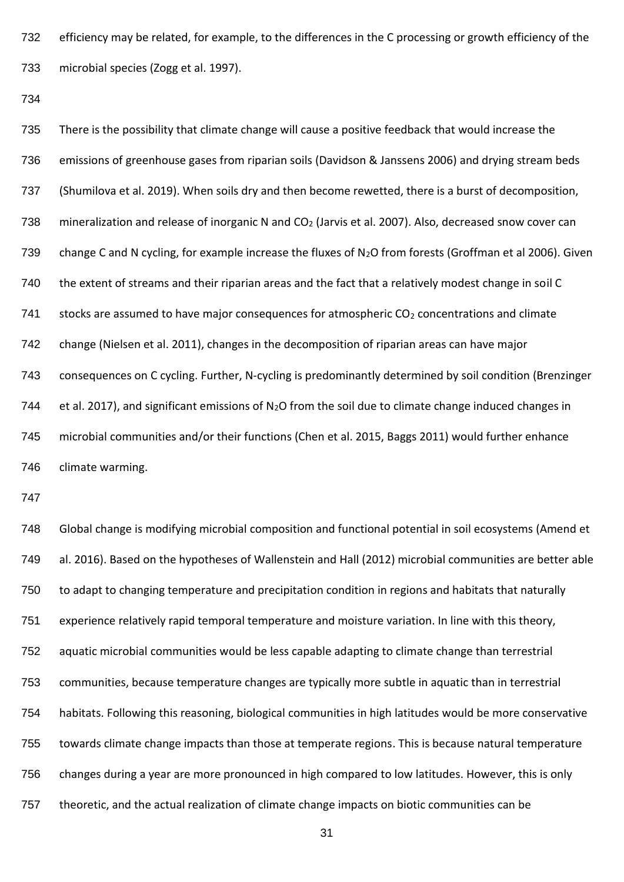efficiency may be related, for example, to the differences in the C processing or growth efficiency of the microbial species (Zogg et al. 1997).

There is the possibility that climate change will cause a positive feedback that would increase the emissions of greenhouse gases from riparian soils (Davidson & Janssens 2006) and drying stream beds (Shumilova et al. 2019). When soils dry and then become rewetted, there is a burst of decomposition, mineralization and release of inorganic N and $CO_2$ (Jarvis et al. 2007). Also, decreased snow cover can change C and N cycling, for example increase the fluxes of $N_2O$ from forests (Groffman et al 2006). Given the extent of streams and their riparian areas and the fact that a relatively modest change in soil C stocks are assumed to have major consequences for atmospheric $CO_2$ concentrations and climate change (Nielsen et al. 2011), changes in the decomposition of riparian areas can have major consequences on C cycling. Further, N-cycling is predominantly determined by soil condition (Brenzinger et al. 2017), and significant emissions of $N_2O$ from the soil due to climate change induced changes in microbial communities and/or their functions (Chen et al. 2015, Baggs 2011) would further enhance climate warming.

Global change is modifying microbial composition and functional potential in soil ecosystems (Amend et al. 2016). Based on the hypotheses of Wallenstein and Hall (2012) microbial communities are better able to adapt to changing temperature and precipitation condition in regions and habitats that naturally experience relatively rapid temporal temperature and moisture variation. In line with this theory, aquatic microbial communities would be less capable adapting to climate change than terrestrial communities, because temperature changes are typically more subtle in aquatic than in terrestrial habitats. Following this reasoning, biological communities in high latitudes would be more conservative towards climate change impacts than those at temperate regions. This is because natural temperature changes during a year are more pronounced in high compared to low latitudes. However, this is only theoretic, and the actual realization of climate change impacts on biotic communities can be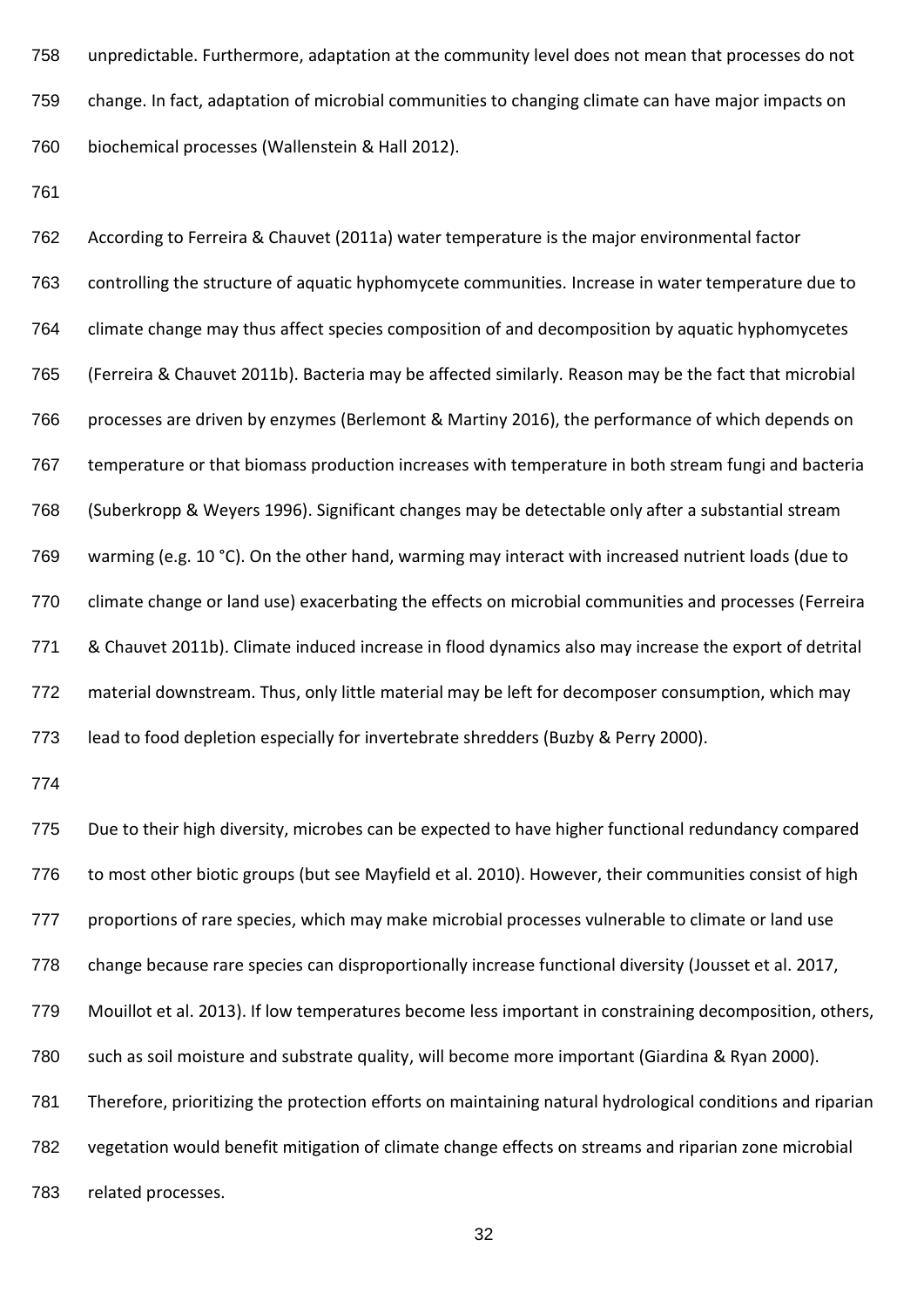unpredictable. Furthermore, adaptation at the community level does not mean that processes do not change. In fact, adaptation of microbial communities to changing climate can have major impacts on biochemical processes (Wallenstein & Hall 2012).

According to Ferreira & Chauvet (2011a) water temperature is the major environmental factor controlling the structure of aquatic hyphomycete communities. Increase in water temperature due to climate change may thus affect species composition of and decomposition by aquatic hyphomycetes (Ferreira & Chauvet 2011b). Bacteria may be affected similarly. Reason may be the fact that microbial processes are driven by enzymes (Berlemont & Martiny 2016), the performance of which depends on temperature or that biomass production increases with temperature in both stream fungi and bacteria (Suberkropp & Weyers 1996). Significant changes may be detectable only after a substantial stream warming (e.g. 10 °C). On the other hand, warming may interact with increased nutrient loads (due to climate change or land use) exacerbating the effects on microbial communities and processes (Ferreira & Chauvet 2011b). Climate induced increase in flood dynamics also may increase the export of detrital material downstream. Thus, only little material may be left for decomposer consumption, which may lead to food depletion especially for invertebrate shredders (Buzby & Perry 2000).

Due to their high diversity, microbes can be expected to have higher functional redundancy compared to most other biotic groups (but see Mayfield et al. 2010). However, their communities consist of high proportions of rare species, which may make microbial processes vulnerable to climate or land use change because rare species can disproportionally increase functional diversity (Jousset et al. 2017, Mouillot et al. 2013). If low temperatures become less important in constraining decomposition, others, such as soil moisture and substrate quality, will become more important (Giardina & Ryan 2000). Therefore, prioritizing the protection efforts on maintaining natural hydrological conditions and riparian vegetation would benefit mitigation of climate change effects on streams and riparian zone microbial related processes.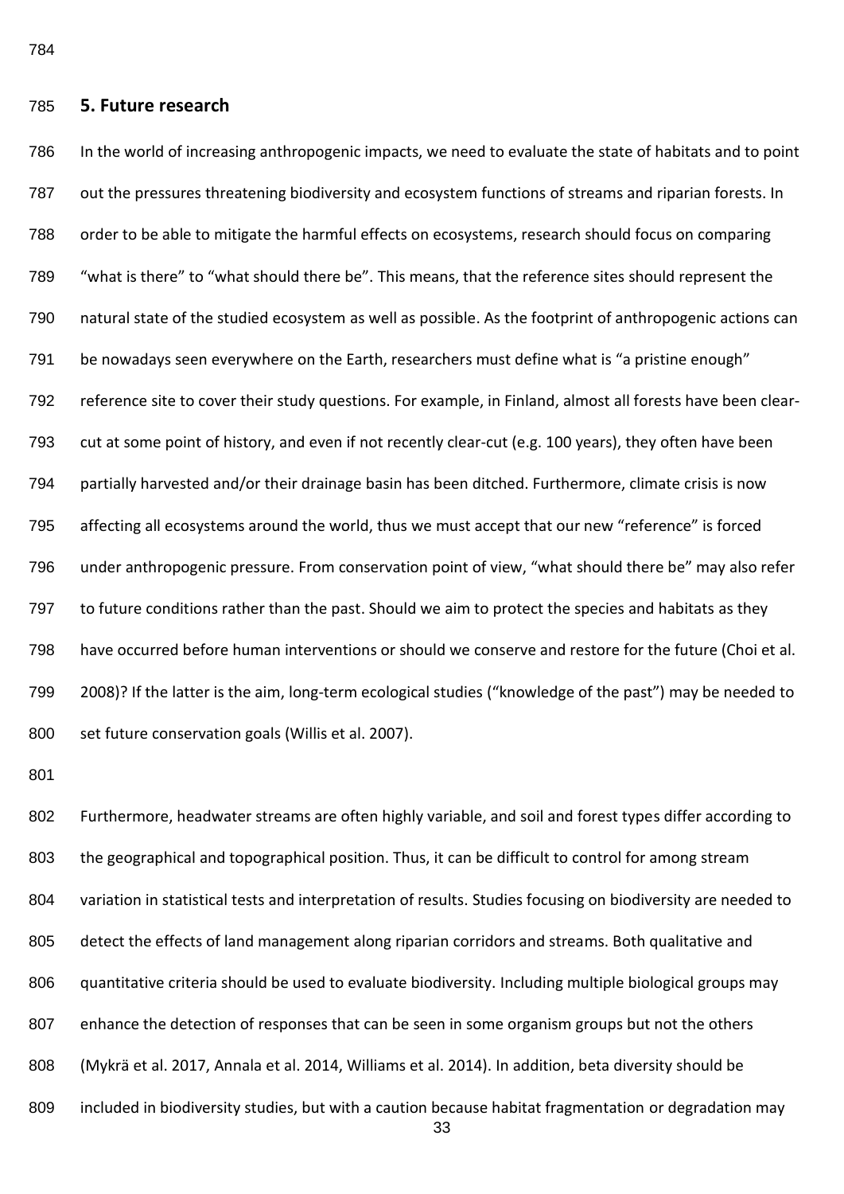## 5. Future research

In the world of increasing anthropogenic impacts, we need to evaluate the state of habitats and to point out the pressures threatening biodiversity and ecosystem functions of streams and riparian forests. In order to be able to mitigate the harmful effects on ecosystems, research should focus on comparing "what is there" to "what should there be". This means, that the reference sites should represent the natural state of the studied ecosystem as well as possible. As the footprint of anthropogenic actions can be nowadays seen everywhere on the Earth, researchers must define what is "a pristine enough" reference site to cover their study questions. For example, in Finland, almost all forests have been clear-cut at some point of history, and even if not recently clear-cut (e.g. 100 years), they often have been partially harvested and/or their drainage basin has been ditched. Furthermore, climate crisis is now affecting all ecosystems around the world, thus we must accept that our new "reference" is forced under anthropogenic pressure. From conservation point of view, "what should there be" may also refer to future conditions rather than the past. Should we aim to protect the species and habitats as they have occurred before human interventions or should we conserve and restore for the future (Choi et al. 2008)? If the latter is the aim, long-term ecological studies ("knowledge of the past") may be needed to set future conservation goals (Willis et al. 2007).

Furthermore, headwater streams are often highly variable, and soil and forest types differ according to the geographical and topographical position. Thus, it can be difficult to control for among stream variation in statistical tests and interpretation of results. Studies focusing on biodiversity are needed to detect the effects of land management along riparian corridors and streams. Both qualitative and quantitative criteria should be used to evaluate biodiversity. Including multiple biological groups may enhance the detection of responses that can be seen in some organism groups but not the others (Mykrä et al. 2017, Annala et al. 2014, Williams et al. 2014). In addition, beta diversity should be included in biodiversity studies, but with a caution because habitat fragmentation or degradation may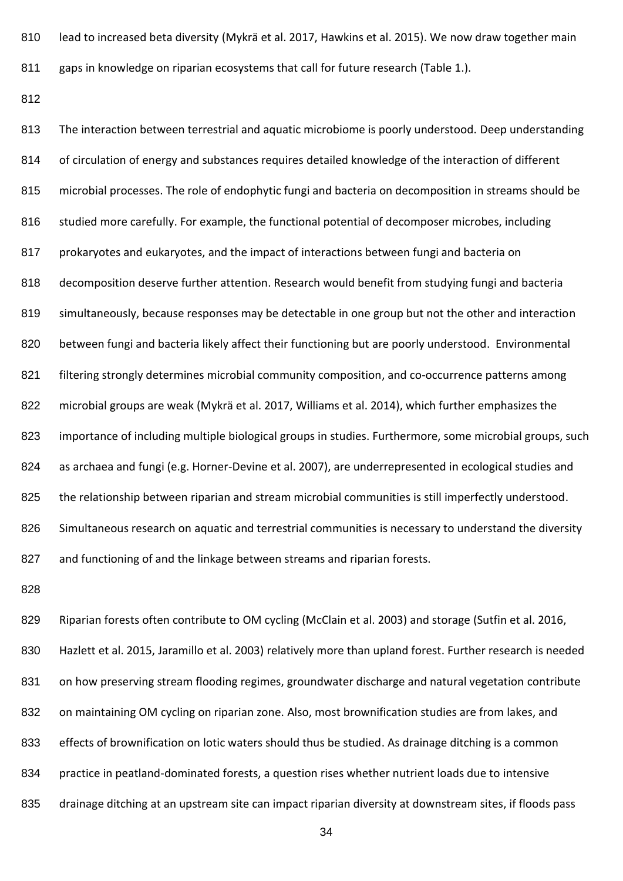lead to increased beta diversity (Mykrä et al. 2017, Hawkins et al. 2015). We now draw together main gaps in knowledge on riparian ecosystems that call for future research (Table 1.).

The interaction between terrestrial and aquatic microbiome is poorly understood. Deep understanding of circulation of energy and substances requires detailed knowledge of the interaction of different microbial processes. The role of endophytic fungi and bacteria on decomposition in streams should be studied more carefully. For example, the functional potential of decomposer microbes, including prokaryotes and eukaryotes, and the impact of interactions between fungi and bacteria on decomposition deserve further attention. Research would benefit from studying fungi and bacteria simultaneously, because responses may be detectable in one group but not the other and interaction between fungi and bacteria likely affect their functioning but are poorly understood. Environmental filtering strongly determines microbial community composition, and co-occurrence patterns among microbial groups are weak (Mykrä et al. 2017, Williams et al. 2014), which further emphasizes the importance of including multiple biological groups in studies. Furthermore, some microbial groups, such as archaea and fungi (e.g. Horner-Devine et al. 2007), are underrepresented in ecological studies and the relationship between riparian and stream microbial communities is still imperfectly understood. Simultaneous research on aquatic and terrestrial communities is necessary to understand the diversity and functioning of and the linkage between streams and riparian forests.

Riparian forests often contribute to OM cycling (McClain et al. 2003) and storage (Sutfin et al. 2016, Hazlett et al. 2015, Jaramillo et al. 2003) relatively more than upland forest. Further research is needed on how preserving stream flooding regimes, groundwater discharge and natural vegetation contribute on maintaining OM cycling on riparian zone. Also, most brownification studies are from lakes, and effects of brownification on lotic waters should thus be studied. As drainage ditching is a common practice in peatland-dominated forests, a question rises whether nutrient loads due to intensive drainage ditching at an upstream site can impact riparian diversity at downstream sites, if floods pass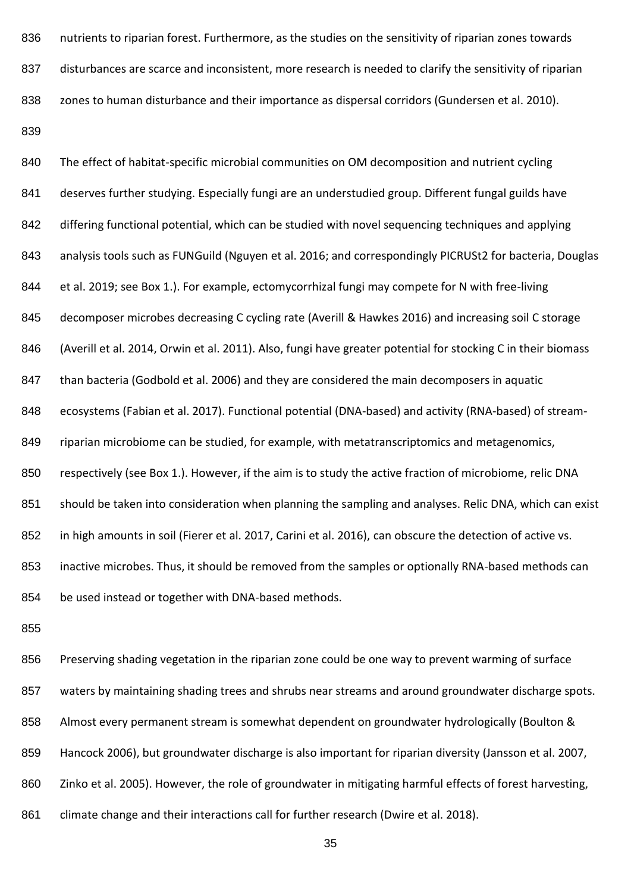nutrients to riparian forest. Furthermore, as the studies on the sensitivity of riparian zones towards disturbances are scarce and inconsistent, more research is needed to clarify the sensitivity of riparian zones to human disturbance and their importance as dispersal corridors (Gundersen et al. 2010).

The effect of habitat-specific microbial communities on OM decomposition and nutrient cycling deserves further studying. Especially fungi are an understudied group. Different fungal guilds have differing functional potential, which can be studied with novel sequencing techniques and applying analysis tools such as FUNGuild (Nguyen et al. 2016; and correspondingly PICRUSt2 for bacteria, Douglas et al. 2019; see Box 1.). For example, ectomycorrhizal fungi may compete for N with free-living decomposer microbes decreasing C cycling rate (Averill & Hawkes 2016) and increasing soil C storage (Averill et al. 2014, Orwin et al. 2011). Also, fungi have greater potential for stocking C in their biomass than bacteria (Godbold et al. 2006) and they are considered the main decomposers in aquatic ecosystems (Fabian et al. 2017). Functional potential (DNA-based) and activity (RNA-based) of stream-riparian microbiome can be studied, for example, with metatranscriptomics and metagenomics, respectively (see Box 1.). However, if the aim is to study the active fraction of microbiome, relic DNA should be taken into consideration when planning the sampling and analyses. Relic DNA, which can exist in high amounts in soil (Fierer et al. 2017, Carini et al. 2016), can obscure the detection of active vs. inactive microbes. Thus, it should be removed from the samples or optionally RNA-based methods can be used instead or together with DNA-based methods.

Preserving shading vegetation in the riparian zone could be one way to prevent warming of surface waters by maintaining shading trees and shrubs near streams and around groundwater discharge spots. Almost every permanent stream is somewhat dependent on groundwater hydrologically (Boulton & Hancock 2006), but groundwater discharge is also important for riparian diversity (Jansson et al. 2007, Zinko et al. 2005). However, the role of groundwater in mitigating harmful effects of forest harvesting, climate change and their interactions call for further research (Dwire et al. 2018).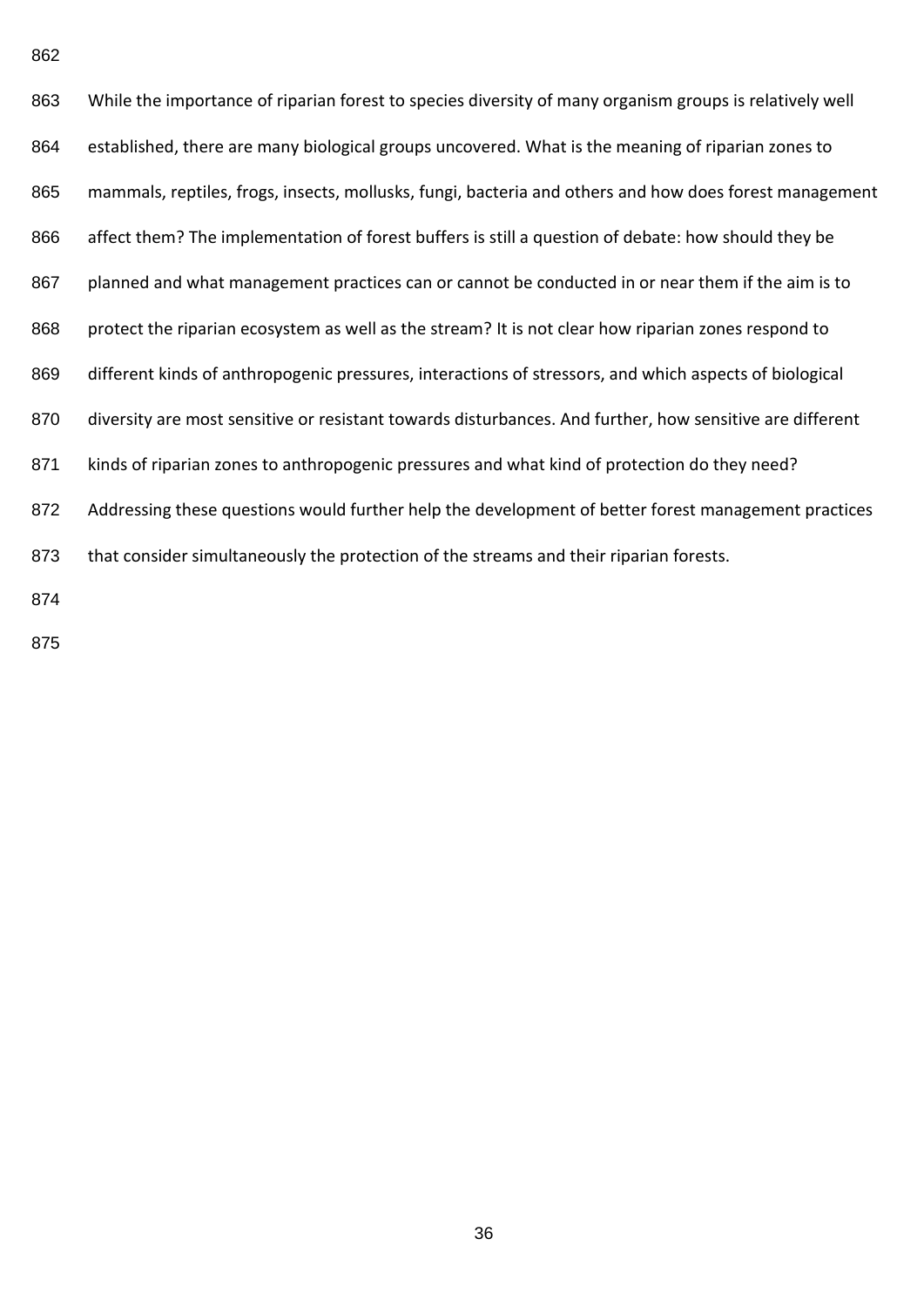While the importance of riparian forest to species diversity of many organism groups is relatively well established, there are many biological groups uncovered. What is the meaning of riparian zones to mammals, reptiles, frogs, insects, mollusks, fungi, bacteria and others and how does forest management affect them? The implementation of forest buffers is still a question of debate: how should they be planned and what management practices can or cannot be conducted in or near them if the aim is to protect the riparian ecosystem as well as the stream? It is not clear how riparian zones respond to different kinds of anthropogenic pressures, interactions of stressors, and which aspects of biological diversity are most sensitive or resistant towards disturbances. And further, how sensitive are different kinds of riparian zones to anthropogenic pressures and what kind of protection do they need? Addressing these questions would further help the development of better forest management practices that consider simultaneously the protection of the streams and their riparian forests.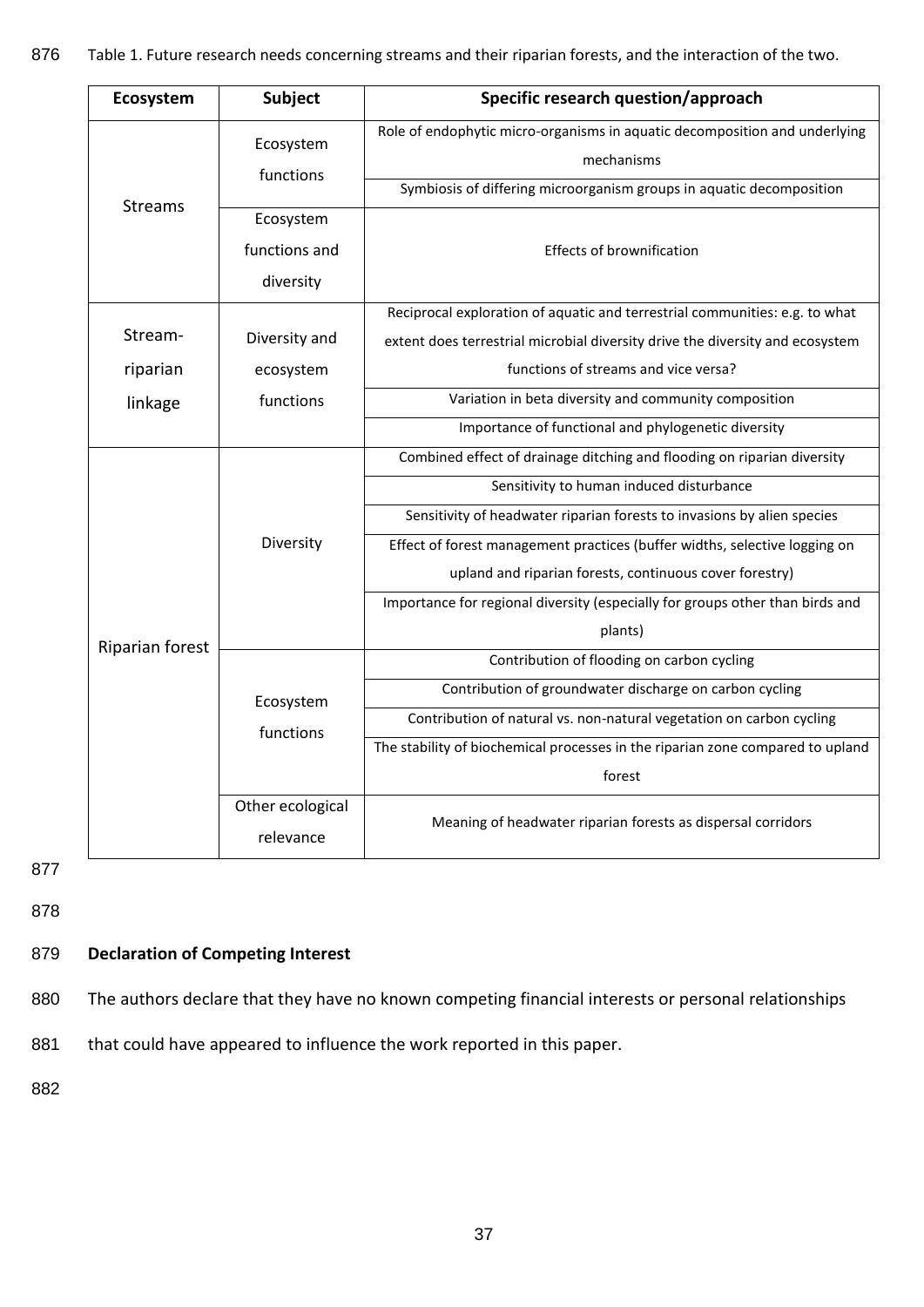Table 1. Future research needs concerning streams and their riparian forests, and the interaction of the two.

| Ecosystem | Subject | Specific research question/approach |
|---|---|---|
| Streams | Ecosystem functions | Role of endophytic micro-organisms in aquatic decomposition and underlying mechanisms |
| | | Symbiosis of differing microorganism groups in aquatic decomposition |
| | Ecosystem functions and diversity | Effects of brownification |
| Stream-riparian linkage | Diversity and ecosystem functions | Reciprocal exploration of aquatic and terrestrial communities: e.g. to what extent does terrestrial microbial diversity drive the diversity and ecosystem functions of streams and vice versa? |
| | | Variation in beta diversity and community composition |
| | | Importance of functional and phylogenetic diversity |
| Riparian forest | Diversity | Combined effect of drainage ditching and flooding on riparian diversity |
| | | Sensitivity to human induced disturbance |
| | | Sensitivity of headwater riparian forests to invasions by alien species |
| | | Effect of forest management practices (buffer widths, selective logging on upland and riparian forests, continuous cover forestry) |
| | | Importance for regional diversity (especially for groups other than birds and plants) |
| | Ecosystem functions | Contribution of flooding on carbon cycling |
| | | Contribution of groundwater discharge on carbon cycling |
| | | Contribution of natural vs. non-natural vegetation on carbon cycling |
| | | The stability of biochemical processes in the riparian zone compared to upland forest |
| | Other ecological relevance | Meaning of headwater riparian forests as dispersal corridors |

**Declaration of Competing Interest**

The authors declare that they have no known competing financial interests or personal relationships that could have appeared to influence the work reported in this paper.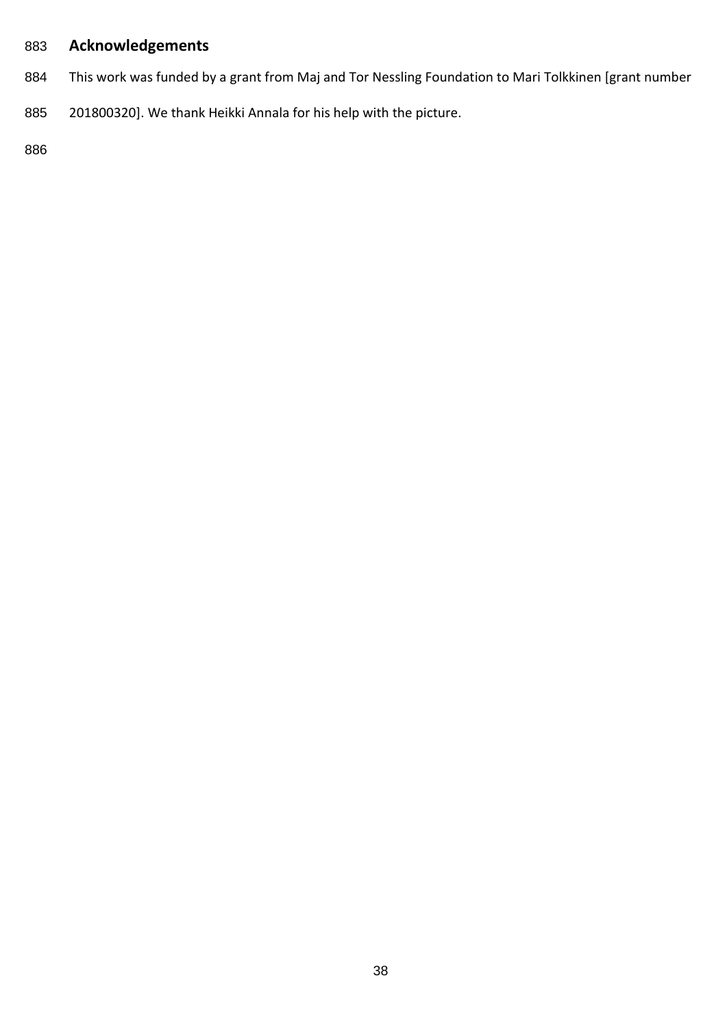## Acknowledgements

This work was funded by a grant from Maj and Tor Nessling Foundation to Mari Tolkkinen [grant number 201800320]. We thank Heikki Annala for his help with the picture.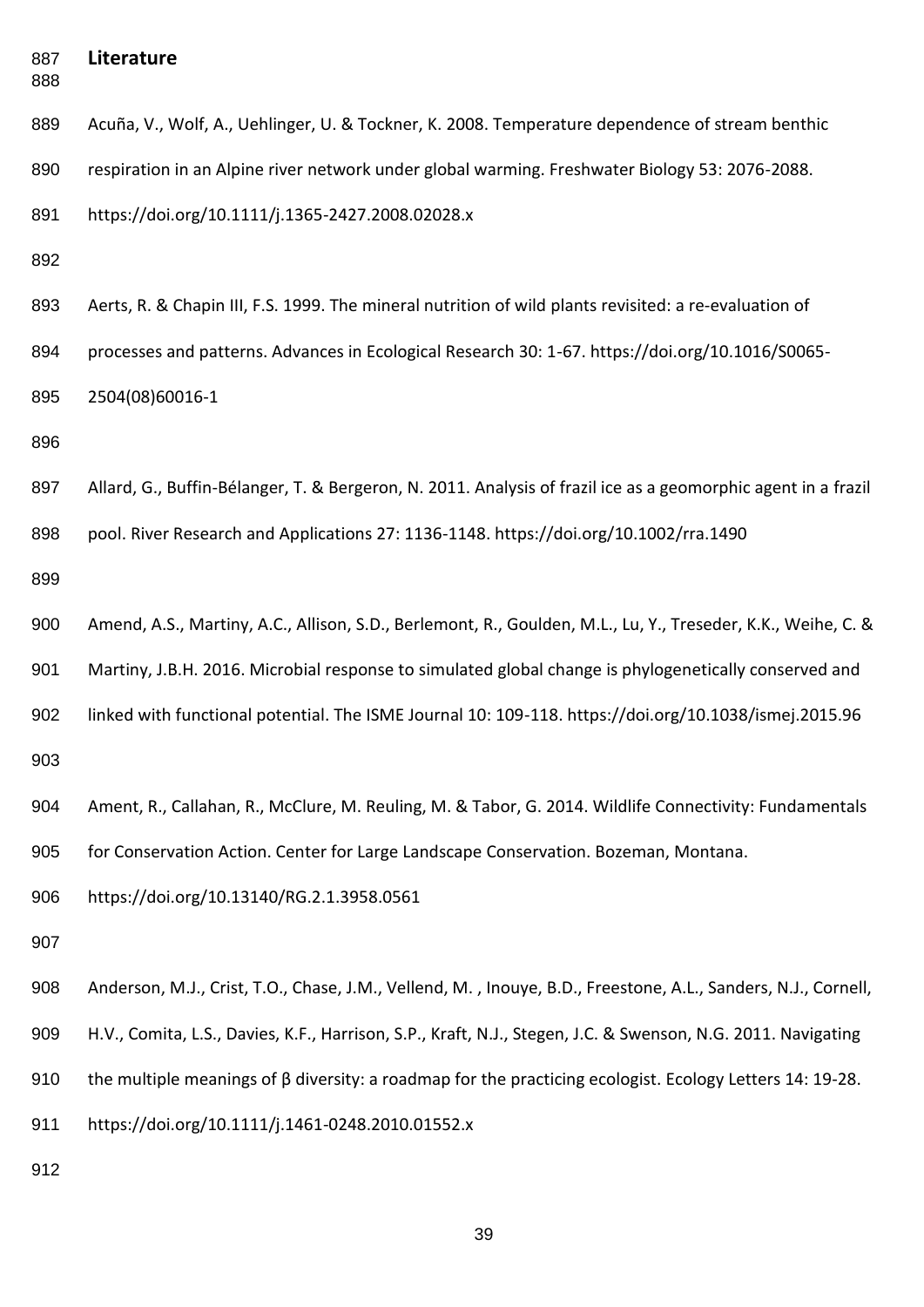## Literature

Acuña, V., Wolf, A., Uehlinger, U. & Tockner, K. 2008. Temperature dependence of stream benthic respiration in an Alpine river network under global warming. Freshwater Biology 53: 2076-2088. https://doi.org/10.1111/j.1365-2427.2008.02028.x

Aerts, R. & Chapin III, F.S. 1999. The mineral nutrition of wild plants revisited: a re-evaluation of processes and patterns. Advances in Ecological Research 30: 1-67. https://doi.org/10.1016/S0065-2504(08)60016-1

Allard, G., Buffin-Bélanger, T. & Bergeron, N. 2011. Analysis of frazil ice as a geomorphic agent in a frazil pool. River Research and Applications 27: 1136-1148. https://doi.org/10.1002/rra.1490

Amend, A.S., Martiny, A.C., Allison, S.D., Berlemont, R., Goulden, M.L., Lu, Y., Treseder, K.K., Weihe, C. & Martiny, J.B.H. 2016. Microbial response to simulated global change is phylogenetically conserved and linked with functional potential. The ISME Journal 10: 109-118. https://doi.org/10.1038/ismej.2015.96

Ament, R., Callahan, R., McClure, M. Reuling, M. & Tabor, G. 2014. Wildlife Connectivity: Fundamentals for Conservation Action. Center for Large Landscape Conservation. Bozeman, Montana. https://doi.org/10.13140/RG.2.1.3958.0561

Anderson, M.J., Crist, T.O., Chase, J.M., Vellend, M. , Inouye, B.D., Freestone, A.L., Sanders, N.J., Cornell, H.V., Comita, L.S., Davies, K.F., Harrison, S.P., Kraft, N.J., Stegen, J.C. & Swenson, N.G. 2011. Navigating the multiple meanings of β diversity: a roadmap for the practicing ecologist. Ecology Letters 14: 19-28. https://doi.org/10.1111/j.1461-0248.2010.01552.x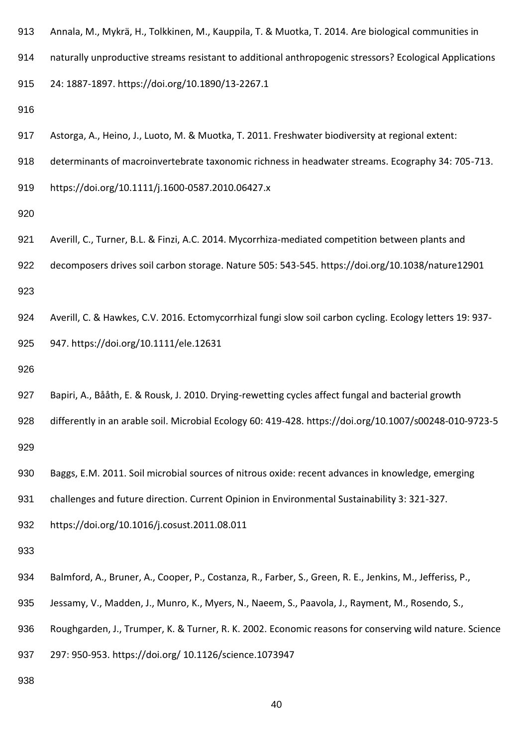Annala, M., Mykrä, H., Tolkkinen, M., Kauppila, T. & Muotka, T. 2014. Are biological communities in naturally unproductive streams resistant to additional anthropogenic stressors? Ecological Applications 24: 1887-1897. https://doi.org/10.1890/13-2267.1

Astorga, A., Heino, J., Luoto, M. & Muotka, T. 2011. Freshwater biodiversity at regional extent: determinants of macroinvertebrate taxonomic richness in headwater streams. Ecography 34: 705-713. https://doi.org/10.1111/j.1600-0587.2010.06427.x

Averill, C., Turner, B.L. & Finzi, A.C. 2014. Mycorrhiza-mediated competition between plants and decomposers drives soil carbon storage. Nature 505: 543-545. https://doi.org/10.1038/nature12901

Averill, C. & Hawkes, C.V. 2016. Ectomycorrhizal fungi slow soil carbon cycling. Ecology letters 19: 937-947. https://doi.org/10.1111/ele.12631

Bapiri, A., Bååth, E. & Rousk, J. 2010. Drying-rewetting cycles affect fungal and bacterial growth differently in an arable soil. Microbial Ecology 60: 419-428. https://doi.org/10.1007/s00248-010-9723-5

Baggs, E.M. 2011. Soil microbial sources of nitrous oxide: recent advances in knowledge, emerging challenges and future direction. Current Opinion in Environmental Sustainability 3: 321-327. https://doi.org/10.1016/j.cosust.2011.08.011

Balmford, A., Bruner, A., Cooper, P., Costanza, R., Farber, S., Green, R. E., Jenkins, M., Jefferiss, P., Jessamy, V., Madden, J., Munro, K., Myers, N., Naeem, S., Paavola, J., Rayment, M., Rosendo, S., Roughgarden, J., Trumper, K. & Turner, R. K. 2002. Economic reasons for conserving wild nature. Science 297: 950-953. https://doi.org/ 10.1126/science.1073947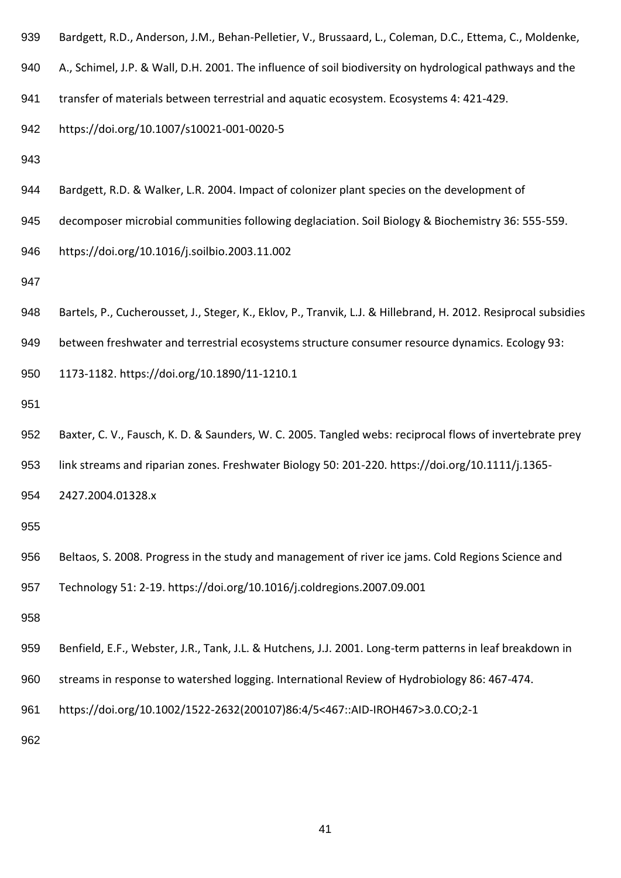Bardgett, R.D., Anderson, J.M., Behan-Pelletier, V., Brussaard, L., Coleman, D.C., Ettema, C., Moldenke, A., Schimel, J.P. & Wall, D.H. 2001. The influence of soil biodiversity on hydrological pathways and the transfer of materials between terrestrial and aquatic ecosystem. Ecosystems 4: 421-429. https://doi.org/10.1007/s10021-001-0020-5

Bardgett, R.D. & Walker, L.R. 2004. Impact of colonizer plant species on the development of decomposer microbial communities following deglaciation. Soil Biology & Biochemistry 36: 555-559. https://doi.org/10.1016/j.soilbio.2003.11.002

Bartels, P., Cucherousset, J., Steger, K., Eklov, P., Tranvik, L.J. & Hillebrand, H. 2012. Resiprocal subsidies between freshwater and terrestrial ecosystems structure consumer resource dynamics. Ecology 93: 1173-1182. https://doi.org/10.1890/11-1210.1

Baxter, C. V., Fausch, K. D. & Saunders, W. C. 2005. Tangled webs: reciprocal flows of invertebrate prey link streams and riparian zones. Freshwater Biology 50: 201-220. https://doi.org/10.1111/j.1365-2427.2004.01328.x

Beltaos, S. 2008. Progress in the study and management of river ice jams. Cold Regions Science and Technology 51: 2-19. https://doi.org/10.1016/j.coldregions.2007.09.001

Benfield, E.F., Webster, J.R., Tank, J.L. & Hutchens, J.J. 2001. Long-term patterns in leaf breakdown in streams in response to watershed logging. International Review of Hydrobiology 86: 467-474. https://doi.org/10.1002/1522-2632(200107)86:4/5<467::AID-IROH467>3.0.CO;2-1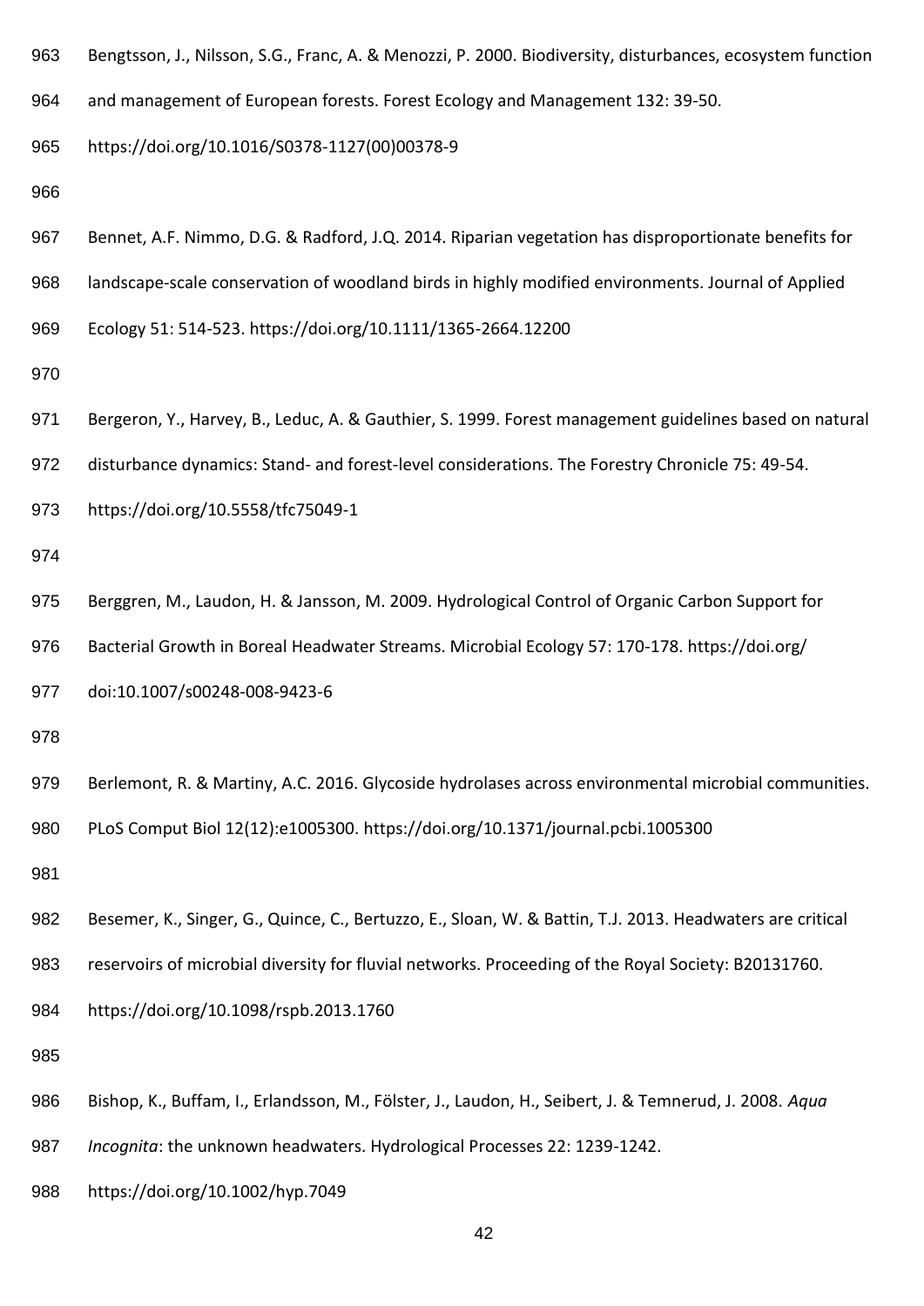Bengtsson, J., Nilsson, S.G., Franc, A. & Menozzi, P. 2000. Biodiversity, disturbances, ecosystem function and management of European forests. Forest Ecology and Management 132: 39-50. https://doi.org/10.1016/S0378-1127(00)00378-9

Bennet, A.F. Nimmo, D.G. & Radford, J.Q. 2014. Riparian vegetation has disproportionate benefits for landscape-scale conservation of woodland birds in highly modified environments. Journal of Applied Ecology 51: 514-523. https://doi.org/10.1111/1365-2664.12200

Bergeron, Y., Harvey, B., Leduc, A. & Gauthier, S. 1999. Forest management guidelines based on natural disturbance dynamics: Stand- and forest-level considerations. The Forestry Chronicle 75: 49-54. https://doi.org/10.5558/tfc75049-1

Berggren, M., Laudon, H. & Jansson, M. 2009. Hydrological Control of Organic Carbon Support for Bacterial Growth in Boreal Headwater Streams. Microbial Ecology 57: 170-178. https://doi.org/ doi:10.1007/s00248-008-9423-6

Berlemont, R. & Martiny, A.C. 2016. Glycoside hydrolases across environmental microbial communities. PLoS Comput Biol 12(12):e1005300. https://doi.org/10.1371/journal.pcbi.1005300

Besemer, K., Singer, G., Quince, C., Bertuzzo, E., Sloan, W. & Battin, T.J. 2013. Headwaters are critical reservoirs of microbial diversity for fluvial networks. Proceeding of the Royal Society: B20131760. https://doi.org/10.1098/rspb.2013.1760

Bishop, K., Buffam, I., Erlandsson, M., Fölster, J., Laudon, H., Seibert, J. & Temnerud, J. 2008. *Aqua Incognita*: the unknown headwaters. Hydrological Processes 22: 1239-1242. https://doi.org/10.1002/hyp.7049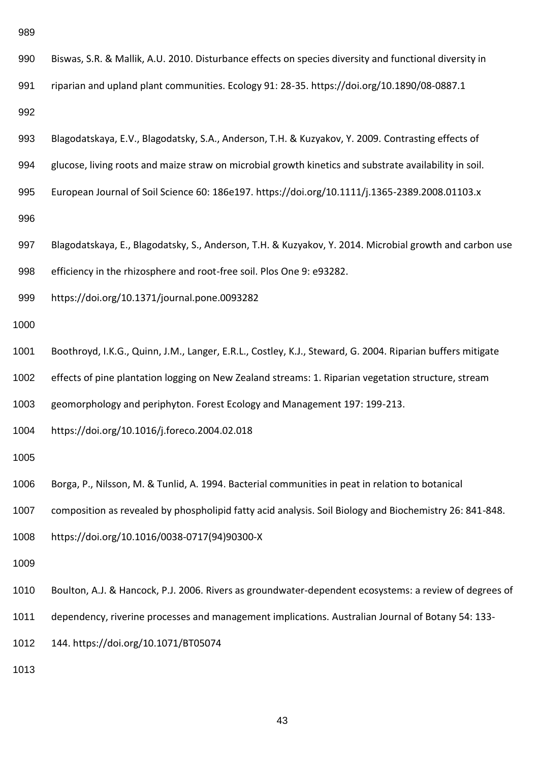Biswas, S.R. & Mallik, A.U. 2010. Disturbance effects on species diversity and functional diversity in riparian and upland plant communities. Ecology 91: 28-35. https://doi.org/10.1890/08-0887.1

Blagodatskaya, E.V., Blagodatsky, S.A., Anderson, T.H. & Kuzyakov, Y. 2009. Contrasting effects of glucose, living roots and maize straw on microbial growth kinetics and substrate availability in soil. European Journal of Soil Science 60: 186e197. https://doi.org/10.1111/j.1365-2389.2008.01103.x

Blagodatskaya, E., Blagodatsky, S., Anderson, T.H. & Kuzyakov, Y. 2014. Microbial growth and carbon use efficiency in the rhizosphere and root-free soil. Plos One 9: e93282. https://doi.org/10.1371/journal.pone.0093282

Boothroyd, I.K.G., Quinn, J.M., Langer, E.R.L., Costley, K.J., Steward, G. 2004. Riparian buffers mitigate effects of pine plantation logging on New Zealand streams: 1. Riparian vegetation structure, stream geomorphology and periphyton. Forest Ecology and Management 197: 199-213. https://doi.org/10.1016/j.foreco.2004.02.018

Borga, P., Nilsson, M. & Tunlid, A. 1994. Bacterial communities in peat in relation to botanical composition as revealed by phospholipid fatty acid analysis. Soil Biology and Biochemistry 26: 841-848. https://doi.org/10.1016/0038-0717(94)90300-X

Boulton, A.J. & Hancock, P.J. 2006. Rivers as groundwater-dependent ecosystems: a review of degrees of dependency, riverine processes and management implications. Australian Journal of Botany 54: 133-144. https://doi.org/10.1071/BT05074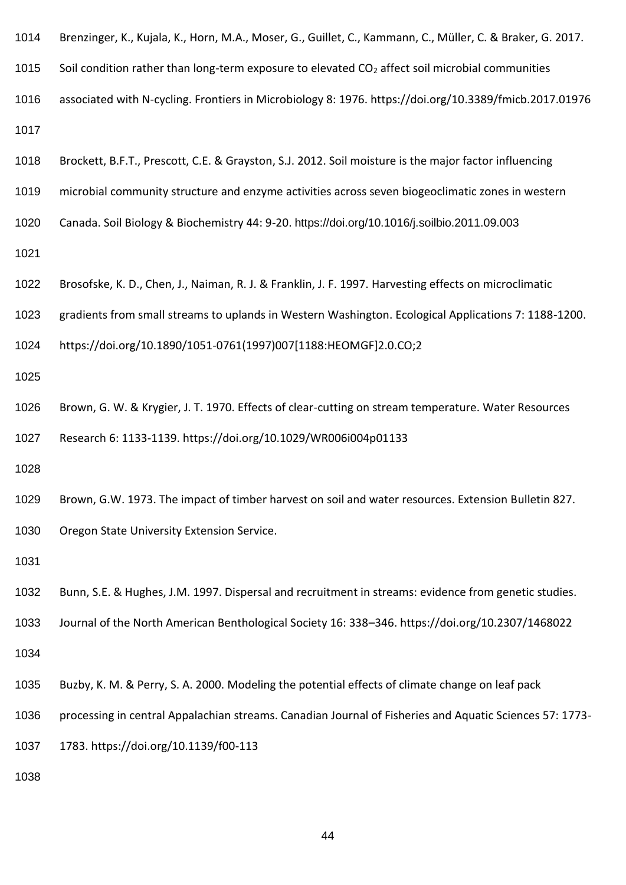Brenzinger, K., Kujala, K., Horn, M.A., Moser, G., Guillet, C., Kammann, C., Müller, C. & Braker, G. 2017. Soil condition rather than long-term exposure to elevated $CO_2$ affect soil microbial communities associated with N-cycling. Frontiers in Microbiology 8: 1976. https://doi.org/10.3389/fmicb.2017.01976

Brockett, B.F.T., Prescott, C.E. & Grayston, S.J. 2012. Soil moisture is the major factor influencing microbial community structure and enzyme activities across seven biogeoclimatic zones in western Canada. Soil Biology & Biochemistry 44: 9-20. https://doi.org/10.1016/j.soilbio.2011.09.003

Brosofske, K. D., Chen, J., Naiman, R. J. & Franklin, J. F. 1997. Harvesting effects on microclimatic gradients from small streams to uplands in Western Washington. Ecological Applications 7: 1188-1200. https://doi.org/10.1890/1051-0761(1997)007[1188:HEOMGF]2.0.CO;2

Brown, G. W. & Krygier, J. T. 1970. Effects of clear-cutting on stream temperature. Water Resources Research 6: 1133-1139. https://doi.org/10.1029/WR006i004p01133

Brown, G.W. 1973. The impact of timber harvest on soil and water resources. Extension Bulletin 827. Oregon State University Extension Service.

Bunn, S.E. & Hughes, J.M. 1997. Dispersal and recruitment in streams: evidence from genetic studies. Journal of the North American Benthological Society 16: 338–346. https://doi.org/10.2307/1468022

Buzby, K. M. & Perry, S. A. 2000. Modeling the potential effects of climate change on leaf pack processing in central Appalachian streams. Canadian Journal of Fisheries and Aquatic Sciences 57: 1773-1783. https://doi.org/10.1139/f00-113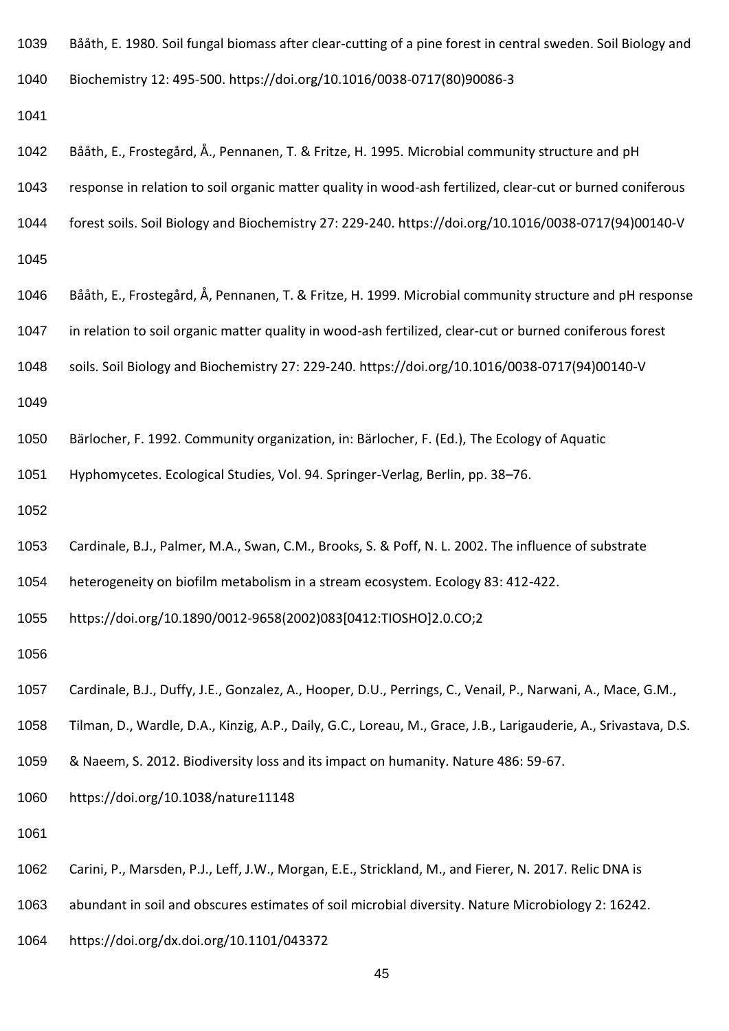Bååth, E. 1980. Soil fungal biomass after clear-cutting of a pine forest in central sweden. Soil Biology and Biochemistry 12: 495-500. https://doi.org/10.1016/0038-0717(80)90086-3

Bååth, E., Frostegård, Å., Pennanen, T. & Fritze, H. 1995. Microbial community structure and pH response in relation to soil organic matter quality in wood-ash fertilized, clear-cut or burned coniferous forest soils. Soil Biology and Biochemistry 27: 229-240. https://doi.org/10.1016/0038-0717(94)00140-V

Bååth, E., Frostegård, Å, Pennanen, T. & Fritze, H. 1999. Microbial community structure and pH response in relation to soil organic matter quality in wood-ash fertilized, clear-cut or burned coniferous forest soils. Soil Biology and Biochemistry 27: 229-240. https://doi.org/10.1016/0038-0717(94)00140-V

Bärlocher, F. 1992. Community organization, in: Bärlocher, F. (Ed.), The Ecology of Aquatic Hyphomycetes. Ecological Studies, Vol. 94. Springer-Verlag, Berlin, pp. 38–76.

Cardinale, B.J., Palmer, M.A., Swan, C.M., Brooks, S. & Poff, N. L. 2002. The influence of substrate heterogeneity on biofilm metabolism in a stream ecosystem. Ecology 83: 412-422. https://doi.org/10.1890/0012-9658(2002)083[0412:TIOSHO]2.0.CO;2

Cardinale, B.J., Duffy, J.E., Gonzalez, A., Hooper, D.U., Perrings, C., Venail, P., Narwani, A., Mace, G.M., Tilman, D., Wardle, D.A., Kinzig, A.P., Daily, G.C., Loreau, M., Grace, J.B., Larigauderie, A., Srivastava, D.S. & Naeem, S. 2012. Biodiversity loss and its impact on humanity. Nature 486: 59-67. https://doi.org/10.1038/nature11148

Carini, P., Marsden, P.J., Leff, J.W., Morgan, E.E., Strickland, M., and Fierer, N. 2017. Relic DNA is abundant in soil and obscures estimates of soil microbial diversity. Nature Microbiology 2: 16242. https://doi.org/dx.doi.org/10.1101/043372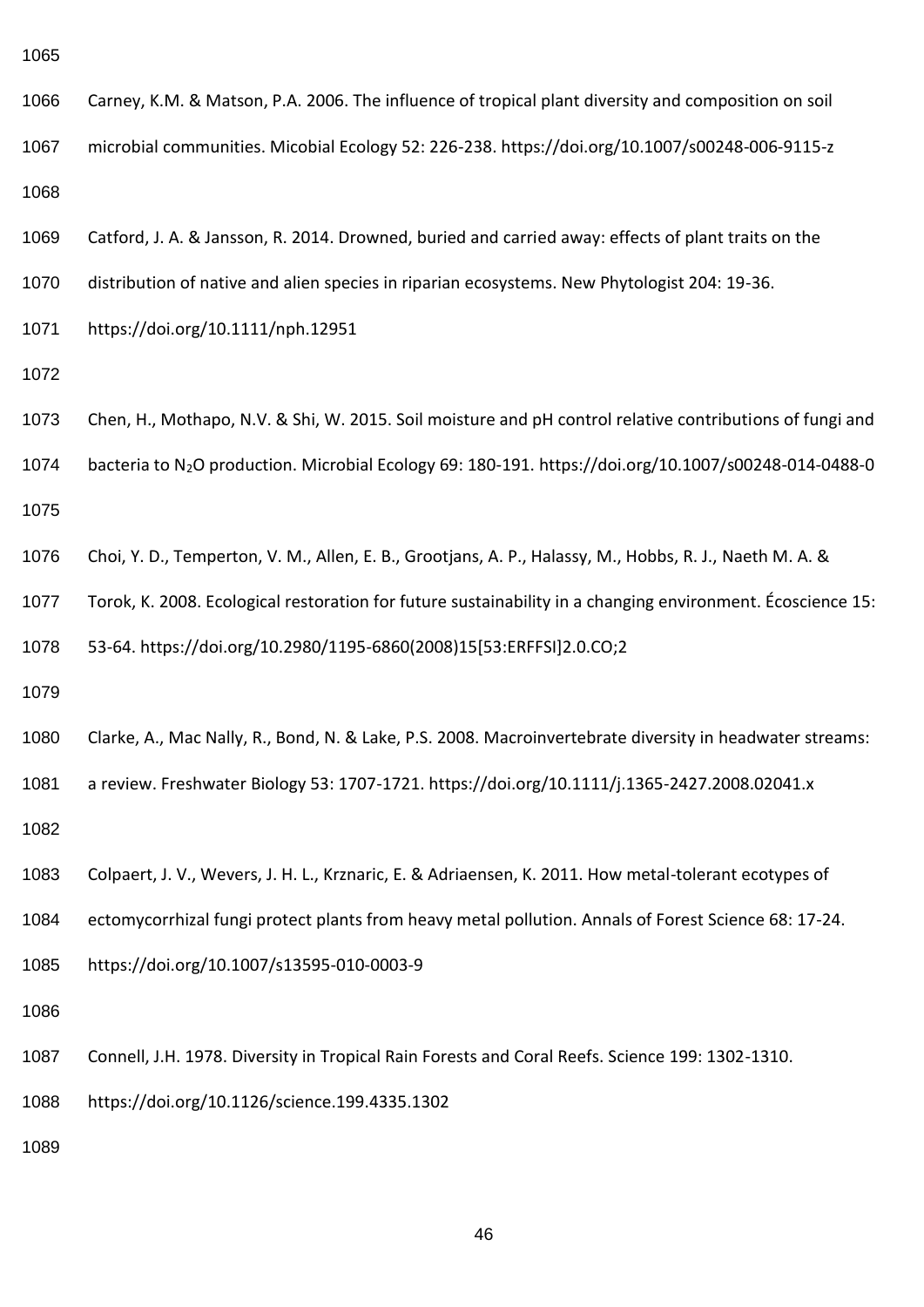Carney, K.M. & Matson, P.A. 2006. The influence of tropical plant diversity and composition on soil microbial communities. Micobial Ecology 52: 226-238. https://doi.org/10.1007/s00248-006-9115-z

Catford, J. A. & Jansson, R. 2014. Drowned, buried and carried away: effects of plant traits on the distribution of native and alien species in riparian ecosystems. New Phytologist 204: 19-36. https://doi.org/10.1111/nph.12951

Chen, H., Mothapo, N.V. & Shi, W. 2015. Soil moisture and pH control relative contributions of fungi and bacteria to $N_2O$ production. Microbial Ecology 69: 180-191. https://doi.org/10.1007/s00248-014-0488-0

Choi, Y. D., Temperton, V. M., Allen, E. B., Grootjans, A. P., Halassy, M., Hobbs, R. J., Naeth M. A. & Torok, K. 2008. Ecological restoration for future sustainability in a changing environment. Écoscience 15: 53-64. https://doi.org/10.2980/1195-6860(2008)15[53:ERFFSI]2.0.CO;2

Clarke, A., Mac Nally, R., Bond, N. & Lake, P.S. 2008. Macroinvertebrate diversity in headwater streams: a review. Freshwater Biology 53: 1707-1721. https://doi.org/10.1111/j.1365-2427.2008.02041.x

Colpaert, J. V., Wevers, J. H. L., Krznaric, E. & Adriaensen, K. 2011. How metal-tolerant ecotypes of ectomycorrhizal fungi protect plants from heavy metal pollution. Annals of Forest Science 68: 17-24. https://doi.org/10.1007/s13595-010-0003-9

Connell, J.H. 1978. Diversity in Tropical Rain Forests and Coral Reefs. Science 199: 1302-1310. https://doi.org/10.1126/science.199.4335.1302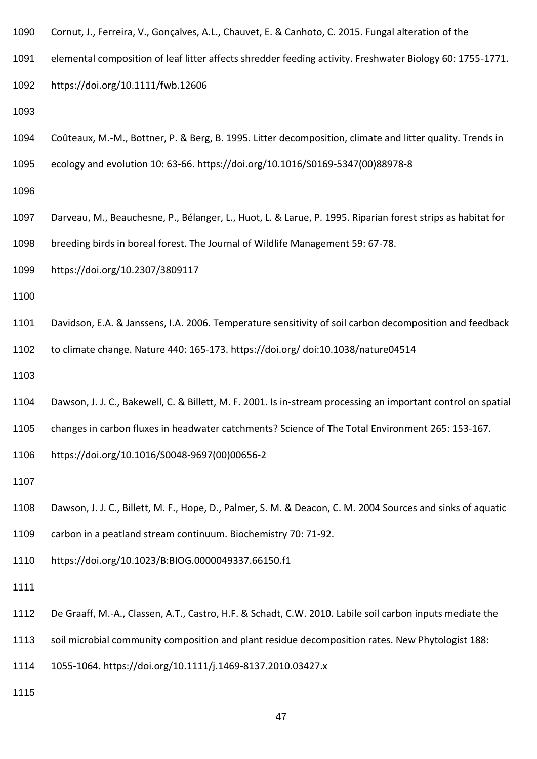Cornut, J., Ferreira, V., Gonçalves, A.L., Chauvet, E. & Canhoto, C. 2015. Fungal alteration of the elemental composition of leaf litter affects shredder feeding activity. Freshwater Biology 60: 1755-1771. https://doi.org/10.1111/fwb.12606

Coûteaux, M.-M., Bottner, P. & Berg, B. 1995. Litter decomposition, climate and litter quality. Trends in ecology and evolution 10: 63-66. https://doi.org/10.1016/S0169-5347(00)88978-8

Darveau, M., Beauchesne, P., Bélanger, L., Huot, L. & Larue, P. 1995. Riparian forest strips as habitat for breeding birds in boreal forest. The Journal of Wildlife Management 59: 67-78. https://doi.org/10.2307/3809117

Davidson, E.A. & Janssens, I.A. 2006. Temperature sensitivity of soil carbon decomposition and feedback to climate change. Nature 440: 165-173. https://doi.org/ doi:10.1038/nature04514

Dawson, J. J. C., Bakewell, C. & Billett, M. F. 2001. Is in-stream processing an important control on spatial changes in carbon fluxes in headwater catchments? Science of The Total Environment 265: 153-167. https://doi.org/10.1016/S0048-9697(00)00656-2

Dawson, J. J. C., Billett, M. F., Hope, D., Palmer, S. M. & Deacon, C. M. 2004 Sources and sinks of aquatic carbon in a peatland stream continuum. Biochemistry 70: 71-92. https://doi.org/10.1023/B:BIOG.0000049337.66150.f1

De Graaff, M.-A., Classen, A.T., Castro, H.F. & Schadt, C.W. 2010. Labile soil carbon inputs mediate the soil microbial community composition and plant residue decomposition rates. New Phytologist 188: 1055-1064. https://doi.org/10.1111/j.1469-8137.2010.03427.x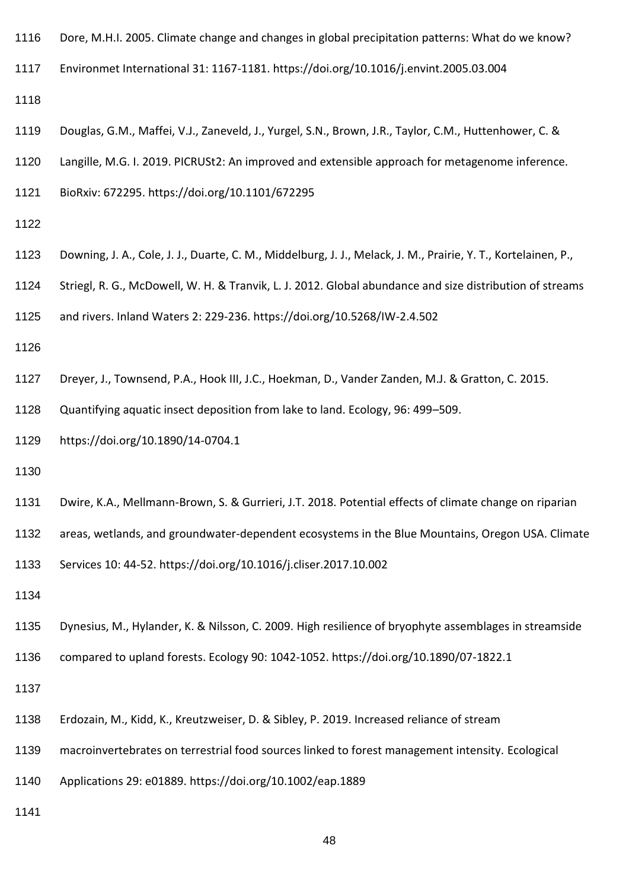Dore, M.H.I. 2005. Climate change and changes in global precipitation patterns: What do we know? Environmet International 31: 1167-1181. https://doi.org/10.1016/j.envint.2005.03.004

Douglas, G.M., Maffei, V.J., Zaneveld, J., Yurgel, S.N., Brown, J.R., Taylor, C.M., Huttenhower, C. & Langille, M.G. I. 2019. PICRUSt2: An improved and extensible approach for metagenome inference. BioRxiv: 672295. https://doi.org/10.1101/672295

Downing, J. A., Cole, J. J., Duarte, C. M., Middelburg, J. J., Melack, J. M., Prairie, Y. T., Kortelainen, P., Striegl, R. G., McDowell, W. H. & Tranvik, L. J. 2012. Global abundance and size distribution of streams and rivers. Inland Waters 2: 229-236. https://doi.org/10.5268/IW-2.4.502

Dreyer, J., Townsend, P.A., Hook III, J.C., Hoekman, D., Vander Zanden, M.J. & Gratton, C. 2015. Quantifying aquatic insect deposition from lake to land. Ecology, 96: 499–509. https://doi.org/10.1890/14-0704.1

Dwire, K.A., Mellmann-Brown, S. & Gurrieri, J.T. 2018. Potential effects of climate change on riparian areas, wetlands, and groundwater-dependent ecosystems in the Blue Mountains, Oregon USA. Climate Services 10: 44-52. https://doi.org/10.1016/j.cliser.2017.10.002

Dynesius, M., Hylander, K. & Nilsson, C. 2009. High resilience of bryophyte assemblages in streamside compared to upland forests. Ecology 90: 1042-1052. https://doi.org/10.1890/07-1822.1

Erdozain, M., Kidd, K., Kreutzweiser, D. & Sibley, P. 2019. Increased reliance of stream macroinvertebrates on terrestrial food sources linked to forest management intensity. Ecological Applications 29: e01889. https://doi.org/10.1002/eap.1889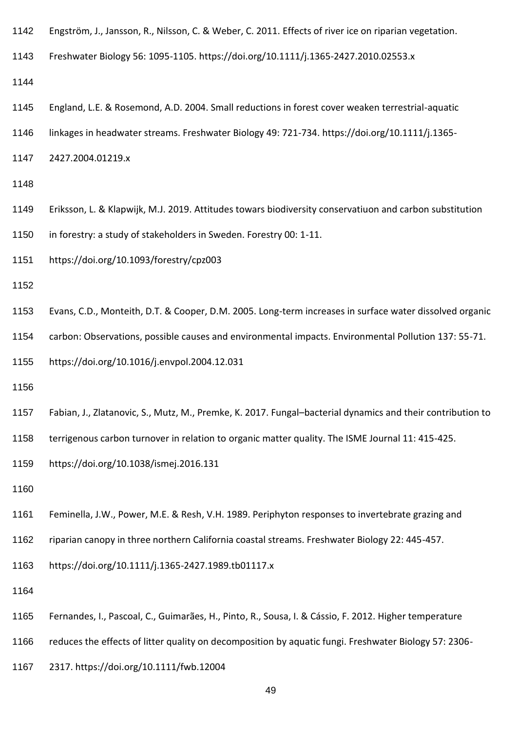Engström, J., Jansson, R., Nilsson, C. & Weber, C. 2011. Effects of river ice on riparian vegetation. Freshwater Biology 56: 1095-1105. https://doi.org/10.1111/j.1365-2427.2010.02553.x

England, L.E. & Rosemond, A.D. 2004. Small reductions in forest cover weaken terrestrial-aquatic linkages in headwater streams. Freshwater Biology 49: 721-734. https://doi.org/10.1111/j.1365-2427.2004.01219.x

Eriksson, L. & Klapwijk, M.J. 2019. Attitudes towars biodiversity conservatiuon and carbon substitution in forestry: a study of stakeholders in Sweden. Forestry 00: 1-11. https://doi.org/10.1093/forestry/cpz003

Evans, C.D., Monteith, D.T. & Cooper, D.M. 2005. Long-term increases in surface water dissolved organic carbon: Observations, possible causes and environmental impacts. Environmental Pollution 137: 55-71. https://doi.org/10.1016/j.envpol.2004.12.031

Fabian, J., Zlatanovic, S., Mutz, M., Premke, K. 2017. Fungal–bacterial dynamics and their contribution to terrigenous carbon turnover in relation to organic matter quality. The ISME Journal 11: 415-425. https://doi.org/10.1038/ismej.2016.131

Feminella, J.W., Power, M.E. & Resh, V.H. 1989. Periphyton responses to invertebrate grazing and riparian canopy in three northern California coastal streams. Freshwater Biology 22: 445-457. https://doi.org/10.1111/j.1365-2427.1989.tb01117.x

Fernandes, I., Pascoal, C., Guimarães, H., Pinto, R., Sousa, I. & Cássio, F. 2012. Higher temperature reduces the effects of litter quality on decomposition by aquatic fungi. Freshwater Biology 57: 2306-2317. https://doi.org/10.1111/fwb.12004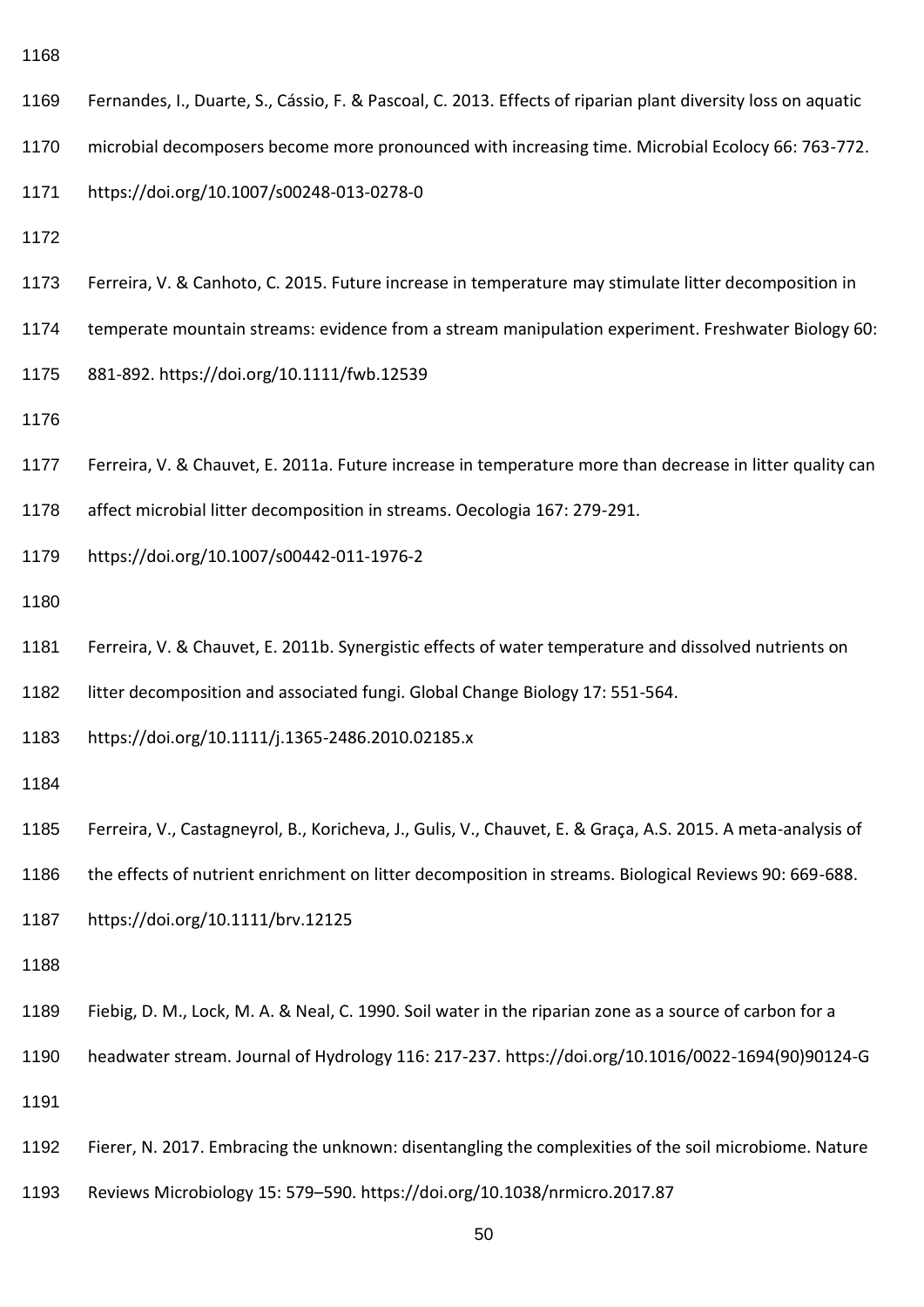Fernandes, I., Duarte, S., Cássio, F. & Pascoal, C. 2013. Effects of riparian plant diversity loss on aquatic microbial decomposers become more pronounced with increasing time. Microbial Ecolocy 66: 763-772. https://doi.org/10.1007/s00248-013-0278-0

Ferreira, V. & Canhoto, C. 2015. Future increase in temperature may stimulate litter decomposition in temperate mountain streams: evidence from a stream manipulation experiment. Freshwater Biology 60: 881-892. https://doi.org/10.1111/fwb.12539

Ferreira, V. & Chauvet, E. 2011a. Future increase in temperature more than decrease in litter quality can affect microbial litter decomposition in streams. Oecologia 167: 279-291. https://doi.org/10.1007/s00442-011-1976-2

Ferreira, V. & Chauvet, E. 2011b. Synergistic effects of water temperature and dissolved nutrients on litter decomposition and associated fungi. Global Change Biology 17: 551-564. https://doi.org/10.1111/j.1365-2486.2010.02185.x

Ferreira, V., Castagneyrol, B., Koricheva, J., Gulis, V., Chauvet, E. & Graça, A.S. 2015. A meta-analysis of the effects of nutrient enrichment on litter decomposition in streams. Biological Reviews 90: 669-688. https://doi.org/10.1111/brv.12125

Fiebig, D. M., Lock, M. A. & Neal, C. 1990. Soil water in the riparian zone as a source of carbon for a headwater stream. Journal of Hydrology 116: 217-237. https://doi.org/10.1016/0022-1694(90)90124-G

Fierer, N. 2017. Embracing the unknown: disentangling the complexities of the soil microbiome. Nature Reviews Microbiology 15: 579–590. https://doi.org/10.1038/nrmicro.2017.87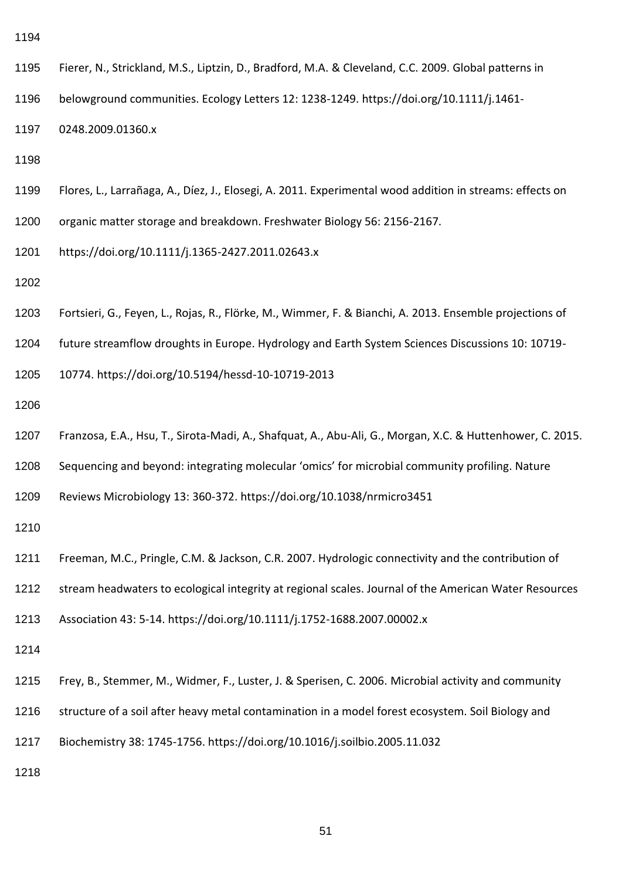Fierer, N., Strickland, M.S., Liptzin, D., Bradford, M.A. & Cleveland, C.C. 2009. Global patterns in belowground communities. Ecology Letters 12: 1238-1249. https://doi.org/10.1111/j.1461-0248.2009.01360.x

Flores, L., Larrañaga, A., Díez, J., Elosegi, A. 2011. Experimental wood addition in streams: effects on organic matter storage and breakdown. Freshwater Biology 56: 2156-2167. https://doi.org/10.1111/j.1365-2427.2011.02643.x

Fortsieri, G., Feyen, L., Rojas, R., Flörke, M., Wimmer, F. & Bianchi, A. 2013. Ensemble projections of future streamflow droughts in Europe. Hydrology and Earth System Sciences Discussions 10: 10719-10774. https://doi.org/10.5194/hessd-10-10719-2013

Franzosa, E.A., Hsu, T., Sirota-Madi, A., Shafquat, A., Abu-Ali, G., Morgan, X.C. & Huttenhower, C. 2015. Sequencing and beyond: integrating molecular 'omics' for microbial community profiling. Nature Reviews Microbiology 13: 360-372. https://doi.org/10.1038/nrmicro3451

Freeman, M.C., Pringle, C.M. & Jackson, C.R. 2007. Hydrologic connectivity and the contribution of stream headwaters to ecological integrity at regional scales. Journal of the American Water Resources Association 43: 5-14. https://doi.org/10.1111/j.1752-1688.2007.00002.x

Frey, B., Stemmer, M., Widmer, F., Luster, J. & Sperisen, C. 2006. Microbial activity and community structure of a soil after heavy metal contamination in a model forest ecosystem. Soil Biology and Biochemistry 38: 1745-1756. https://doi.org/10.1016/j.soilbio.2005.11.032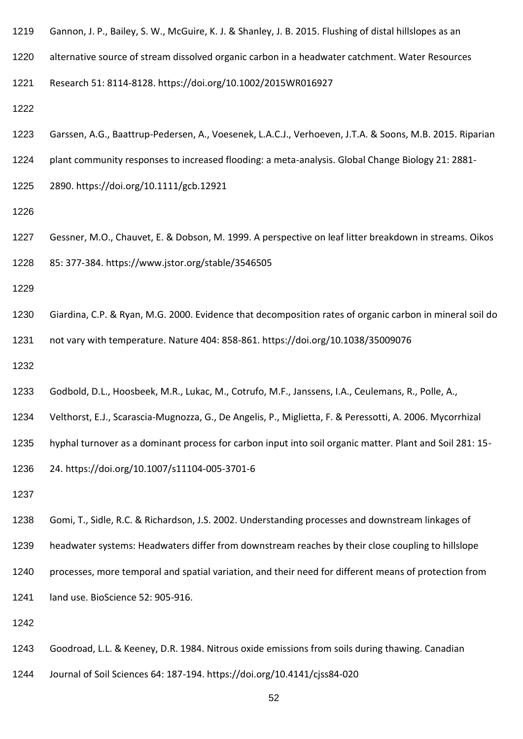Gannon, J. P., Bailey, S. W., McGuire, K. J. & Shanley, J. B. 2015. Flushing of distal hillslopes as an alternative source of stream dissolved organic carbon in a headwater catchment. Water Resources Research 51: 8114-8128. https://doi.org/10.1002/2015WR016927

Garssen, A.G., Baattrup-Pedersen, A., Voesenek, L.A.C.J., Verhoeven, J.T.A. & Soons, M.B. 2015. Riparian plant community responses to increased flooding: a meta-analysis. Global Change Biology 21: 2881-2890. https://doi.org/10.1111/gcb.12921

Gessner, M.O., Chauvet, E. & Dobson, M. 1999. A perspective on leaf litter breakdown in streams. Oikos 85: 377-384. https://www.jstor.org/stable/3546505

Giardina, C.P. & Ryan, M.G. 2000. Evidence that decomposition rates of organic carbon in mineral soil do not vary with temperature. Nature 404: 858-861. https://doi.org/10.1038/35009076

Godbold, D.L., Hoosbeek, M.R., Lukac, M., Cotrufo, M.F., Janssens, I.A., Ceulemans, R., Polle, A., Velthorst, E.J., Scarascia-Mugnozza, G., De Angelis, P., Miglietta, F. & Peressotti, A. 2006. Mycorrhizal hyphal turnover as a dominant process for carbon input into soil organic matter. Plant and Soil 281: 15-24. https://doi.org/10.1007/s11104-005-3701-6

Gomi, T., Sidle, R.C. & Richardson, J.S. 2002. Understanding processes and downstream linkages of headwater systems: Headwaters differ from downstream reaches by their close coupling to hillslope processes, more temporal and spatial variation, and their need for different means of protection from land use. BioScience 52: 905-916.

Goodroad, L.L. & Keeney, D.R. 1984. Nitrous oxide emissions from soils during thawing. Canadian Journal of Soil Sciences 64: 187-194. https://doi.org/10.4141/cjss84-020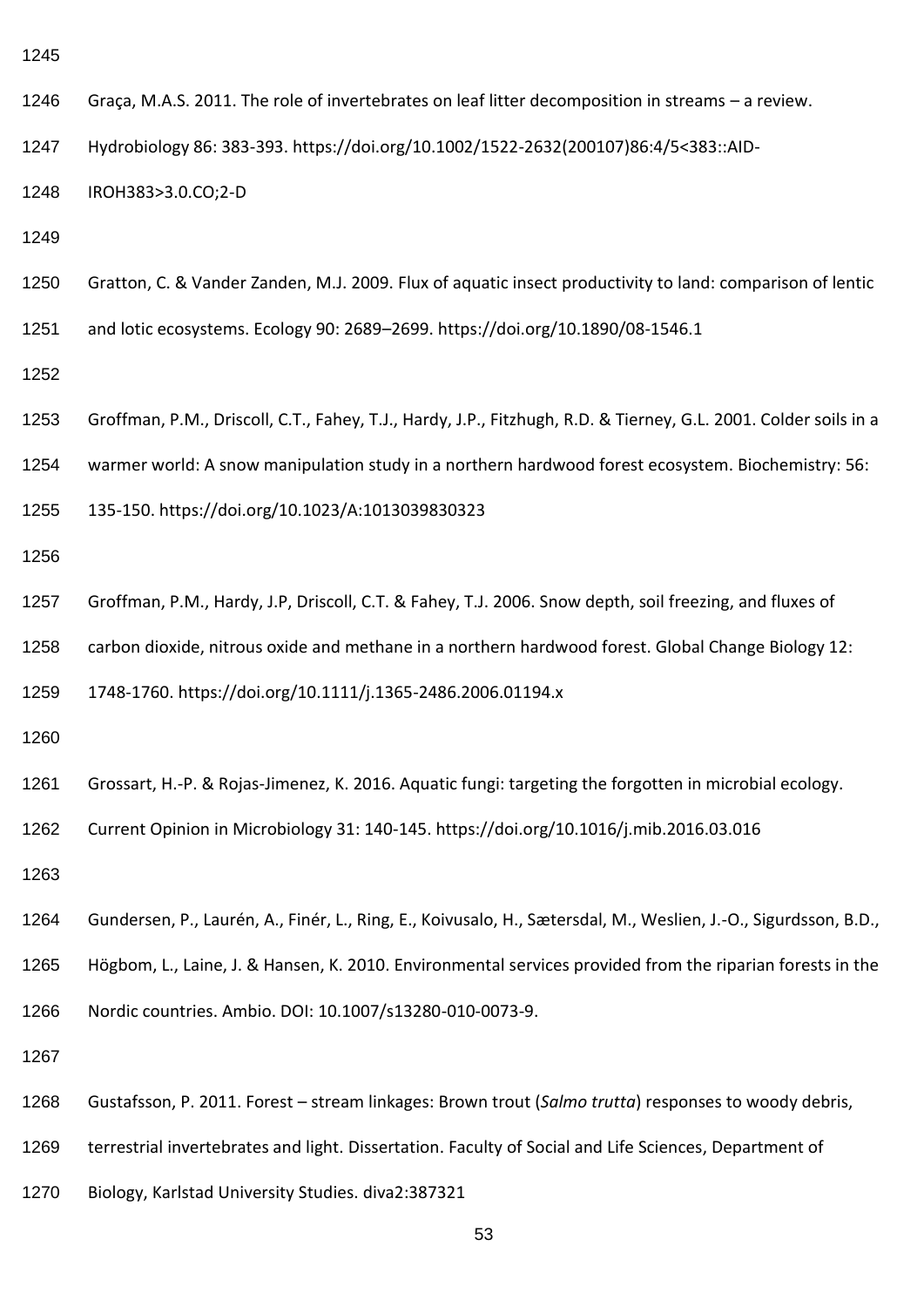Graça, M.A.S. 2011. The role of invertebrates on leaf litter decomposition in streams – a review. Hydrobiology 86: 383-393. https://doi.org/10.1002/1522-2632(200107)86:4/5<383::AID-IROH383>3.0.CO;2-D

Gratton, C. & Vander Zanden, M.J. 2009. Flux of aquatic insect productivity to land: comparison of lentic and lotic ecosystems. Ecology 90: 2689–2699. https://doi.org/10.1890/08-1546.1

Groffman, P.M., Driscoll, C.T., Fahey, T.J., Hardy, J.P., Fitzhugh, R.D. & Tierney, G.L. 2001. Colder soils in a warmer world: A snow manipulation study in a northern hardwood forest ecosystem. Biochemistry: 56: 135-150. https://doi.org/10.1023/A:1013039830323

Groffman, P.M., Hardy, J.P, Driscoll, C.T. & Fahey, T.J. 2006. Snow depth, soil freezing, and fluxes of carbon dioxide, nitrous oxide and methane in a northern hardwood forest. Global Change Biology 12: 1748-1760. https://doi.org/10.1111/j.1365-2486.2006.01194.x

Grossart, H.-P. & Rojas-Jimenez, K. 2016. Aquatic fungi: targeting the forgotten in microbial ecology. Current Opinion in Microbiology 31: 140-145. https://doi.org/10.1016/j.mib.2016.03.016

Gundersen, P., Laurén, A., Finér, L., Ring, E., Koivusalo, H., Sætersdal, M., Weslien, J.-O., Sigurdsson, B.D., Högbom, L., Laine, J. & Hansen, K. 2010. Environmental services provided from the riparian forests in the Nordic countries. Ambio. DOI: 10.1007/s13280-010-0073-9.

Gustafsson, P. 2011. Forest – stream linkages: Brown trout (*Salmo trutta*) responses to woody debris, terrestrial invertebrates and light. Dissertation. Faculty of Social and Life Sciences, Department of Biology, Karlstad University Studies. diva2:387321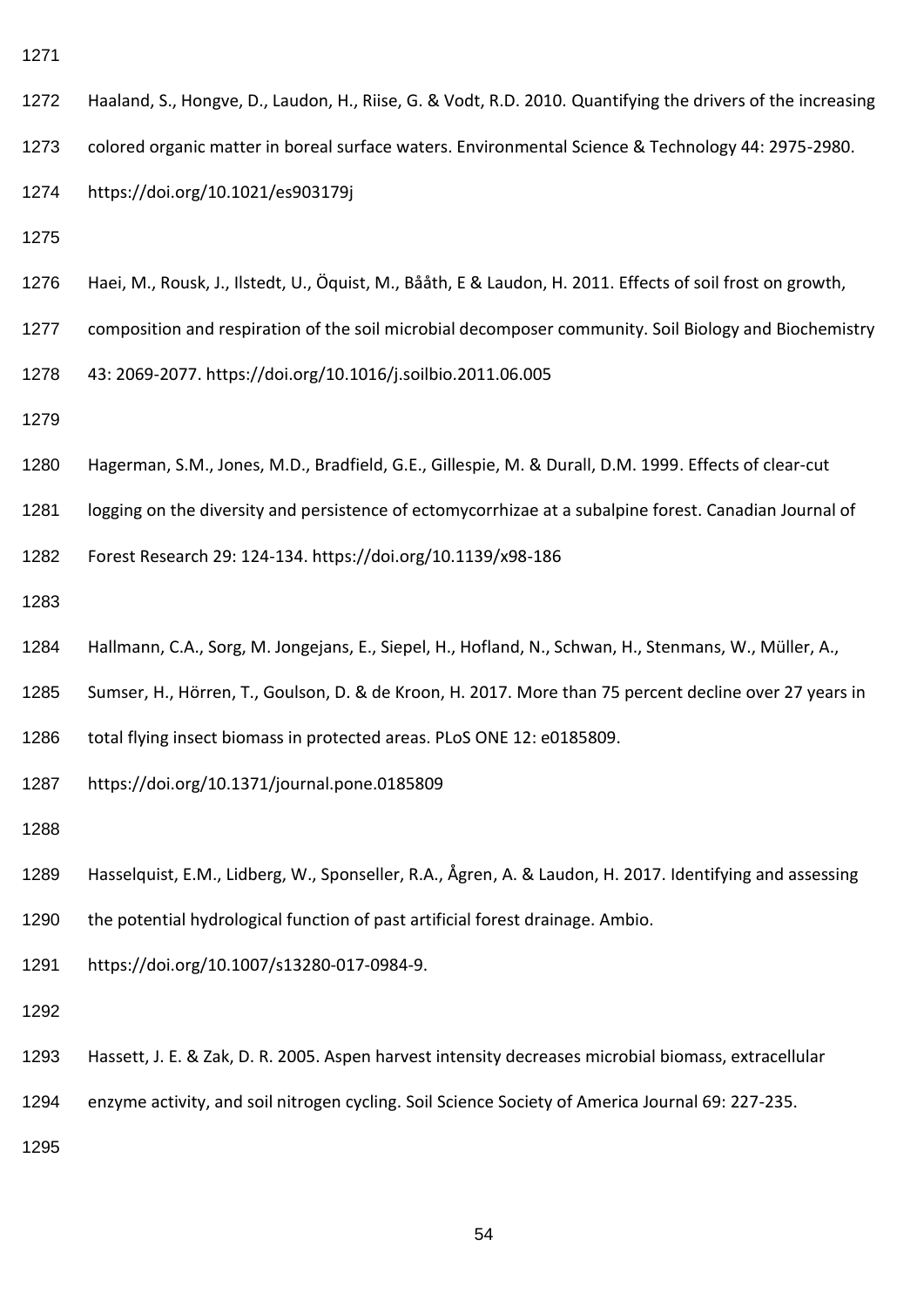Haaland, S., Hongve, D., Laudon, H., Riise, G. & Vodt, R.D. 2010. Quantifying the drivers of the increasing colored organic matter in boreal surface waters. Environmental Science & Technology 44: 2975-2980. https://doi.org/10.1021/es903179j

Haei, M., Rousk, J., Ilstedt, U., Öquist, M., Bååth, E & Laudon, H. 2011. Effects of soil frost on growth, composition and respiration of the soil microbial decomposer community. Soil Biology and Biochemistry 43: 2069-2077. https://doi.org/10.1016/j.soilbio.2011.06.005

Hagerman, S.M., Jones, M.D., Bradfield, G.E., Gillespie, M. & Durall, D.M. 1999. Effects of clear-cut logging on the diversity and persistence of ectomycorrhizae at a subalpine forest. Canadian Journal of Forest Research 29: 124-134. https://doi.org/10.1139/x98-186

Hallmann, C.A., Sorg, M. Jongejans, E., Siepel, H., Hofland, N., Schwan, H., Stenmans, W., Müller, A., Sumser, H., Hörren, T., Goulson, D. & de Kroon, H. 2017. More than 75 percent decline over 27 years in total flying insect biomass in protected areas. PLoS ONE 12: e0185809. https://doi.org/10.1371/journal.pone.0185809

Hasselquist, E.M., Lidberg, W., Sponseller, R.A., Ågren, A. & Laudon, H. 2017. Identifying and assessing the potential hydrological function of past artificial forest drainage. Ambio. https://doi.org/10.1007/s13280-017-0984-9.

Hassett, J. E. & Zak, D. R. 2005. Aspen harvest intensity decreases microbial biomass, extracellular enzyme activity, and soil nitrogen cycling. Soil Science Society of America Journal 69: 227-235.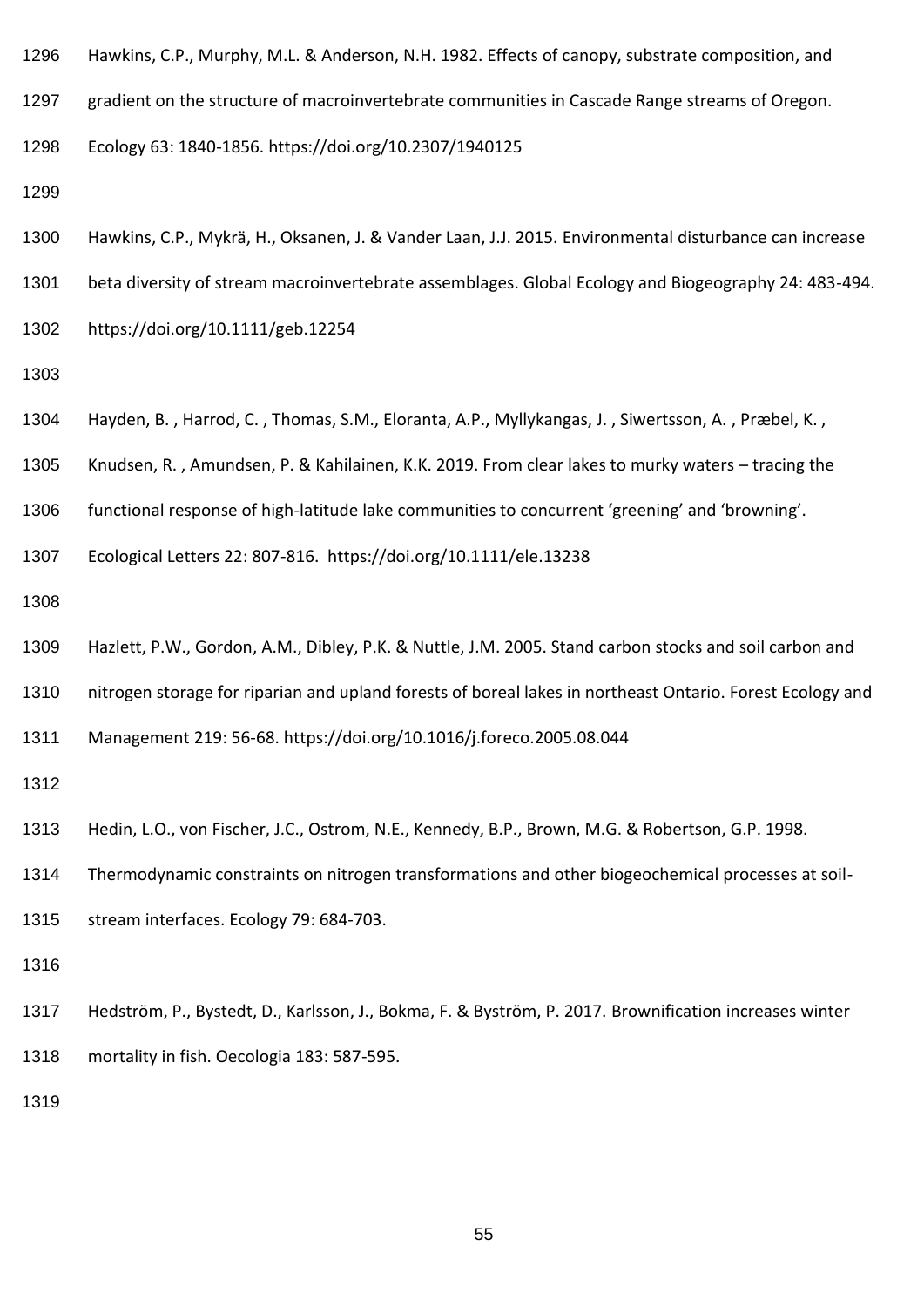Hawkins, C.P., Murphy, M.L. & Anderson, N.H. 1982. Effects of canopy, substrate composition, and gradient on the structure of macroinvertebrate communities in Cascade Range streams of Oregon. Ecology 63: 1840-1856. https://doi.org/10.2307/1940125

Hawkins, C.P., Mykrä, H., Oksanen, J. & Vander Laan, J.J. 2015. Environmental disturbance can increase beta diversity of stream macroinvertebrate assemblages. Global Ecology and Biogeography 24: 483-494. https://doi.org/10.1111/geb.12254

Hayden, B. , Harrod, C. , Thomas, S.M., Eloranta, A.P., Myllykangas, J. , Siwertsson, A. , Præbel, K. , Knudsen, R. , Amundsen, P. & Kahilainen, K.K. 2019. From clear lakes to murky waters – tracing the functional response of high-latitude lake communities to concurrent 'greening' and 'browning'. Ecological Letters 22: 807-816. https://doi.org/10.1111/ele.13238

Hazlett, P.W., Gordon, A.M., Dibley, P.K. & Nuttle, J.M. 2005. Stand carbon stocks and soil carbon and nitrogen storage for riparian and upland forests of boreal lakes in northeast Ontario. Forest Ecology and Management 219: 56-68. https://doi.org/10.1016/j.foreco.2005.08.044

Hedin, L.O., von Fischer, J.C., Ostrom, N.E., Kennedy, B.P., Brown, M.G. & Robertson, G.P. 1998. Thermodynamic constraints on nitrogen transformations and other biogeochemical processes at soil-stream interfaces. Ecology 79: 684-703.

Hedström, P., Bystedt, D., Karlsson, J., Bokma, F. & Byström, P. 2017. Brownification increases winter mortality in fish. Oecologia 183: 587-595.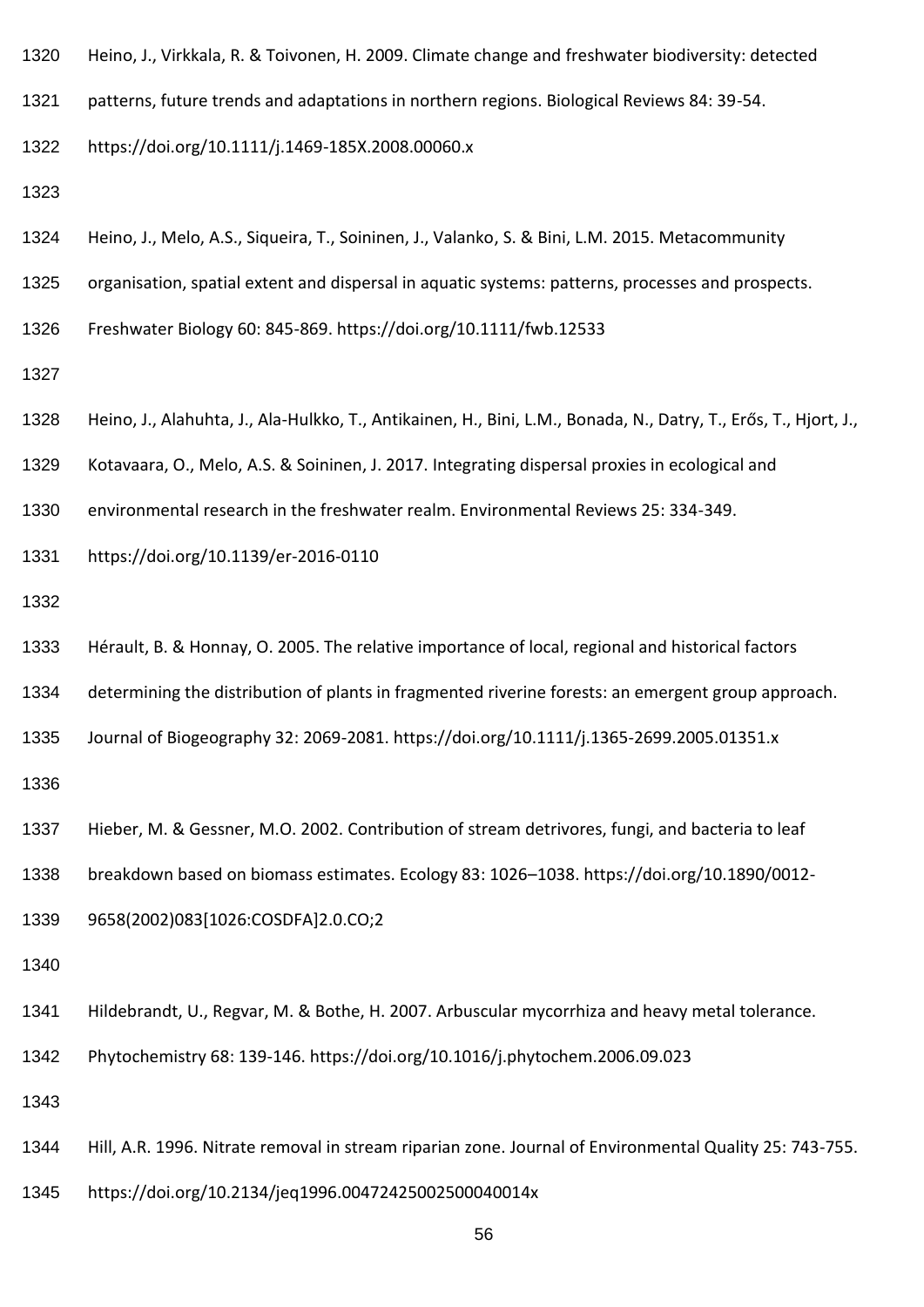Heino, J., Virkkala, R. & Toivonen, H. 2009. Climate change and freshwater biodiversity: detected patterns, future trends and adaptations in northern regions. Biological Reviews 84: 39-54. https://doi.org/10.1111/j.1469-185X.2008.00060.x

Heino, J., Melo, A.S., Siqueira, T., Soininen, J., Valanko, S. & Bini, L.M. 2015. Metacommunity organisation, spatial extent and dispersal in aquatic systems: patterns, processes and prospects. Freshwater Biology 60: 845-869. https://doi.org/10.1111/fwb.12533

Heino, J., Alahuhta, J., Ala-Hulkko, T., Antikainen, H., Bini, L.M., Bonada, N., Datry, T., Erős, T., Hjort, J., Kotavaara, O., Melo, A.S. & Soininen, J. 2017. Integrating dispersal proxies in ecological and environmental research in the freshwater realm. Environmental Reviews 25: 334-349. https://doi.org/10.1139/er-2016-0110

Hérault, B. & Honnay, O. 2005. The relative importance of local, regional and historical factors determining the distribution of plants in fragmented riverine forests: an emergent group approach. Journal of Biogeography 32: 2069-2081. https://doi.org/10.1111/j.1365-2699.2005.01351.x

Hieber, M. & Gessner, M.O. 2002. Contribution of stream detrivores, fungi, and bacteria to leaf breakdown based on biomass estimates. Ecology 83: 1026–1038. https://doi.org/10.1890/0012-9658(2002)083[1026:COSDFA]2.0.CO;2

Hildebrandt, U., Regvar, M. & Bothe, H. 2007. Arbuscular mycorrhiza and heavy metal tolerance. Phytochemistry 68: 139-146. https://doi.org/10.1016/j.phytochem.2006.09.023

Hill, A.R. 1996. Nitrate removal in stream riparian zone. Journal of Environmental Quality 25: 743-755. https://doi.org/10.2134/jeq1996.00472425002500040014x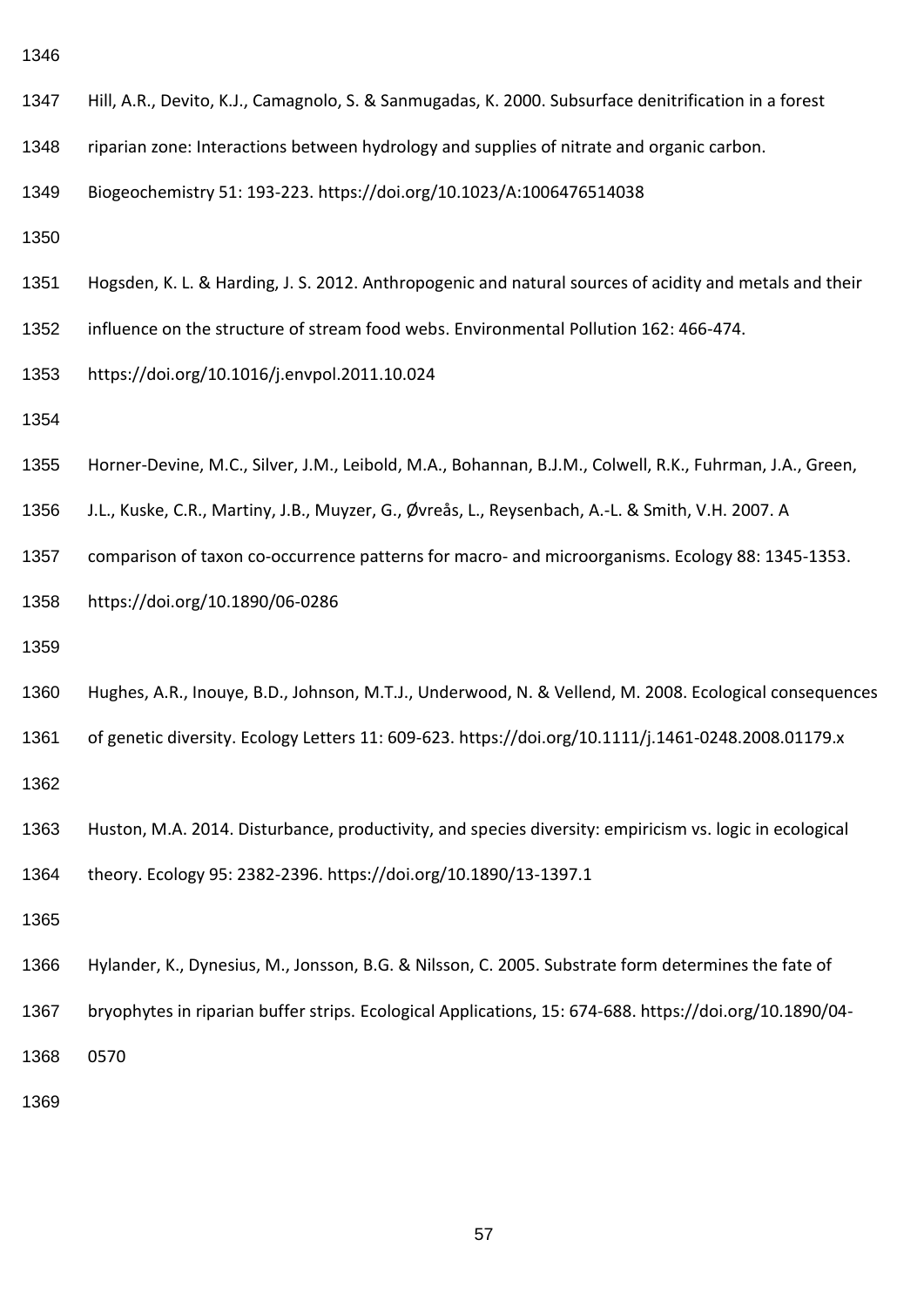Hill, A.R., Devito, K.J., Camagnolo, S. & Sanmugadas, K. 2000. Subsurface denitrification in a forest riparian zone: Interactions between hydrology and supplies of nitrate and organic carbon. Biogeochemistry 51: 193-223. https://doi.org/10.1023/A:1006476514038

Hogsden, K. L. & Harding, J. S. 2012. Anthropogenic and natural sources of acidity and metals and their influence on the structure of stream food webs. Environmental Pollution 162: 466-474. https://doi.org/10.1016/j.envpol.2011.10.024

Horner-Devine, M.C., Silver, J.M., Leibold, M.A., Bohannan, B.J.M., Colwell, R.K., Fuhrman, J.A., Green, J.L., Kuske, C.R., Martiny, J.B., Muyzer, G., Øvreås, L., Reysenbach, A.-L. & Smith, V.H. 2007. A comparison of taxon co-occurrence patterns for macro- and microorganisms. Ecology 88: 1345-1353. https://doi.org/10.1890/06-0286

Hughes, A.R., Inouye, B.D., Johnson, M.T.J., Underwood, N. & Vellend, M. 2008. Ecological consequences of genetic diversity. Ecology Letters 11: 609-623. https://doi.org/10.1111/j.1461-0248.2008.01179.x

Huston, M.A. 2014. Disturbance, productivity, and species diversity: empiricism vs. logic in ecological theory. Ecology 95: 2382-2396. https://doi.org/10.1890/13-1397.1

Hylander, K., Dynesius, M., Jonsson, B.G. & Nilsson, C. 2005. Substrate form determines the fate of bryophytes in riparian buffer strips. Ecological Applications, 15: 674-688. https://doi.org/10.1890/04-0570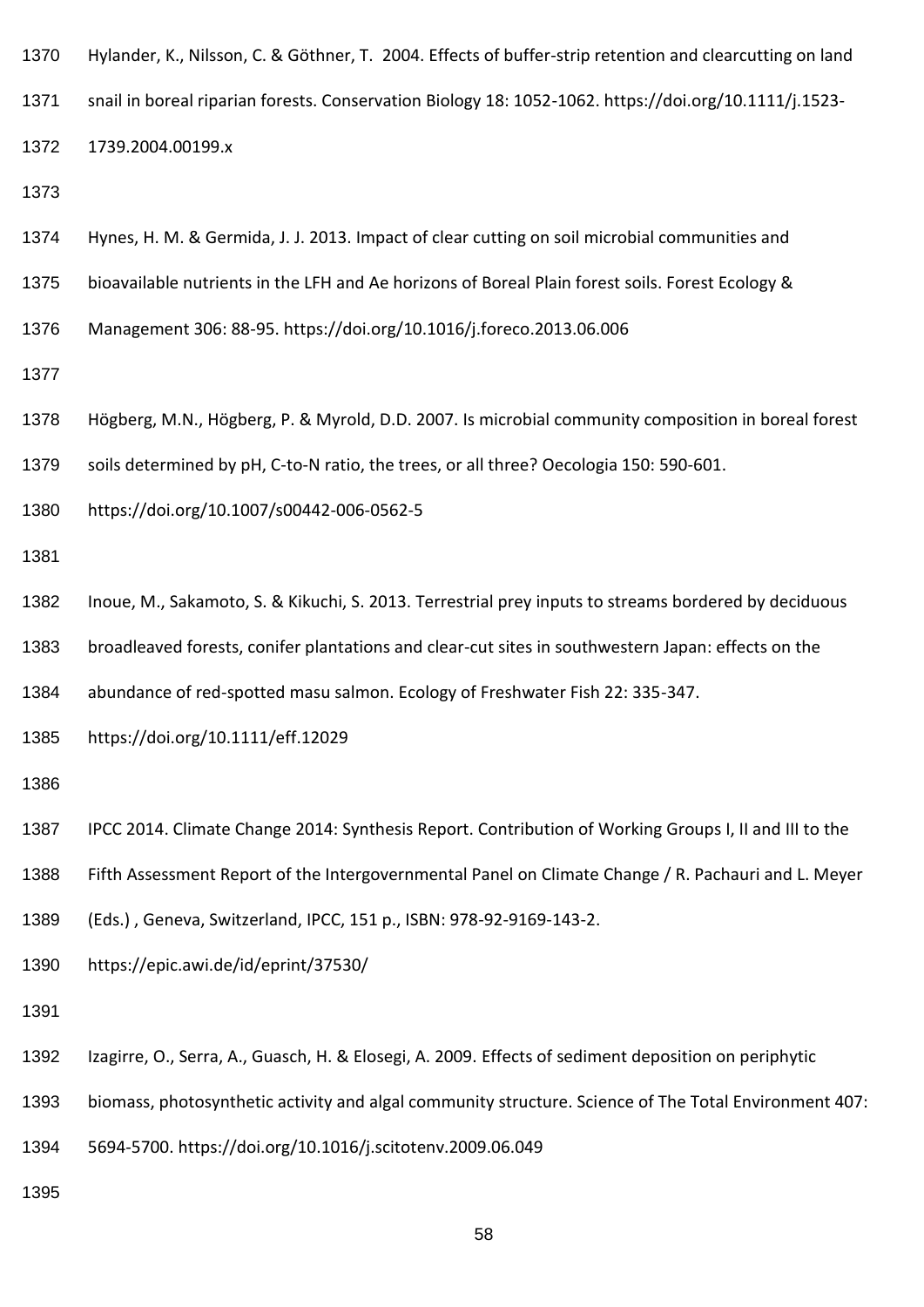Hylander, K., Nilsson, C. & Göthner, T. 2004. Effects of buffer-strip retention and clearcutting on land snail in boreal riparian forests. Conservation Biology 18: 1052-1062. https://doi.org/10.1111/j.1523-1739.2004.00199.x

Hynes, H. M. & Germida, J. J. 2013. Impact of clear cutting on soil microbial communities and bioavailable nutrients in the LFH and Ae horizons of Boreal Plain forest soils. Forest Ecology & Management 306: 88-95. https://doi.org/10.1016/j.foreco.2013.06.006

Högberg, M.N., Högberg, P. & Myrold, D.D. 2007. Is microbial community composition in boreal forest soils determined by pH, C-to-N ratio, the trees, or all three? Oecologia 150: 590-601. https://doi.org/10.1007/s00442-006-0562-5

Inoue, M., Sakamoto, S. & Kikuchi, S. 2013. Terrestrial prey inputs to streams bordered by deciduous broadleaved forests, conifer plantations and clear-cut sites in southwestern Japan: effects on the abundance of red-spotted masu salmon. Ecology of Freshwater Fish 22: 335-347. https://doi.org/10.1111/eff.12029

IPCC 2014. Climate Change 2014: Synthesis Report. Contribution of Working Groups I, II and III to the Fifth Assessment Report of the Intergovernmental Panel on Climate Change / R. Pachauri and L. Meyer (Eds.) , Geneva, Switzerland, IPCC, 151 p., ISBN: 978-92-9169-143-2. https://epic.awi.de/id/eprint/37530/

Izagirre, O., Serra, A., Guasch, H. & Elosegi, A. 2009. Effects of sediment deposition on periphytic biomass, photosynthetic activity and algal community structure. Science of The Total Environment 407: 5694-5700. https://doi.org/10.1016/j.scitotenv.2009.06.049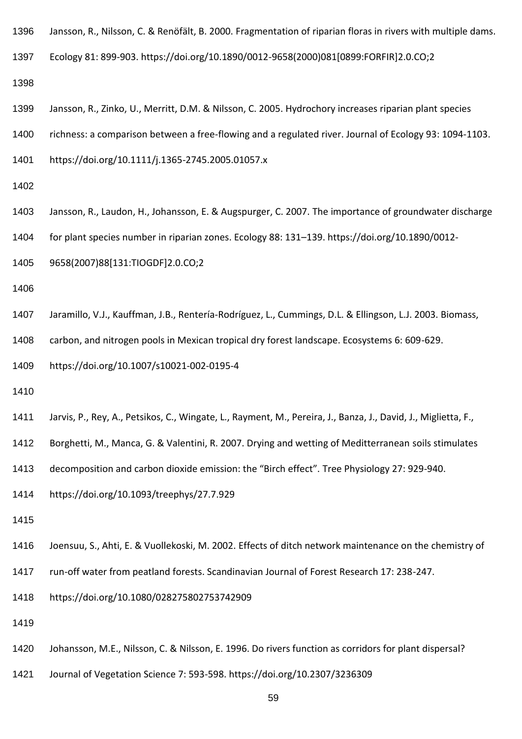Jansson, R., Nilsson, C. & Renöfält, B. 2000. Fragmentation of riparian floras in rivers with multiple dams. Ecology 81: 899-903. https://doi.org/10.1890/0012-9658(2000)081[0899:FORFIR]2.0.CO;2

Jansson, R., Zinko, U., Merritt, D.M. & Nilsson, C. 2005. Hydrochory increases riparian plant species richness: a comparison between a free-flowing and a regulated river. Journal of Ecology 93: 1094-1103. https://doi.org/10.1111/j.1365-2745.2005.01057.x

Jansson, R., Laudon, H., Johansson, E. & Augspurger, C. 2007. The importance of groundwater discharge for plant species number in riparian zones. Ecology 88: 131–139. https://doi.org/10.1890/0012-9658(2007)88[131:TIOGDF]2.0.CO;2

Jaramillo, V.J., Kauffman, J.B., Rentería-Rodríguez, L., Cummings, D.L. & Ellingson, L.J. 2003. Biomass, carbon, and nitrogen pools in Mexican tropical dry forest landscape. Ecosystems 6: 609-629. https://doi.org/10.1007/s10021-002-0195-4

Jarvis, P., Rey, A., Petsikos, C., Wingate, L., Rayment, M., Pereira, J., Banza, J., David, J., Miglietta, F., Borghetti, M., Manca, G. & Valentini, R. 2007. Drying and wetting of Meditterranean soils stimulates decomposition and carbon dioxide emission: the "Birch effect". Tree Physiology 27: 929-940. https://doi.org/10.1093/treephys/27.7.929

Joensuu, S., Ahti, E. & Vuollekoski, M. 2002. Effects of ditch network maintenance on the chemistry of run-off water from peatland forests. Scandinavian Journal of Forest Research 17: 238-247. https://doi.org/10.1080/028275802753742909

Johansson, M.E., Nilsson, C. & Nilsson, E. 1996. Do rivers function as corridors for plant dispersal? Journal of Vegetation Science 7: 593-598. https://doi.org/10.2307/3236309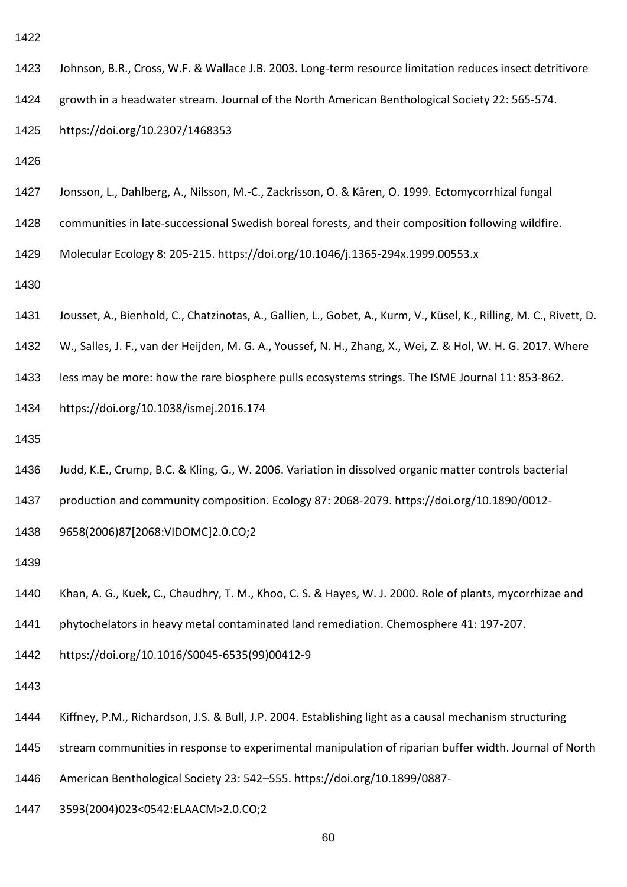Johnson, B.R., Cross, W.F. & Wallace J.B. 2003. Long-term resource limitation reduces insect detritivore growth in a headwater stream. Journal of the North American Benthological Society 22: 565-574. https://doi.org/10.2307/1468353

Jonsson, L., Dahlberg, A., Nilsson, M.-C., Zackrisson, O. & Kåren, O. 1999. Ectomycorrhizal fungal communities in late-successional Swedish boreal forests, and their composition following wildfire. Molecular Ecology 8: 205-215. https://doi.org/10.1046/j.1365-294x.1999.00553.x

Jousset, A., Bienhold, C., Chatzinotas, A., Gallien, L., Gobet, A., Kurm, V., Küsel, K., Rilling, M. C., Rivett, D. W., Salles, J. F., van der Heijden, M. G. A., Youssef, N. H., Zhang, X., Wei, Z. & Hol, W. H. G. 2017. Where less may be more: how the rare biosphere pulls ecosystems strings. The ISME Journal 11: 853-862. https://doi.org/10.1038/ismej.2016.174

Judd, K.E., Crump, B.C. & Kling, G., W. 2006. Variation in dissolved organic matter controls bacterial production and community composition. Ecology 87: 2068-2079. https://doi.org/10.1890/0012-9658(2006)87[2068:VIDOMC]2.0.CO;2

Khan, A. G., Kuek, C., Chaudhry, T. M., Khoo, C. S. & Hayes, W. J. 2000. Role of plants, mycorrhizae and phytochelators in heavy metal contaminated land remediation. Chemosphere 41: 197-207. https://doi.org/10.1016/S0045-6535(99)00412-9

Kiffney, P.M., Richardson, J.S. & Bull, J.P. 2004. Establishing light as a causal mechanism structuring stream communities in response to experimental manipulation of riparian buffer width. Journal of North American Benthological Society 23: 542–555. https://doi.org/10.1899/0887-3593(2004)023<0542:ELAACM>2.0.CO;2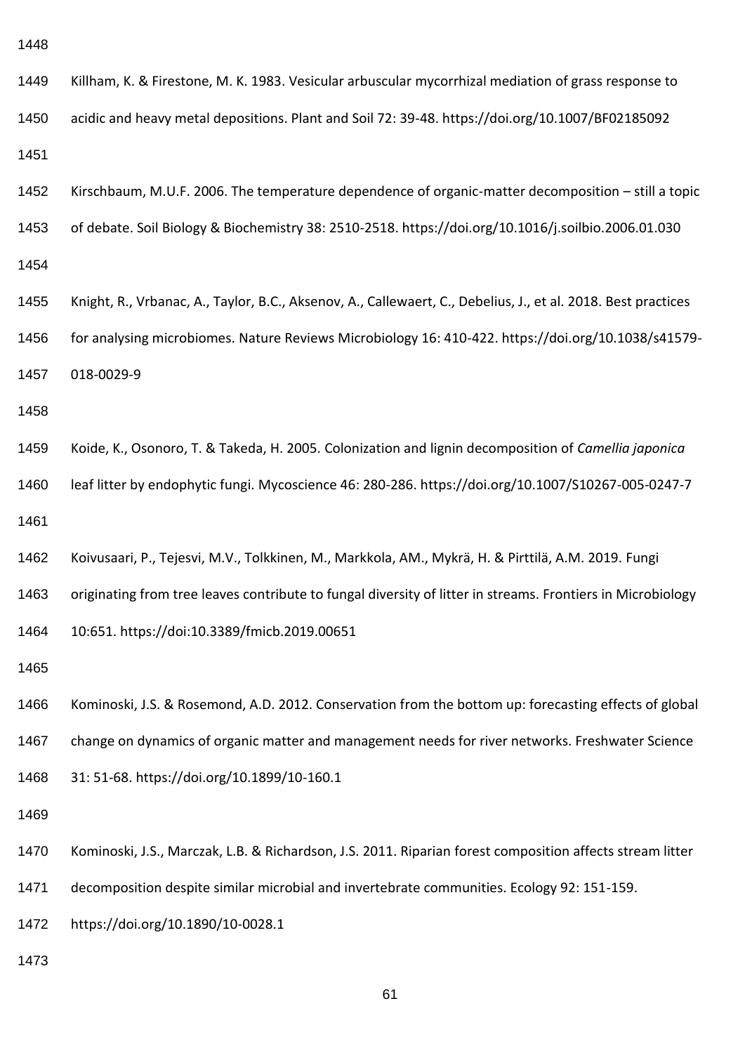Killham, K. & Firestone, M. K. 1983. Vesicular arbuscular mycorrhizal mediation of grass response to acidic and heavy metal depositions. Plant and Soil 72: 39-48. https://doi.org/10.1007/BF02185092

Kirschbaum, M.U.F. 2006. The temperature dependence of organic-matter decomposition – still a topic of debate. Soil Biology & Biochemistry 38: 2510-2518. https://doi.org/10.1016/j.soilbio.2006.01.030

Knight, R., Vrbanac, A., Taylor, B.C., Aksenov, A., Callewaert, C., Debelius, J., et al. 2018. Best practices for analysing microbiomes. Nature Reviews Microbiology 16: 410-422. https://doi.org/10.1038/s41579-018-0029-9

Koide, K., Osonoro, T. & Takeda, H. 2005. Colonization and lignin decomposition of *Camellia japonica* leaf litter by endophytic fungi. Mycoscience 46: 280-286. https://doi.org/10.1007/S10267-005-0247-7

Koivusaari, P., Tejesvi, M.V., Tolkkinen, M., Markkola, AM., Mykrä, H. & Pirttilä, A.M. 2019. Fungi originating from tree leaves contribute to fungal diversity of litter in streams. Frontiers in Microbiology 10:651. https://doi:10.3389/fmicb.2019.00651

Kominoski, J.S. & Rosemond, A.D. 2012. Conservation from the bottom up: forecasting effects of global change on dynamics of organic matter and management needs for river networks. Freshwater Science 31: 51-68. https://doi.org/10.1899/10-160.1

Kominoski, J.S., Marczak, L.B. & Richardson, J.S. 2011. Riparian forest composition affects stream litter decomposition despite similar microbial and invertebrate communities. Ecology 92: 151-159. https://doi.org/10.1890/10-0028.1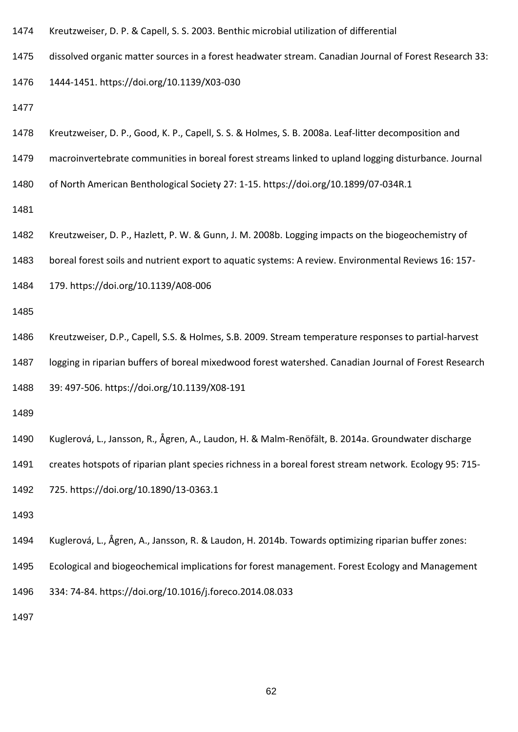Kreutzweiser, D. P. & Capell, S. S. 2003. Benthic microbial utilization of differential dissolved organic matter sources in a forest headwater stream. Canadian Journal of Forest Research 33: 1444-1451. https://doi.org/10.1139/X03-030

Kreutzweiser, D. P., Good, K. P., Capell, S. S. & Holmes, S. B. 2008a. Leaf-litter decomposition and macroinvertebrate communities in boreal forest streams linked to upland logging disturbance. Journal of North American Benthological Society 27: 1-15. https://doi.org/10.1899/07-034R.1

Kreutzweiser, D. P., Hazlett, P. W. & Gunn, J. M. 2008b. Logging impacts on the biogeochemistry of boreal forest soils and nutrient export to aquatic systems: A review. Environmental Reviews 16: 157-179. https://doi.org/10.1139/A08-006

Kreutzweiser, D.P., Capell, S.S. & Holmes, S.B. 2009. Stream temperature responses to partial-harvest logging in riparian buffers of boreal mixedwood forest watershed. Canadian Journal of Forest Research 39: 497-506. https://doi.org/10.1139/X08-191

Kuglerová, L., Jansson, R., Ågren, A., Laudon, H. & Malm-Renöfält, B. 2014a. Groundwater discharge creates hotspots of riparian plant species richness in a boreal forest stream network. Ecology 95: 715-725. https://doi.org/10.1890/13-0363.1

Kuglerová, L., Ågren, A., Jansson, R. & Laudon, H. 2014b. Towards optimizing riparian buffer zones: Ecological and biogeochemical implications for forest management. Forest Ecology and Management 334: 74-84. https://doi.org/10.1016/j.foreco.2014.08.033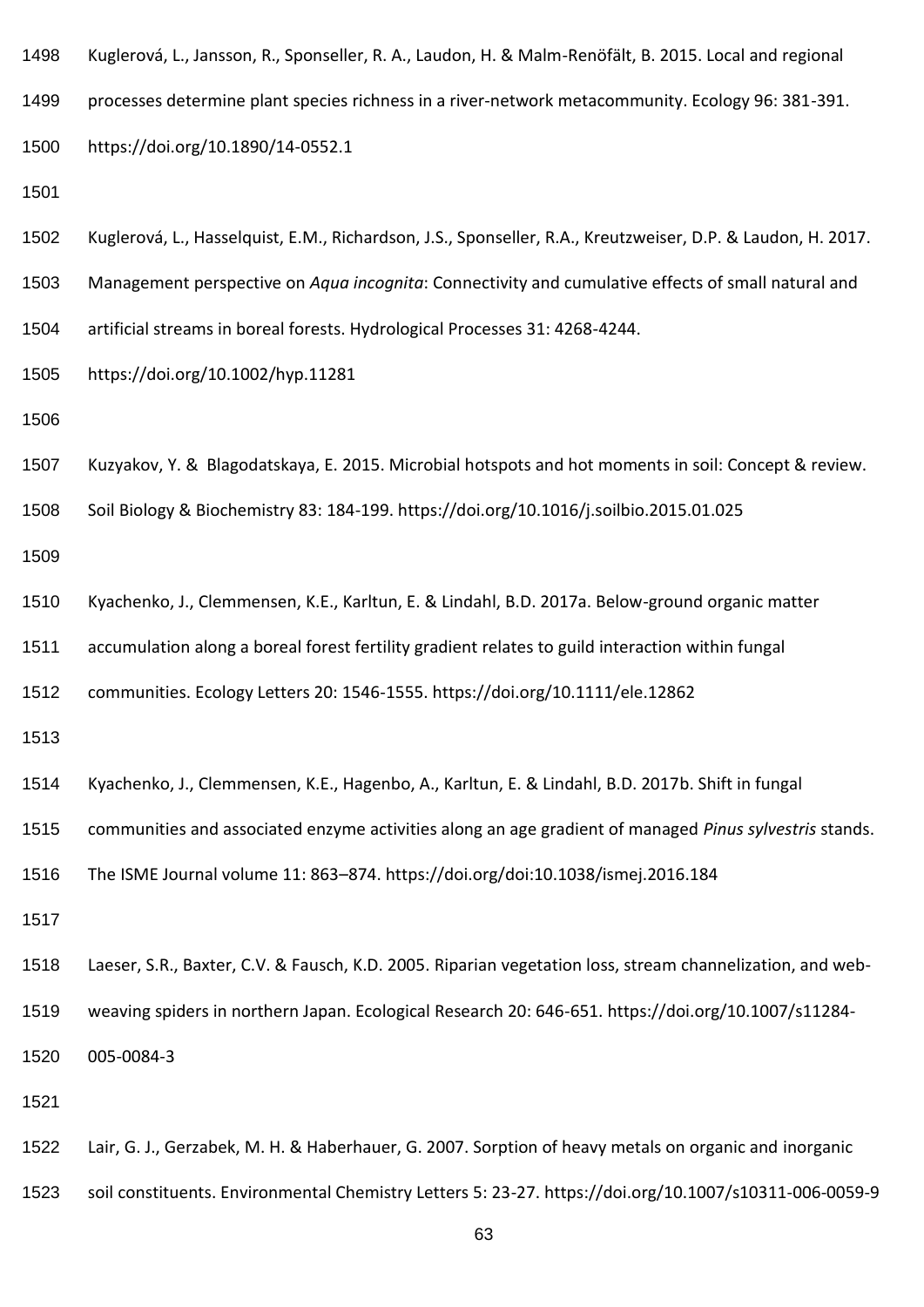Kuglerová, L., Jansson, R., Sponseller, R. A., Laudon, H. & Malm-Renöfält, B. 2015. Local and regional processes determine plant species richness in a river-network metacommunity. Ecology 96: 381-391. https://doi.org/10.1890/14-0552.1

Kuglerová, L., Hasselquist, E.M., Richardson, J.S., Sponseller, R.A., Kreutzweiser, D.P. & Laudon, H. 2017. Management perspective on *Aqua incognita*: Connectivity and cumulative effects of small natural and artificial streams in boreal forests. Hydrological Processes 31: 4268-4244. https://doi.org/10.1002/hyp.11281

Kuzyakov, Y. & Blagodatskaya, E. 2015. Microbial hotspots and hot moments in soil: Concept & review. Soil Biology & Biochemistry 83: 184-199. https://doi.org/10.1016/j.soilbio.2015.01.025

Kyachenko, J., Clemmensen, K.E., Karltun, E. & Lindahl, B.D. 2017a. Below-ground organic matter accumulation along a boreal forest fertility gradient relates to guild interaction within fungal communities. Ecology Letters 20: 1546-1555. https://doi.org/10.1111/ele.12862

Kyachenko, J., Clemmensen, K.E., Hagenbo, A., Karltun, E. & Lindahl, B.D. 2017b. Shift in fungal communities and associated enzyme activities along an age gradient of managed *Pinus sylvestris* stands. The ISME Journal volume 11: 863–874. https://doi.org/doi:10.1038/ismej.2016.184

Laeser, S.R., Baxter, C.V. & Fausch, K.D. 2005. Riparian vegetation loss, stream channelization, and web-weaving spiders in northern Japan. Ecological Research 20: 646-651. https://doi.org/10.1007/s11284-005-0084-3

Lair, G. J., Gerzabek, M. H. & Haberhauer, G. 2007. Sorption of heavy metals on organic and inorganic soil constituents. Environmental Chemistry Letters 5: 23-27. https://doi.org/10.1007/s10311-006-0059-9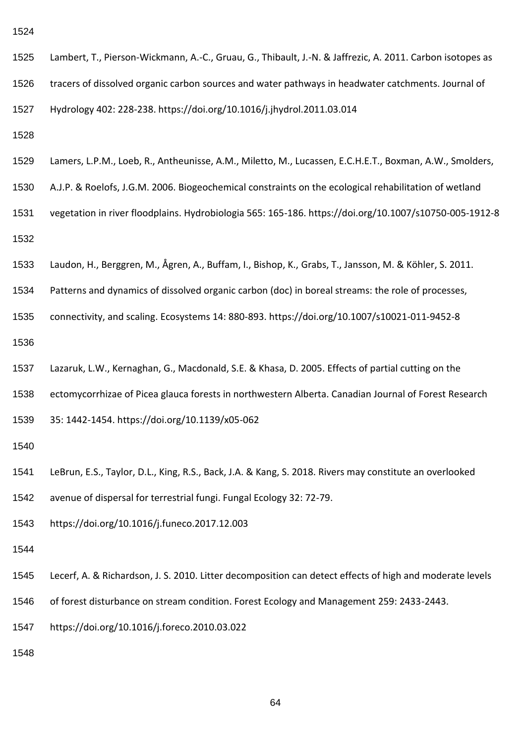Lambert, T., Pierson-Wickmann, A.-C., Gruau, G., Thibault, J.-N. & Jaffrezic, A. 2011. Carbon isotopes as tracers of dissolved organic carbon sources and water pathways in headwater catchments. Journal of Hydrology 402: 228-238. https://doi.org/10.1016/j.jhydrol.2011.03.014

Lamers, L.P.M., Loeb, R., Antheunisse, A.M., Miletto, M., Lucassen, E.C.H.E.T., Boxman, A.W., Smolders, A.J.P. & Roelofs, J.G.M. 2006. Biogeochemical constraints on the ecological rehabilitation of wetland vegetation in river floodplains. Hydrobiologia 565: 165-186. https://doi.org/10.1007/s10750-005-1912-8

Laudon, H., Berggren, M., Ågren, A., Buffam, I., Bishop, K., Grabs, T., Jansson, M. & Köhler, S. 2011. Patterns and dynamics of dissolved organic carbon (doc) in boreal streams: the role of processes, connectivity, and scaling. Ecosystems 14: 880-893. https://doi.org/10.1007/s10021-011-9452-8

Lazaruk, L.W., Kernaghan, G., Macdonald, S.E. & Khasa, D. 2005. Effects of partial cutting on the ectomycorrhizae of Picea glauca forests in northwestern Alberta. Canadian Journal of Forest Research 35: 1442-1454. https://doi.org/10.1139/x05-062

LeBrun, E.S., Taylor, D.L., King, R.S., Back, J.A. & Kang, S. 2018. Rivers may constitute an overlooked avenue of dispersal for terrestrial fungi. Fungal Ecology 32: 72-79. https://doi.org/10.1016/j.funeco.2017.12.003

Lecerf, A. & Richardson, J. S. 2010. Litter decomposition can detect effects of high and moderate levels of forest disturbance on stream condition. Forest Ecology and Management 259: 2433-2443. https://doi.org/10.1016/j.foreco.2010.03.022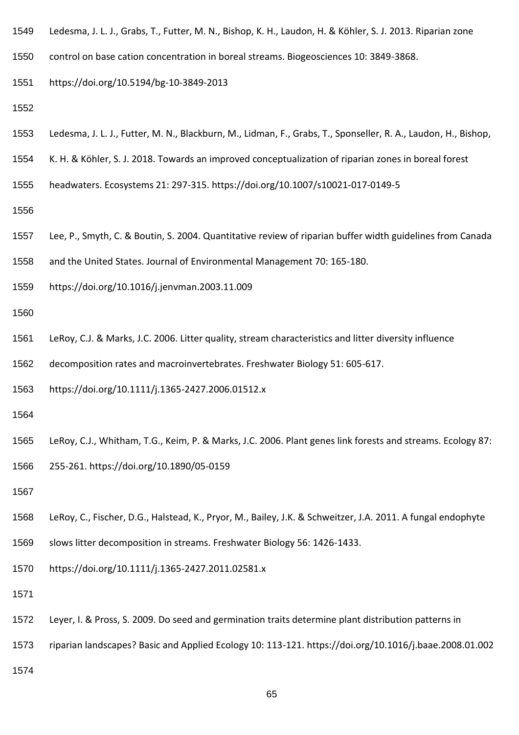Ledesma, J. L. J., Grabs, T., Futter, M. N., Bishop, K. H., Laudon, H. & Köhler, S. J. 2013. Riparian zone control on base cation concentration in boreal streams. Biogeosciences 10: 3849-3868. https://doi.org/10.5194/bg-10-3849-2013

Ledesma, J. L. J., Futter, M. N., Blackburn, M., Lidman, F., Grabs, T., Sponseller, R. A., Laudon, H., Bishop, K. H. & Köhler, S. J. 2018. Towards an improved conceptualization of riparian zones in boreal forest headwaters. Ecosystems 21: 297-315. https://doi.org/10.1007/s10021-017-0149-5

Lee, P., Smyth, C. & Boutin, S. 2004. Quantitative review of riparian buffer width guidelines from Canada and the United States. Journal of Environmental Management 70: 165-180. https://doi.org/10.1016/j.jenvman.2003.11.009

LeRoy, C.J. & Marks, J.C. 2006. Litter quality, stream characteristics and litter diversity influence decomposition rates and macroinvertebrates. Freshwater Biology 51: 605-617. https://doi.org/10.1111/j.1365-2427.2006.01512.x

LeRoy, C.J., Whitham, T.G., Keim, P. & Marks, J.C. 2006. Plant genes link forests and streams. Ecology 87: 255-261. https://doi.org/10.1890/05-0159

LeRoy, C., Fischer, D.G., Halstead, K., Pryor, M., Bailey, J.K. & Schweitzer, J.A. 2011. A fungal endophyte slows litter decomposition in streams. Freshwater Biology 56: 1426-1433. https://doi.org/10.1111/j.1365-2427.2011.02581.x

Leyer, I. & Pross, S. 2009. Do seed and germination traits determine plant distribution patterns in riparian landscapes? Basic and Applied Ecology 10: 113-121. https://doi.org/10.1016/j.baae.2008.01.002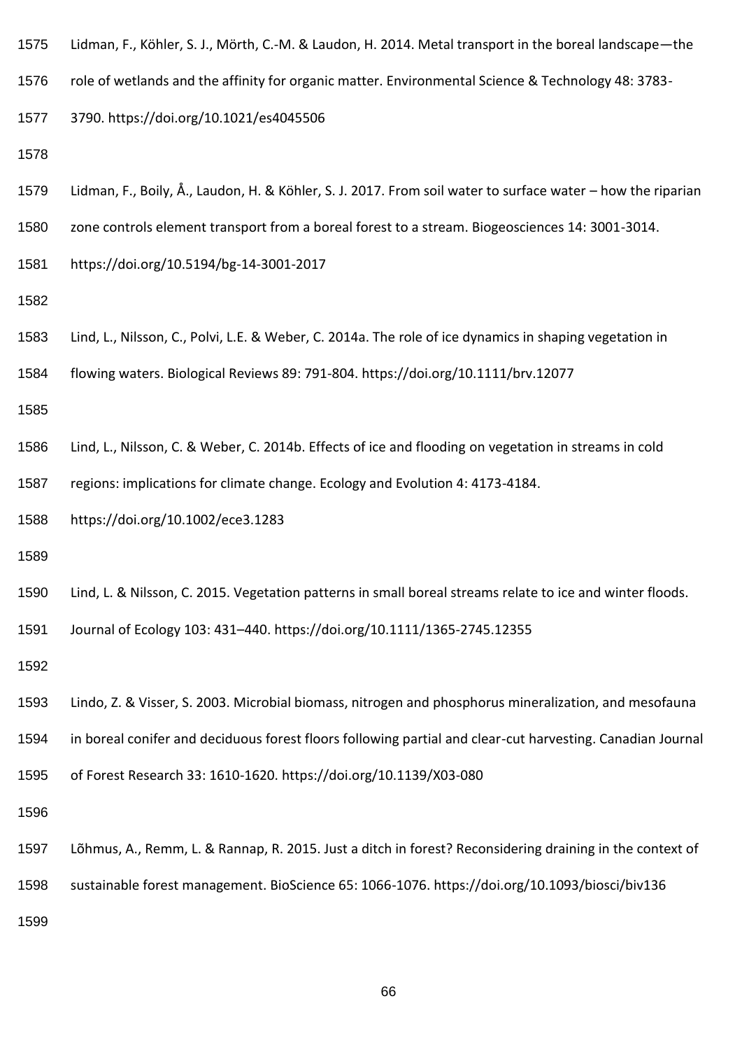Lidman, F., Köhler, S. J., Mörth, C.-M. & Laudon, H. 2014. Metal transport in the boreal landscape—the role of wetlands and the affinity for organic matter. Environmental Science & Technology 48: 3783-3790. https://doi.org/10.1021/es4045506

Lidman, F., Boily, Å., Laudon, H. & Köhler, S. J. 2017. From soil water to surface water – how the riparian zone controls element transport from a boreal forest to a stream. Biogeosciences 14: 3001-3014. https://doi.org/10.5194/bg-14-3001-2017

Lind, L., Nilsson, C., Polvi, L.E. & Weber, C. 2014a. The role of ice dynamics in shaping vegetation in flowing waters. Biological Reviews 89: 791-804. https://doi.org/10.1111/brv.12077

Lind, L., Nilsson, C. & Weber, C. 2014b. Effects of ice and flooding on vegetation in streams in cold regions: implications for climate change. Ecology and Evolution 4: 4173-4184. https://doi.org/10.1002/ece3.1283

Lind, L. & Nilsson, C. 2015. Vegetation patterns in small boreal streams relate to ice and winter floods. Journal of Ecology 103: 431–440. https://doi.org/10.1111/1365-2745.12355

Lindo, Z. & Visser, S. 2003. Microbial biomass, nitrogen and phosphorus mineralization, and mesofauna in boreal conifer and deciduous forest floors following partial and clear-cut harvesting. Canadian Journal of Forest Research 33: 1610-1620. https://doi.org/10.1139/X03-080

Lõhmus, A., Remm, L. & Rannap, R. 2015. Just a ditch in forest? Reconsidering draining in the context of sustainable forest management. BioScience 65: 1066-1076. https://doi.org/10.1093/biosci/biv136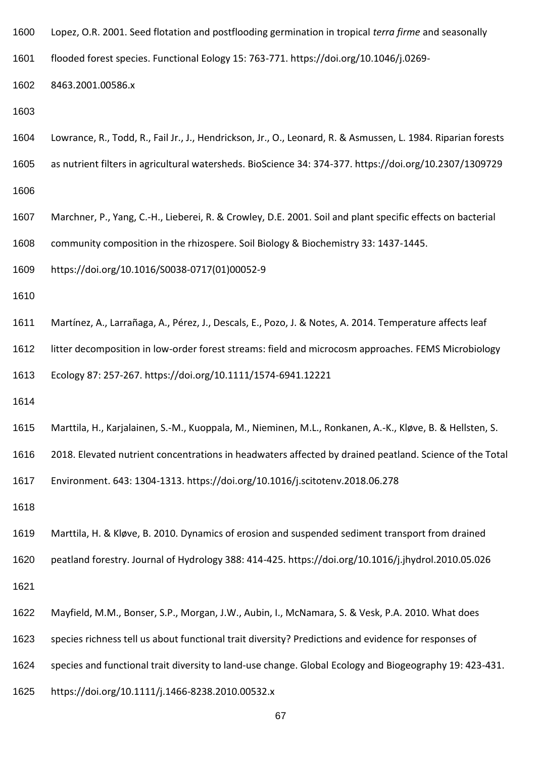Lopez, O.R. 2001. Seed flotation and postflooding germination in tropical *terra firme* and seasonally flooded forest species. Functional Eology 15: 763-771. https://doi.org/10.1046/j.0269-8463.2001.00586.x

Lowrance, R., Todd, R., Fail Jr., J., Hendrickson, Jr., O., Leonard, R. & Asmussen, L. 1984. Riparian forests as nutrient filters in agricultural watersheds. BioScience 34: 374-377. https://doi.org/10.2307/1309729

Marchner, P., Yang, C.-H., Lieberei, R. & Crowley, D.E. 2001. Soil and plant specific effects on bacterial community composition in the rhizospere. Soil Biology & Biochemistry 33: 1437-1445. https://doi.org/10.1016/S0038-0717(01)00052-9

Martínez, A., Larrañaga, A., Pérez, J., Descals, E., Pozo, J. & Notes, A. 2014. Temperature affects leaf litter decomposition in low-order forest streams: field and microcosm approaches. FEMS Microbiology Ecology 87: 257-267. https://doi.org/10.1111/1574-6941.12221

Marttila, H., Karjalainen, S.-M., Kuoppala, M., Nieminen, M.L., Ronkanen, A.-K., Kløve, B. & Hellsten, S. 2018. Elevated nutrient concentrations in headwaters affected by drained peatland. Science of the Total Environment. 643: 1304-1313. https://doi.org/10.1016/j.scitotenv.2018.06.278

Marttila, H. & Kløve, B. 2010. Dynamics of erosion and suspended sediment transport from drained peatland forestry. Journal of Hydrology 388: 414-425. https://doi.org/10.1016/j.jhydrol.2010.05.026

Mayfield, M.M., Bonser, S.P., Morgan, J.W., Aubin, I., McNamara, S. & Vesk, P.A. 2010. What does species richness tell us about functional trait diversity? Predictions and evidence for responses of species and functional trait diversity to land-use change. Global Ecology and Biogeography 19: 423-431. https://doi.org/10.1111/j.1466-8238.2010.00532.x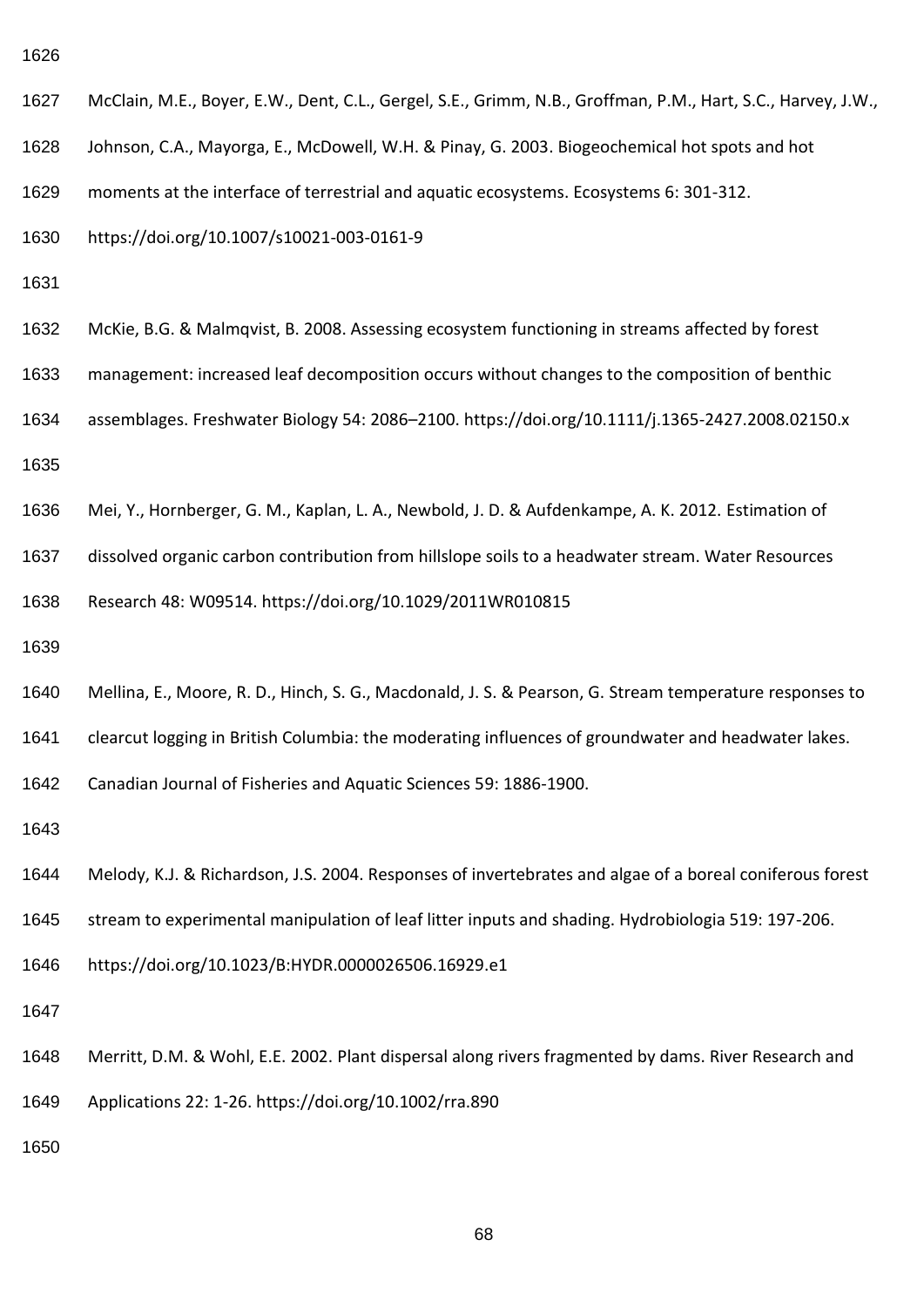McClain, M.E., Boyer, E.W., Dent, C.L., Gergel, S.E., Grimm, N.B., Groffman, P.M., Hart, S.C., Harvey, J.W., Johnson, C.A., Mayorga, E., McDowell, W.H. & Pinay, G. 2003. Biogeochemical hot spots and hot moments at the interface of terrestrial and aquatic ecosystems. Ecosystems 6: 301-312. https://doi.org/10.1007/s10021-003-0161-9

McKie, B.G. & Malmqvist, B. 2008. Assessing ecosystem functioning in streams affected by forest management: increased leaf decomposition occurs without changes to the composition of benthic assemblages. Freshwater Biology 54: 2086–2100. https://doi.org/10.1111/j.1365-2427.2008.02150.x

Mei, Y., Hornberger, G. M., Kaplan, L. A., Newbold, J. D. & Aufdenkampe, A. K. 2012. Estimation of dissolved organic carbon contribution from hillslope soils to a headwater stream. Water Resources Research 48: W09514. https://doi.org/10.1029/2011WR010815

Mellina, E., Moore, R. D., Hinch, S. G., Macdonald, J. S. & Pearson, G. Stream temperature responses to clearcut logging in British Columbia: the moderating influences of groundwater and headwater lakes. Canadian Journal of Fisheries and Aquatic Sciences 59: 1886-1900.

Melody, K.J. & Richardson, J.S. 2004. Responses of invertebrates and algae of a boreal coniferous forest stream to experimental manipulation of leaf litter inputs and shading. Hydrobiologia 519: 197-206. https://doi.org/10.1023/B:HYDR.0000026506.16929.e1

Merritt, D.M. & Wohl, E.E. 2002. Plant dispersal along rivers fragmented by dams. River Research and Applications 22: 1-26. https://doi.org/10.1002/rra.890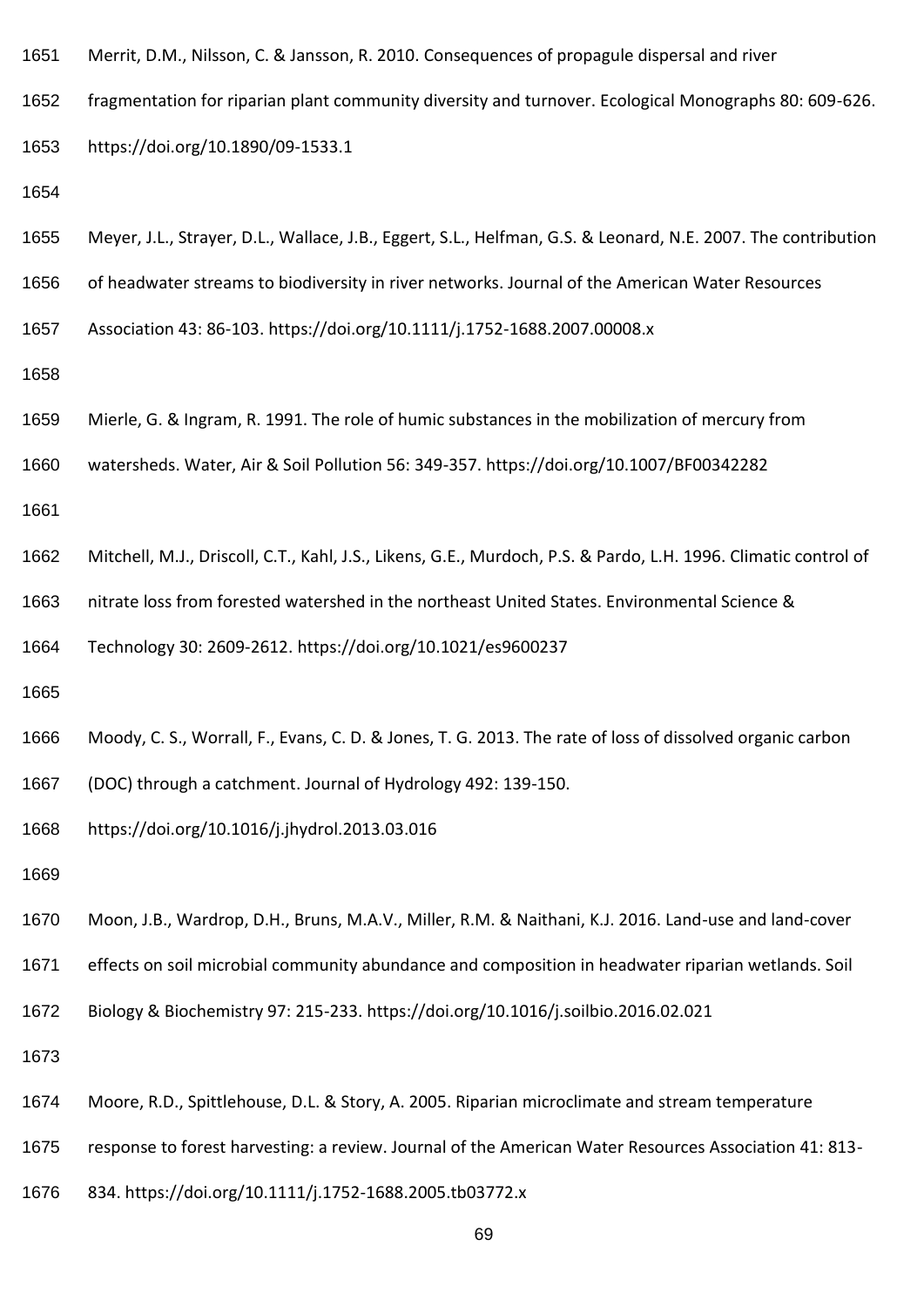Merrit, D.M., Nilsson, C. & Jansson, R. 2010. Consequences of propagule dispersal and river fragmentation for riparian plant community diversity and turnover. Ecological Monographs 80: 609-626. https://doi.org/10.1890/09-1533.1

Meyer, J.L., Strayer, D.L., Wallace, J.B., Eggert, S.L., Helfman, G.S. & Leonard, N.E. 2007. The contribution of headwater streams to biodiversity in river networks. Journal of the American Water Resources Association 43: 86-103. https://doi.org/10.1111/j.1752-1688.2007.00008.x

Mierle, G. & Ingram, R. 1991. The role of humic substances in the mobilization of mercury from watersheds. Water, Air & Soil Pollution 56: 349-357. https://doi.org/10.1007/BF00342282

Mitchell, M.J., Driscoll, C.T., Kahl, J.S., Likens, G.E., Murdoch, P.S. & Pardo, L.H. 1996. Climatic control of nitrate loss from forested watershed in the northeast United States. Environmental Science & Technology 30: 2609-2612. https://doi.org/10.1021/es9600237

Moody, C. S., Worrall, F., Evans, C. D. & Jones, T. G. 2013. The rate of loss of dissolved organic carbon (DOC) through a catchment. Journal of Hydrology 492: 139-150. https://doi.org/10.1016/j.jhydrol.2013.03.016

Moon, J.B., Wardrop, D.H., Bruns, M.A.V., Miller, R.M. & Naithani, K.J. 2016. Land-use and land-cover effects on soil microbial community abundance and composition in headwater riparian wetlands. Soil Biology & Biochemistry 97: 215-233. https://doi.org/10.1016/j.soilbio.2016.02.021

Moore, R.D., Spittlehouse, D.L. & Story, A. 2005. Riparian microclimate and stream temperature response to forest harvesting: a review. Journal of the American Water Resources Association 41: 813-834. https://doi.org/10.1111/j.1752-1688.2005.tb03772.x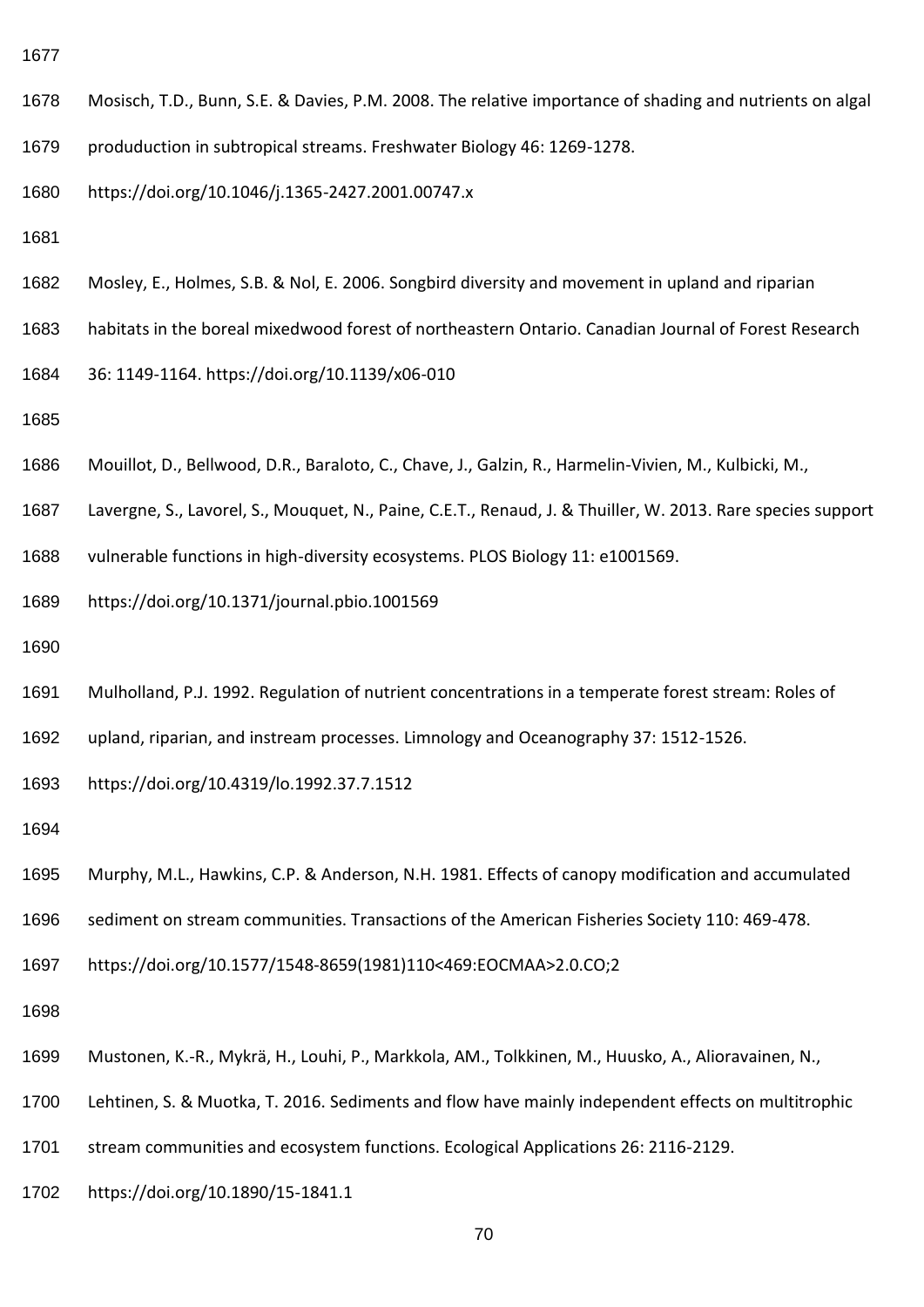Mosisch, T.D., Bunn, S.E. & Davies, P.M. 2008. The relative importance of shading and nutrients on algal produduction in subtropical streams. Freshwater Biology 46: 1269-1278. https://doi.org/10.1046/j.1365-2427.2001.00747.x

Mosley, E., Holmes, S.B. & Nol, E. 2006. Songbird diversity and movement in upland and riparian habitats in the boreal mixedwood forest of northeastern Ontario. Canadian Journal of Forest Research 36: 1149-1164. https://doi.org/10.1139/x06-010

Mouillot, D., Bellwood, D.R., Baraloto, C., Chave, J., Galzin, R., Harmelin-Vivien, M., Kulbicki, M., Lavergne, S., Lavorel, S., Mouquet, N., Paine, C.E.T., Renaud, J. & Thuiller, W. 2013. Rare species support vulnerable functions in high-diversity ecosystems. PLOS Biology 11: e1001569. https://doi.org/10.1371/journal.pbio.1001569

Mulholland, P.J. 1992. Regulation of nutrient concentrations in a temperate forest stream: Roles of upland, riparian, and instream processes. Limnology and Oceanography 37: 1512-1526. https://doi.org/10.4319/lo.1992.37.7.1512

Murphy, M.L., Hawkins, C.P. & Anderson, N.H. 1981. Effects of canopy modification and accumulated sediment on stream communities. Transactions of the American Fisheries Society 110: 469-478. https://doi.org/10.1577/1548-8659(1981)110<469:EOCMAA>2.0.CO;2

Mustonen, K.-R., Mykrä, H., Louhi, P., Markkola, AM., Tolkkinen, M., Huusko, A., Alioravainen, N., Lehtinen, S. & Muotka, T. 2016. Sediments and flow have mainly independent effects on multitrophic stream communities and ecosystem functions. Ecological Applications 26: 2116-2129. https://doi.org/10.1890/15-1841.1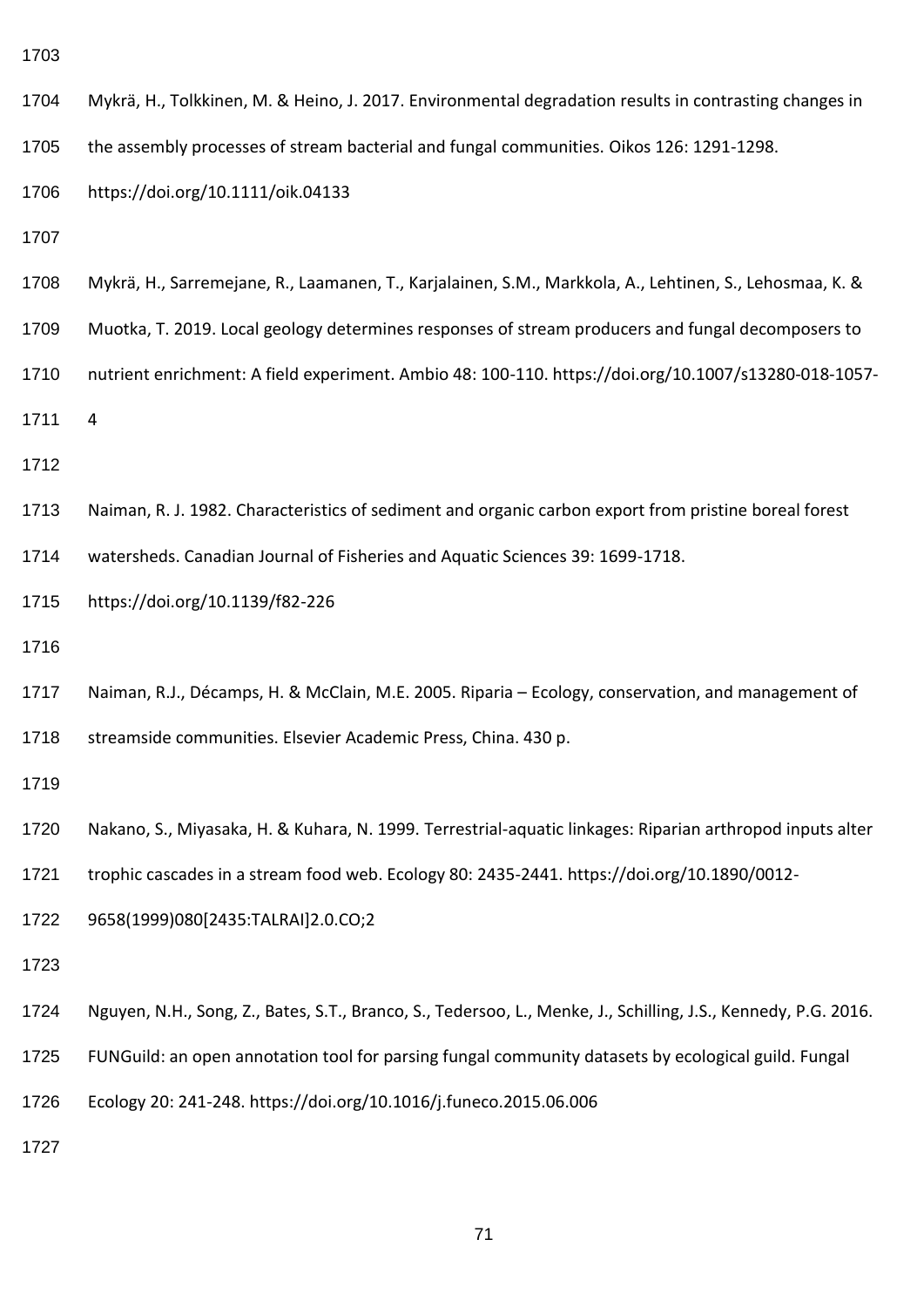Mykrä, H., Tolkkinen, M. & Heino, J. 2017. Environmental degradation results in contrasting changes in the assembly processes of stream bacterial and fungal communities. Oikos 126: 1291-1298. https://doi.org/10.1111/oik.04133

Mykrä, H., Sarremejane, R., Laamanen, T., Karjalainen, S.M., Markkola, A., Lehtinen, S., Lehosmaa, K. & Muotka, T. 2019. Local geology determines responses of stream producers and fungal decomposers to nutrient enrichment: A field experiment. Ambio 48: 100-110. https://doi.org/10.1007/s13280-018-1057-4

Naiman, R. J. 1982. Characteristics of sediment and organic carbon export from pristine boreal forest watersheds. Canadian Journal of Fisheries and Aquatic Sciences 39: 1699-1718. https://doi.org/10.1139/f82-226

Naiman, R.J., Décamps, H. & McClain, M.E. 2005. Riparia – Ecology, conservation, and management of streamside communities. Elsevier Academic Press, China. 430 p.

Nakano, S., Miyasaka, H. & Kuhara, N. 1999. Terrestrial-aquatic linkages: Riparian arthropod inputs alter trophic cascades in a stream food web. Ecology 80: 2435-2441. https://doi.org/10.1890/0012-9658(1999)080[2435:TALRAI]2.0.CO;2

Nguyen, N.H., Song, Z., Bates, S.T., Branco, S., Tedersoo, L., Menke, J., Schilling, J.S., Kennedy, P.G. 2016. FUNGuild: an open annotation tool for parsing fungal community datasets by ecological guild. Fungal Ecology 20: 241-248. https://doi.org/10.1016/j.funeco.2015.06.006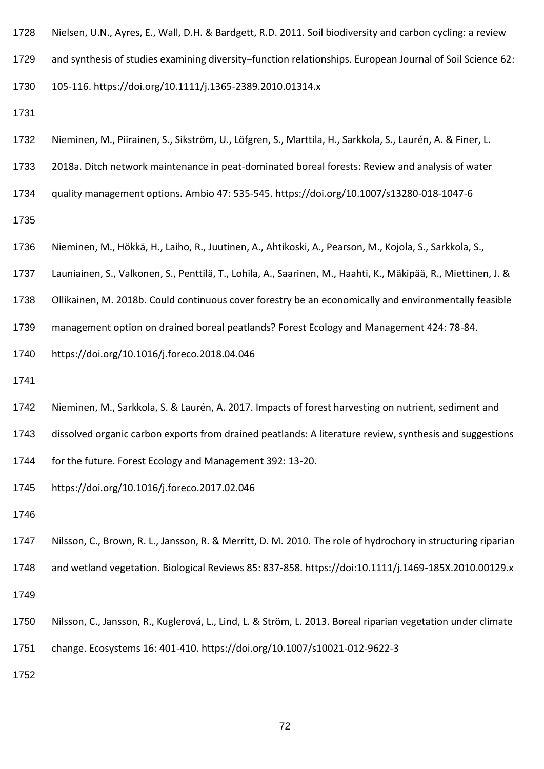Nielsen, U.N., Ayres, E., Wall, D.H. & Bardgett, R.D. 2011. Soil biodiversity and carbon cycling: a review and synthesis of studies examining diversity–function relationships. European Journal of Soil Science 62: 105-116. https://doi.org/10.1111/j.1365-2389.2010.01314.x

Nieminen, M., Piirainen, S., Sikström, U., Löfgren, S., Marttila, H., Sarkkola, S., Laurén, A. & Finer, L. 2018a. Ditch network maintenance in peat-dominated boreal forests: Review and analysis of water quality management options. Ambio 47: 535-545. https://doi.org/10.1007/s13280-018-1047-6

Nieminen, M., Hökkä, H., Laiho, R., Juutinen, A., Ahtikoski, A., Pearson, M., Kojola, S., Sarkkola, S., Launiainen, S., Valkonen, S., Penttilä, T., Lohila, A., Saarinen, M., Haahti, K., Mäkipää, R., Miettinen, J. & Ollikainen, M. 2018b. Could continuous cover forestry be an economically and environmentally feasible management option on drained boreal peatlands? Forest Ecology and Management 424: 78-84. https://doi.org/10.1016/j.foreco.2018.04.046

Nieminen, M., Sarkkola, S. & Laurén, A. 2017. Impacts of forest harvesting on nutrient, sediment and dissolved organic carbon exports from drained peatlands: A literature review, synthesis and suggestions for the future. Forest Ecology and Management 392: 13-20. https://doi.org/10.1016/j.foreco.2017.02.046

Nilsson, C., Brown, R. L., Jansson, R. & Merritt, D. M. 2010. The role of hydrochory in structuring riparian and wetland vegetation. Biological Reviews 85: 837-858. https://doi:10.1111/j.1469-185X.2010.00129.x

Nilsson, C., Jansson, R., Kuglerová, L., Lind, L. & Ström, L. 2013. Boreal riparian vegetation under climate change. Ecosystems 16: 401-410. https://doi.org/10.1007/s10021-012-9622-3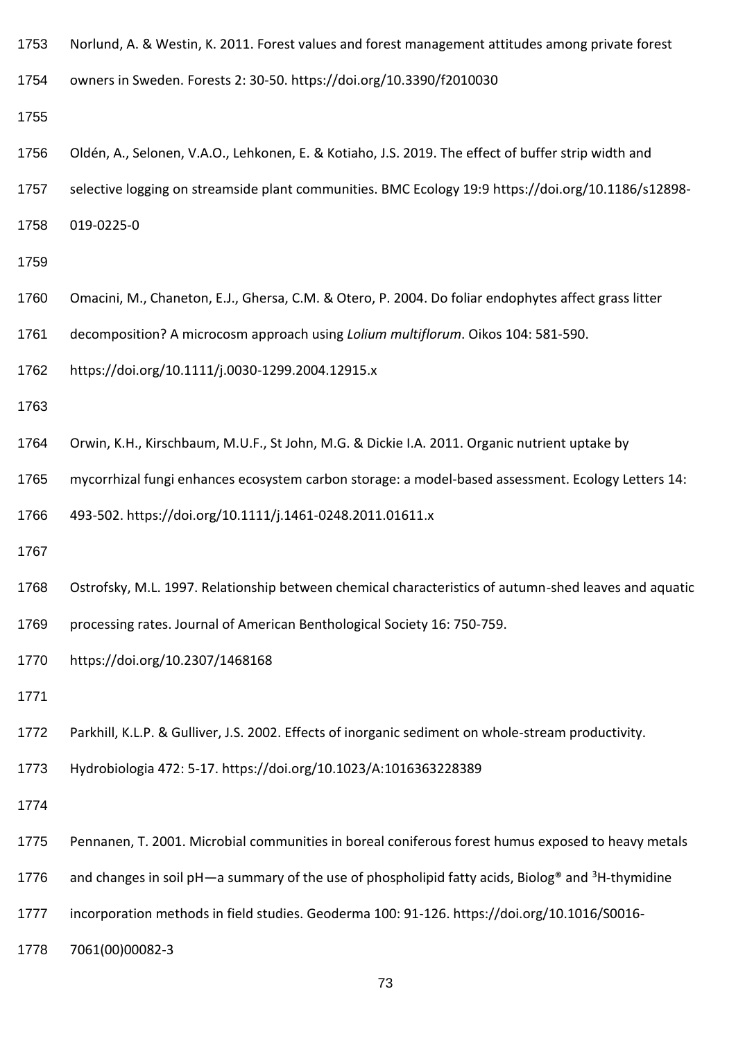Norlund, A. & Westin, K. 2011. Forest values and forest management attitudes among private forest owners in Sweden. Forests 2: 30-50. https://doi.org/10.3390/f2010030

Oldén, A., Selonen, V.A.O., Lehkonen, E. & Kotiaho, J.S. 2019. The effect of buffer strip width and selective logging on streamside plant communities. BMC Ecology 19:9 https://doi.org/10.1186/s12898-019-0225-0

Omacini, M., Chaneton, E.J., Ghersa, C.M. & Otero, P. 2004. Do foliar endophytes affect grass litter decomposition? A microcosm approach using *Lolium multiflorum*. Oikos 104: 581-590. https://doi.org/10.1111/j.0030-1299.2004.12915.x

Orwin, K.H., Kirschbaum, M.U.F., St John, M.G. & Dickie I.A. 2011. Organic nutrient uptake by mycorrhizal fungi enhances ecosystem carbon storage: a model-based assessment. Ecology Letters 14: 493-502. https://doi.org/10.1111/j.1461-0248.2011.01611.x

Ostrofsky, M.L. 1997. Relationship between chemical characteristics of autumn-shed leaves and aquatic processing rates. Journal of American Benthological Society 16: 750-759. https://doi.org/10.2307/1468168

Parkhill, K.L.P. & Gulliver, J.S. 2002. Effects of inorganic sediment on whole-stream productivity. Hydrobiologia 472: 5-17. https://doi.org/10.1023/A:1016363228389

Pennanen, T. 2001. Microbial communities in boreal coniferous forest humus exposed to heavy metals and changes in soil pH—a summary of the use of phospholipid fatty acids, Biolog® and $^{3}$H-thymidine incorporation methods in field studies. Geoderma 100: 91-126. https://doi.org/10.1016/S0016-7061(00)00082-3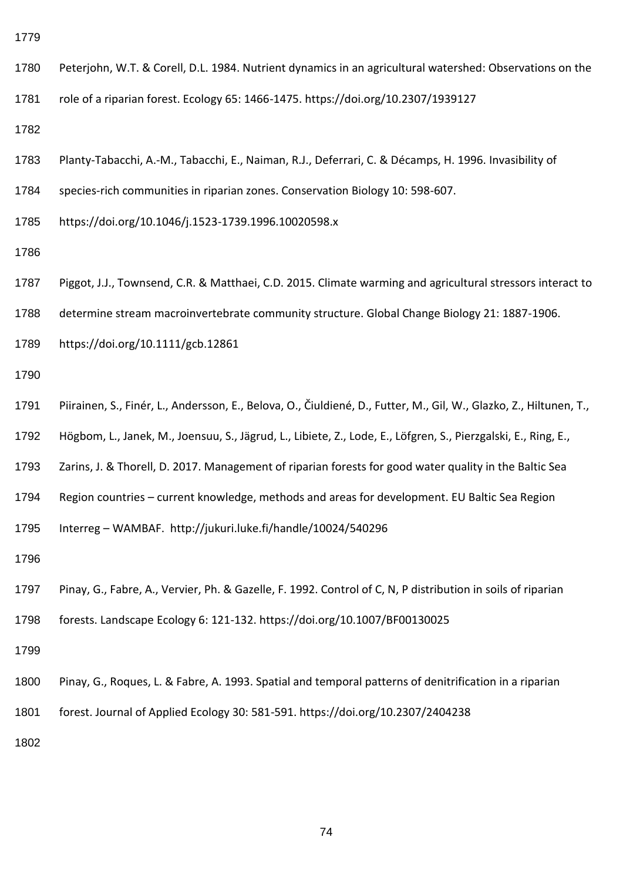Peterjohn, W.T. & Corell, D.L. 1984. Nutrient dynamics in an agricultural watershed: Observations on the role of a riparian forest. Ecology 65: 1466-1475. https://doi.org/10.2307/1939127

Planty-Tabacchi, A.-M., Tabacchi, E., Naiman, R.J., Deferrari, C. & Décamps, H. 1996. Invasibility of species-rich communities in riparian zones. Conservation Biology 10: 598-607. https://doi.org/10.1046/j.1523-1739.1996.10020598.x

Piggot, J.J., Townsend, C.R. & Matthaei, C.D. 2015. Climate warming and agricultural stressors interact to determine stream macroinvertebrate community structure. Global Change Biology 21: 1887-1906. https://doi.org/10.1111/gcb.12861

Piirainen, S., Finér, L., Andersson, E., Belova, O., Čiuldiené, D., Futter, M., Gil, W., Glazko, Z., Hiltunen, T., Högbom, L., Janek, M., Joensuu, S., Jägrud, L., Libiete, Z., Lode, E., Löfgren, S., Pierzgalski, E., Ring, E., Zarins, J. & Thorell, D. 2017. Management of riparian forests for good water quality in the Baltic Sea Region countries – current knowledge, methods and areas for development. EU Baltic Sea Region Interreg – WAMBAF. http://jukuri.luke.fi/handle/10024/540296

Pinay, G., Fabre, A., Vervier, Ph. & Gazelle, F. 1992. Control of C, N, P distribution in soils of riparian forests. Landscape Ecology 6: 121-132. https://doi.org/10.1007/BF00130025

Pinay, G., Roques, L. & Fabre, A. 1993. Spatial and temporal patterns of denitrification in a riparian forest. Journal of Applied Ecology 30: 581-591. https://doi.org/10.2307/2404238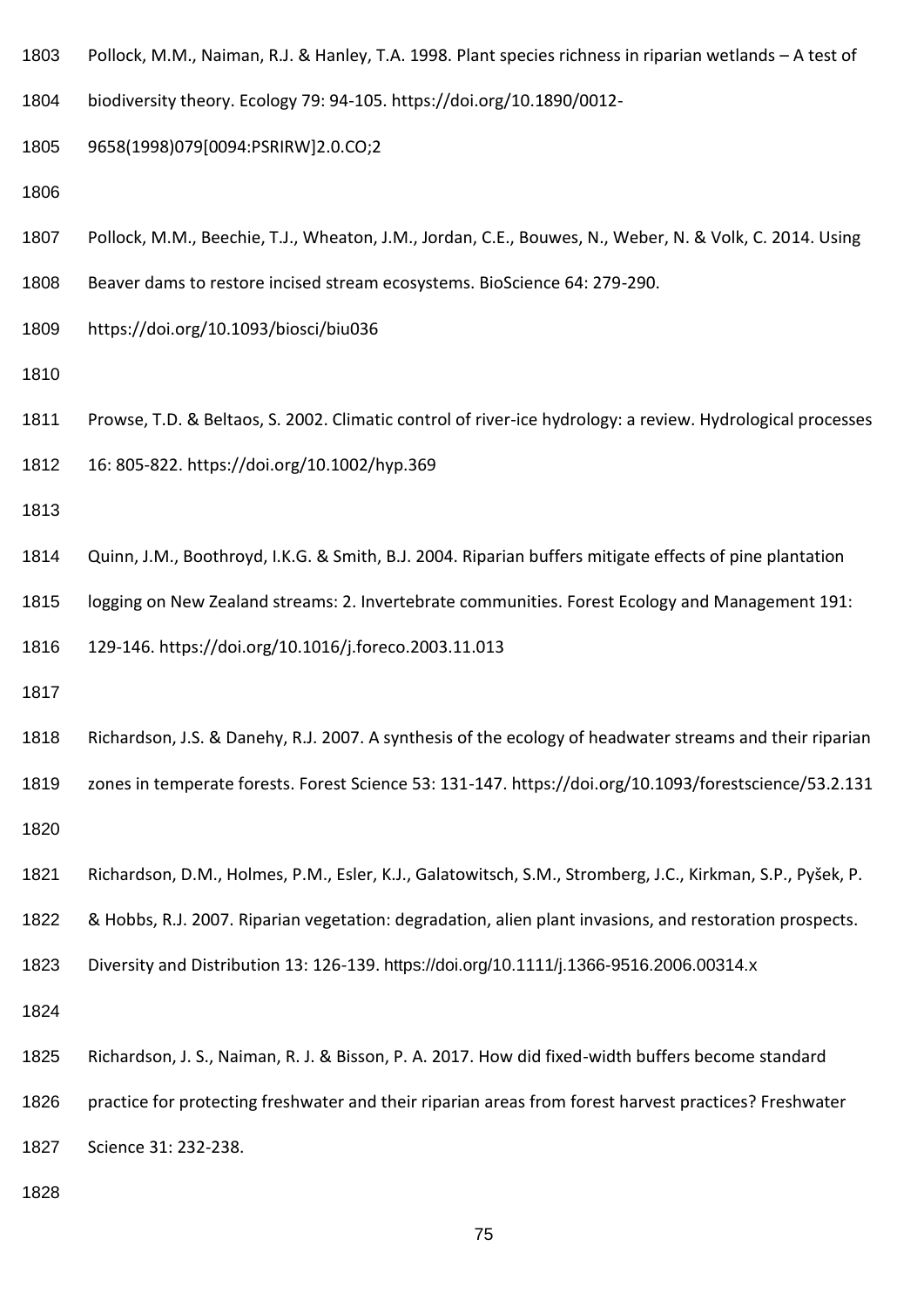Pollock, M.M., Naiman, R.J. & Hanley, T.A. 1998. Plant species richness in riparian wetlands – A test of biodiversity theory. Ecology 79: 94-105. https://doi.org/10.1890/0012-9658(1998)079[0094:PSRIRW]2.0.CO;2

Pollock, M.M., Beechie, T.J., Wheaton, J.M., Jordan, C.E., Bouwes, N., Weber, N. & Volk, C. 2014. Using Beaver dams to restore incised stream ecosystems. BioScience 64: 279-290. https://doi.org/10.1093/biosci/biu036

Prowse, T.D. & Beltaos, S. 2002. Climatic control of river-ice hydrology: a review. Hydrological processes 16: 805-822. https://doi.org/10.1002/hyp.369

Quinn, J.M., Boothroyd, I.K.G. & Smith, B.J. 2004. Riparian buffers mitigate effects of pine plantation logging on New Zealand streams: 2. Invertebrate communities. Forest Ecology and Management 191: 129-146. https://doi.org/10.1016/j.foreco.2003.11.013

Richardson, J.S. & Danehy, R.J. 2007. A synthesis of the ecology of headwater streams and their riparian zones in temperate forests. Forest Science 53: 131-147. https://doi.org/10.1093/forestscience/53.2.131

Richardson, D.M., Holmes, P.M., Esler, K.J., Galatowitsch, S.M., Stromberg, J.C., Kirkman, S.P., Pyšek, P. & Hobbs, R.J. 2007. Riparian vegetation: degradation, alien plant invasions, and restoration prospects. Diversity and Distribution 13: 126-139. https://doi.org/10.1111/j.1366-9516.2006.00314.x

Richardson, J. S., Naiman, R. J. & Bisson, P. A. 2017. How did fixed-width buffers become standard practice for protecting freshwater and their riparian areas from forest harvest practices? Freshwater Science 31: 232-238.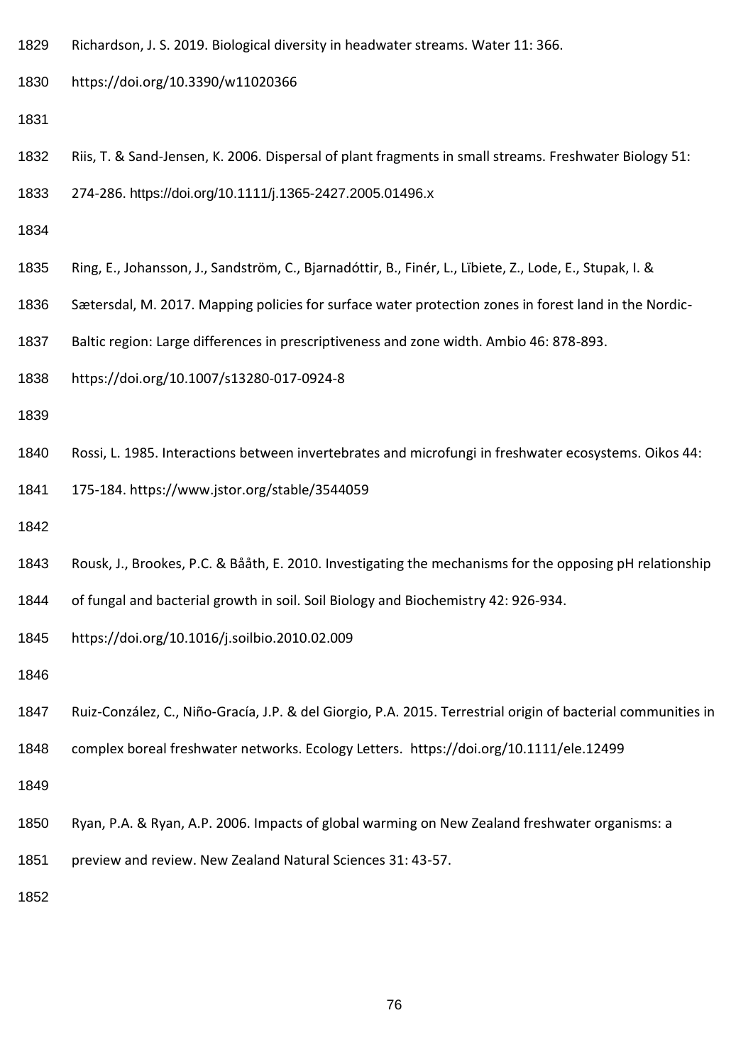Richardson, J. S. 2019. Biological diversity in headwater streams. Water 11: 366. https://doi.org/10.3390/w11020366

Riis, T. & Sand-Jensen, K. 2006. Dispersal of plant fragments in small streams. Freshwater Biology 51: 274-286. https://doi.org/10.1111/j.1365-2427.2005.01496.x

Ring, E., Johansson, J., Sandström, C., Bjarnadóttir, B., Finér, L., Lïbiete, Z., Lode, E., Stupak, I. & Sætersdal, M. 2017. Mapping policies for surface water protection zones in forest land in the Nordic-Baltic region: Large differences in prescriptiveness and zone width. Ambio 46: 878-893. https://doi.org/10.1007/s13280-017-0924-8

Rossi, L. 1985. Interactions between invertebrates and microfungi in freshwater ecosystems. Oikos 44: 175-184. https://www.jstor.org/stable/3544059

Rousk, J., Brookes, P.C. & Bååth, E. 2010. Investigating the mechanisms for the opposing pH relationship of fungal and bacterial growth in soil. Soil Biology and Biochemistry 42: 926-934. https://doi.org/10.1016/j.soilbio.2010.02.009

Ruiz-Conzález, C., Niño-Gracía, J.P. & del Giorgio, P.A. 2015. Terrestrial origin of bacterial communities in complex boreal freshwater networks. Ecology Letters. https://doi.org/10.1111/ele.12499

Ryan, P.A. & Ryan, A.P. 2006. Impacts of global warming on New Zealand freshwater organisms: a preview and review. New Zealand Natural Sciences 31: 43-57.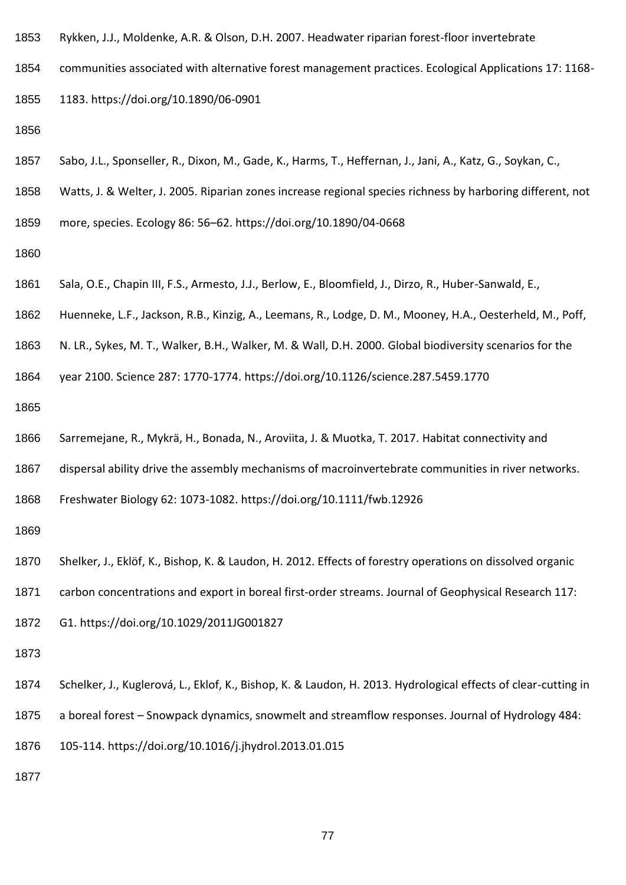Rykken, J.J., Moldenke, A.R. & Olson, D.H. 2007. Headwater riparian forest-floor invertebrate communities associated with alternative forest management practices. Ecological Applications 17: 1168-1183. https://doi.org/10.1890/06-0901

Sabo, J.L., Sponseller, R., Dixon, M., Gade, K., Harms, T., Heffernan, J., Jani, A., Katz, G., Soykan, C., Watts, J. & Welter, J. 2005. Riparian zones increase regional species richness by harboring different, not more, species. Ecology 86: 56–62. https://doi.org/10.1890/04-0668

Sala, O.E., Chapin III, F.S., Armesto, J.J., Berlow, E., Bloomfield, J., Dirzo, R., Huber-Sanwald, E., Huenneke, L.F., Jackson, R.B., Kinzig, A., Leemans, R., Lodge, D. M., Mooney, H.A., Oesterheld, M., Poff, N. LR., Sykes, M. T., Walker, B.H., Walker, M. & Wall, D.H. 2000. Global biodiversity scenarios for the year 2100. Science 287: 1770-1774. https://doi.org/10.1126/science.287.5459.1770

Sarremejane, R., Mykrä, H., Bonada, N., Aroviita, J. & Muotka, T. 2017. Habitat connectivity and dispersal ability drive the assembly mechanisms of macroinvertebrate communities in river networks. Freshwater Biology 62: 1073-1082. https://doi.org/10.1111/fwb.12926

Shelker, J., Eklöf, K., Bishop, K. & Laudon, H. 2012. Effects of forestry operations on dissolved organic carbon concentrations and export in boreal first-order streams. Journal of Geophysical Research 117: G1. https://doi.org/10.1029/2011JG001827

Schelker, J., Kuglerová, L., Eklof, K., Bishop, K. & Laudon, H. 2013. Hydrological effects of clear-cutting in a boreal forest – Snowpack dynamics, snowmelt and streamflow responses. Journal of Hydrology 484: 105-114. https://doi.org/10.1016/j.jhydrol.2013.01.015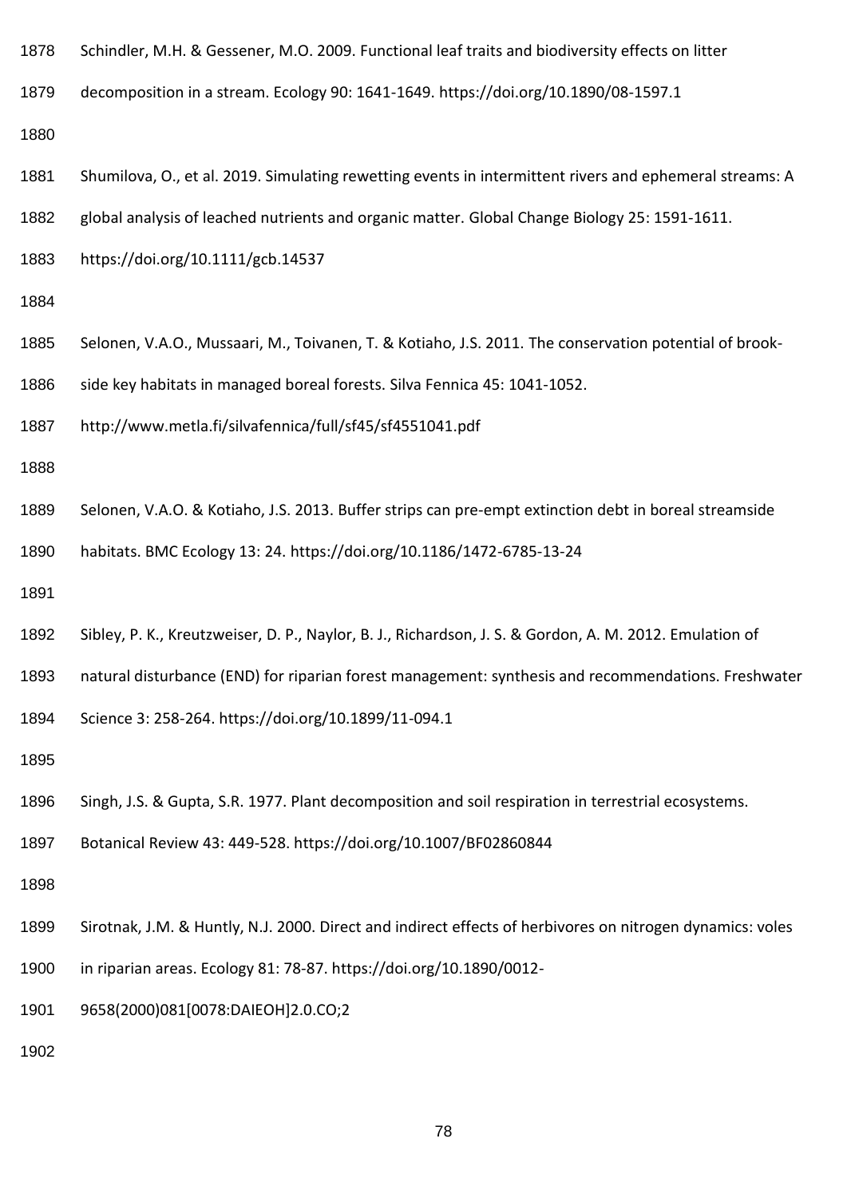Schindler, M.H. & Gessener, M.O. 2009. Functional leaf traits and biodiversity effects on litter decomposition in a stream. Ecology 90: 1641-1649. https://doi.org/10.1890/08-1597.1

Shumilova, O., et al. 2019. Simulating rewetting events in intermittent rivers and ephemeral streams: A global analysis of leached nutrients and organic matter. Global Change Biology 25: 1591-1611. https://doi.org/10.1111/gcb.14537

Selonen, V.A.O., Mussaari, M., Toivanen, T. & Kotiaho, J.S. 2011. The conservation potential of brook-side key habitats in managed boreal forests. Silva Fennica 45: 1041-1052. http://www.metla.fi/silvafennica/full/sf45/sf4551041.pdf

Selonen, V.A.O. & Kotiaho, J.S. 2013. Buffer strips can pre-empt extinction debt in boreal streamside habitats. BMC Ecology 13: 24. https://doi.org/10.1186/1472-6785-13-24

Sibley, P. K., Kreutzweiser, D. P., Naylor, B. J., Richardson, J. S. & Gordon, A. M. 2012. Emulation of natural disturbance (END) for riparian forest management: synthesis and recommendations. Freshwater Science 3: 258-264. https://doi.org/10.1899/11-094.1

Singh, J.S. & Gupta, S.R. 1977. Plant decomposition and soil respiration in terrestrial ecosystems. Botanical Review 43: 449-528. https://doi.org/10.1007/BF02860844

Sirotnak, J.M. & Huntly, N.J. 2000. Direct and indirect effects of herbivores on nitrogen dynamics: voles in riparian areas. Ecology 81: 78-87. https://doi.org/10.1890/0012-9658(2000)081[0078:DAIEOH]2.0.CO;2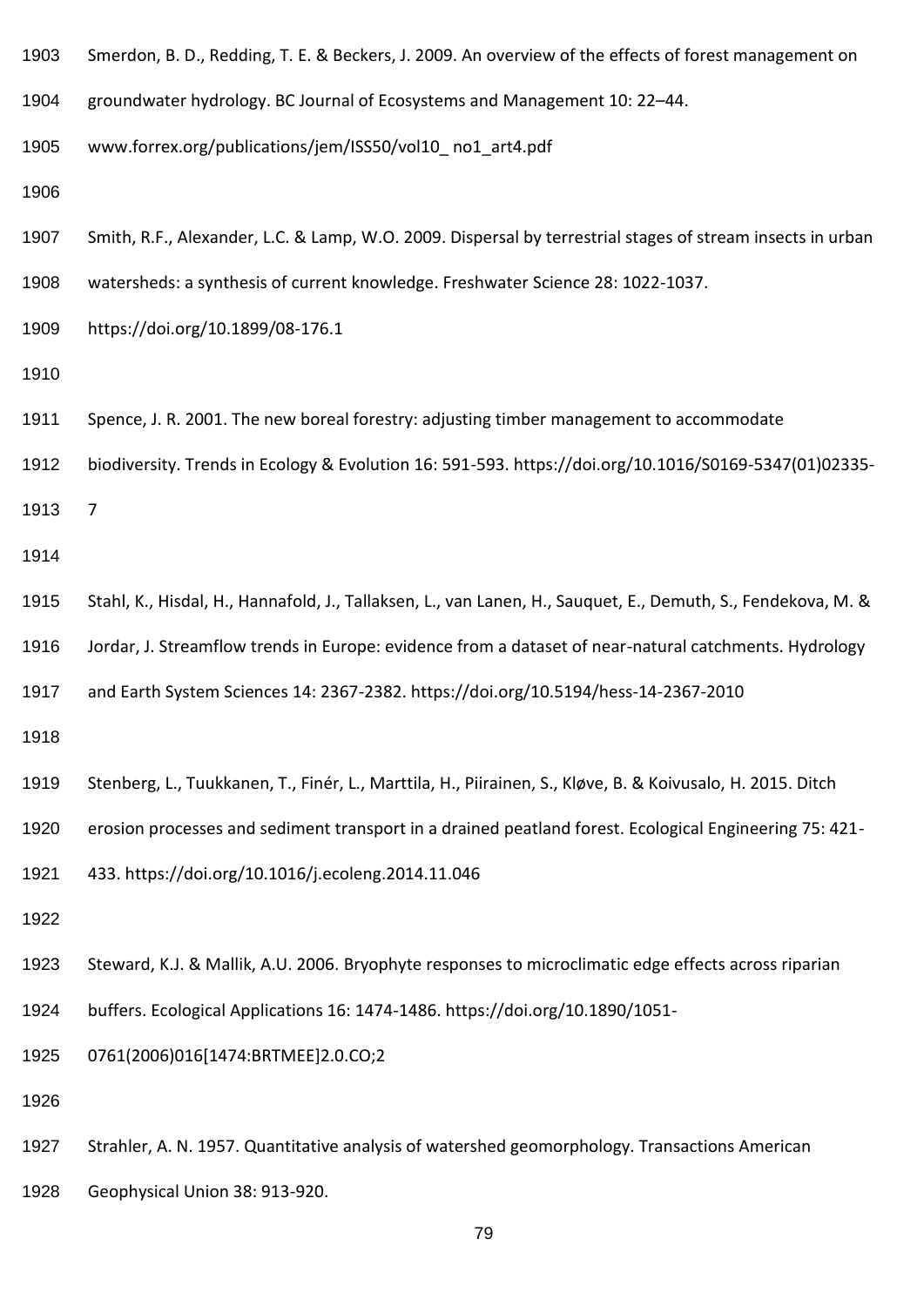Smerdon, B. D., Redding, T. E. & Beckers, J. 2009. An overview of the effects of forest management on groundwater hydrology. BC Journal of Ecosystems and Management 10: 22–44. www.forrex.org/publications/jem/ISS50/vol10_ no1_art4.pdf

Smith, R.F., Alexander, L.C. & Lamp, W.O. 2009. Dispersal by terrestrial stages of stream insects in urban watersheds: a synthesis of current knowledge. Freshwater Science 28: 1022-1037. https://doi.org/10.1899/08-176.1

Spence, J. R. 2001. The new boreal forestry: adjusting timber management to accommodate biodiversity. Trends in Ecology & Evolution 16: 591-593. https://doi.org/10.1016/S0169-5347(01)02335-7

Stahl, K., Hisdal, H., Hannafold, J., Tallaksen, L., van Lanen, H., Sauquet, E., Demuth, S., Fendekova, M. & Jordar, J. Streamflow trends in Europe: evidence from a dataset of near-natural catchments. Hydrology and Earth System Sciences 14: 2367-2382. https://doi.org/10.5194/hess-14-2367-2010

Stenberg, L., Tuukkanen, T., Finér, L., Marttila, H., Piirainen, S., Kløve, B. & Koivusalo, H. 2015. Ditch erosion processes and sediment transport in a drained peatland forest. Ecological Engineering 75: 421-433. https://doi.org/10.1016/j.ecoleng.2014.11.046

Steward, K.J. & Mallik, A.U. 2006. Bryophyte responses to microclimatic edge effects across riparian buffers. Ecological Applications 16: 1474-1486. https://doi.org/10.1890/1051-0761(2006)016[1474:BRTMEE]2.0.CO;2

Strahler, A. N. 1957. Quantitative analysis of watershed geomorphology. Transactions American Geophysical Union 38: 913-920.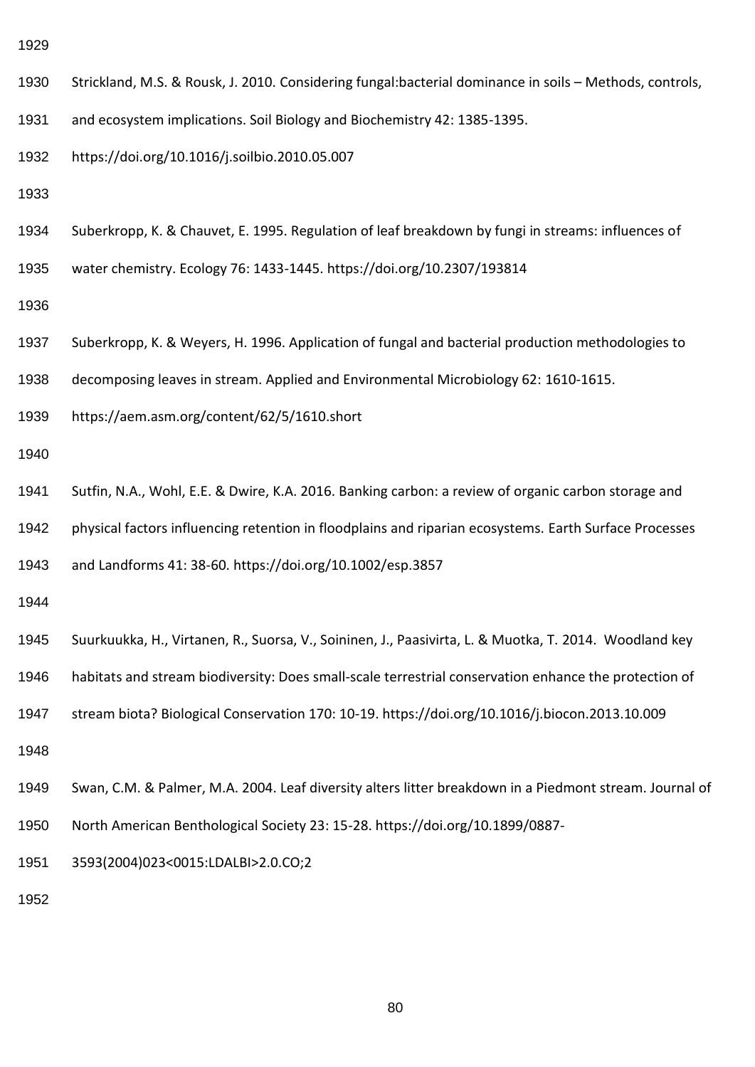Strickland, M.S. & Rousk, J. 2010. Considering fungal:bacterial dominance in soils – Methods, controls, and ecosystem implications. Soil Biology and Biochemistry 42: 1385-1395. https://doi.org/10.1016/j.soilbio.2010.05.007

Suberkropp, K. & Chauvet, E. 1995. Regulation of leaf breakdown by fungi in streams: influences of water chemistry. Ecology 76: 1433-1445. https://doi.org/10.2307/193814

Suberkropp, K. & Weyers, H. 1996. Application of fungal and bacterial production methodologies to decomposing leaves in stream. Applied and Environmental Microbiology 62: 1610-1615. https://aem.asm.org/content/62/5/1610.short

Sutfin, N.A., Wohl, E.E. & Dwire, K.A. 2016. Banking carbon: a review of organic carbon storage and physical factors influencing retention in floodplains and riparian ecosystems. Earth Surface Processes and Landforms 41: 38-60. https://doi.org/10.1002/esp.3857

Suurkuukka, H., Virtanen, R., Suorsa, V., Soininen, J., Paasivirta, L. & Muotka, T. 2014. Woodland key habitats and stream biodiversity: Does small-scale terrestrial conservation enhance the protection of stream biota? Biological Conservation 170: 10-19. https://doi.org/10.1016/j.biocon.2013.10.009

Swan, C.M. & Palmer, M.A. 2004. Leaf diversity alters litter breakdown in a Piedmont stream. Journal of North American Benthological Society 23: 15-28. https://doi.org/10.1899/0887-3593(2004)023<0015:LDALBI>2.0.CO;2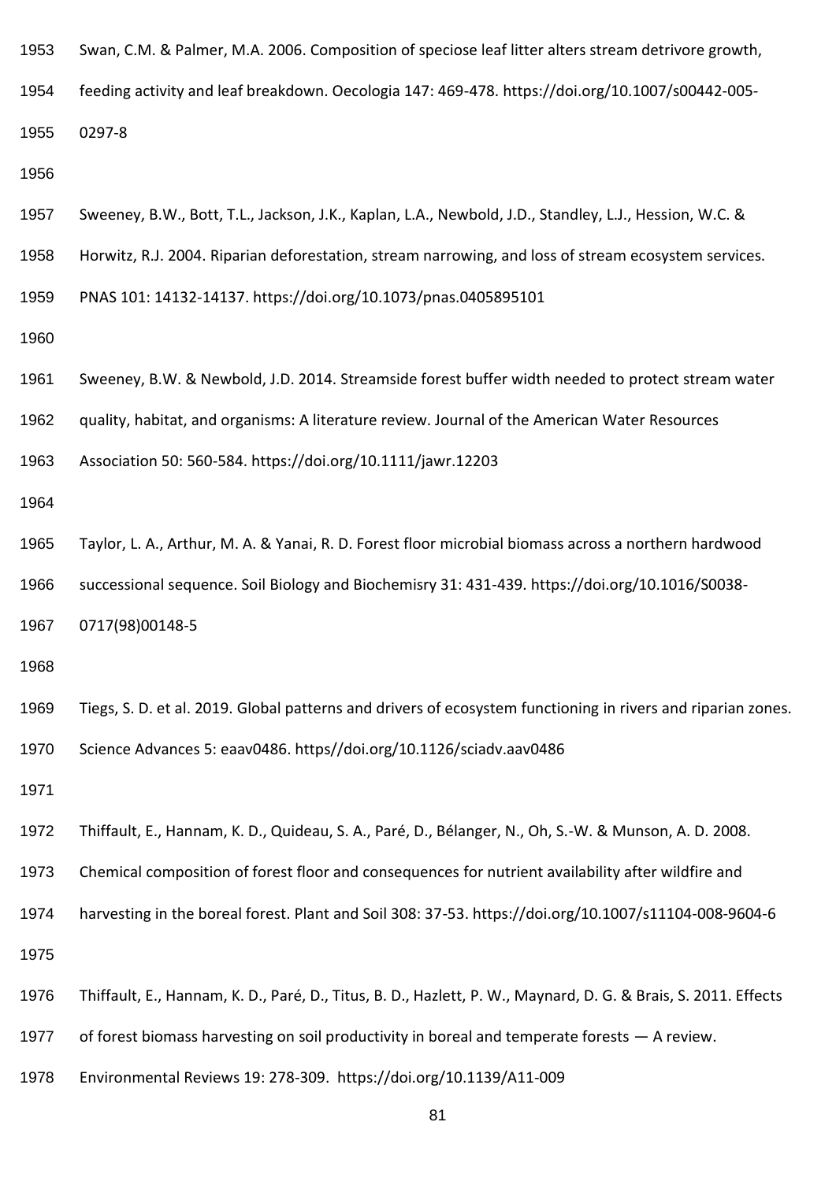Swan, C.M. & Palmer, M.A. 2006. Composition of speciose leaf litter alters stream detrivore growth, feeding activity and leaf breakdown. Oecologia 147: 469-478. https://doi.org/10.1007/s00442-005-0297-8

Sweeney, B.W., Bott, T.L., Jackson, J.K., Kaplan, L.A., Newbold, J.D., Standley, L.J., Hession, W.C. & Horwitz, R.J. 2004. Riparian deforestation, stream narrowing, and loss of stream ecosystem services. PNAS 101: 14132-14137. https://doi.org/10.1073/pnas.0405895101

Sweeney, B.W. & Newbold, J.D. 2014. Streamside forest buffer width needed to protect stream water quality, habitat, and organisms: A literature review. Journal of the American Water Resources Association 50: 560-584. https://doi.org/10.1111/jawr.12203

Taylor, L. A., Arthur, M. A. & Yanai, R. D. Forest floor microbial biomass across a northern hardwood successional sequence. Soil Biology and Biochemisry 31: 431-439. https://doi.org/10.1016/S0038-0717(98)00148-5

Tiegs, S. D. et al. 2019. Global patterns and drivers of ecosystem functioning in rivers and riparian zones. Science Advances 5: eaav0486. https//doi.org/10.1126/sciadv.aav0486

Thiffault, E., Hannam, K. D., Quideau, S. A., Paré, D., Bélanger, N., Oh, S.-W. & Munson, A. D. 2008. Chemical composition of forest floor and consequences for nutrient availability after wildfire and harvesting in the boreal forest. Plant and Soil 308: 37-53. https://doi.org/10.1007/s11104-008-9604-6

Thiffault, E., Hannam, K. D., Paré, D., Titus, B. D., Hazlett, P. W., Maynard, D. G. & Brais, S. 2011. Effects of forest biomass harvesting on soil productivity in boreal and temperate forests — A review. Environmental Reviews 19: 278-309. https://doi.org/10.1139/A11-009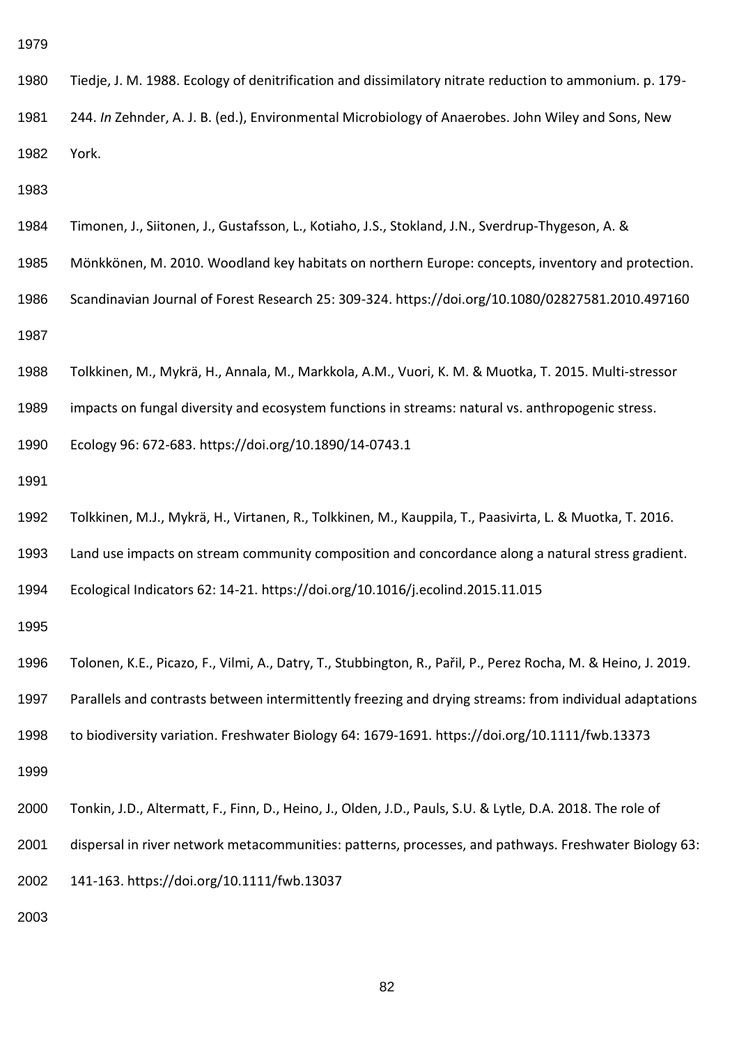Tiedje, J. M. 1988. Ecology of denitrification and dissimilatory nitrate reduction to ammonium. p. 179-244. *In* Zehnder, A. J. B. (ed.), Environmental Microbiology of Anaerobes. John Wiley and Sons, New York.

Timonen, J., Siitonen, J., Gustafsson, L., Kotiaho, J.S., Stokland, J.N., Sverdrup-Thygeson, A. & Mönkkönen, M. 2010. Woodland key habitats on northern Europe: concepts, inventory and protection. Scandinavian Journal of Forest Research 25: 309-324. https://doi.org/10.1080/02827581.2010.497160

Tolkkinen, M., Mykrä, H., Annala, M., Markkola, A.M., Vuori, K. M. & Muotka, T. 2015. Multi-stressor impacts on fungal diversity and ecosystem functions in streams: natural vs. anthropogenic stress. Ecology 96: 672-683. https://doi.org/10.1890/14-0743.1

Tolkkinen, M.J., Mykrä, H., Virtanen, R., Tolkkinen, M., Kauppila, T., Paasivirta, L. & Muotka, T. 2016. Land use impacts on stream community composition and concordance along a natural stress gradient. Ecological Indicators 62: 14-21. https://doi.org/10.1016/j.ecolind.2015.11.015

Tolonen, K.E., Picazo, F., Vilmi, A., Datry, T., Stubbington, R., Pařil, P., Perez Rocha, M. & Heino, J. 2019. Parallels and contrasts between intermittently freezing and drying streams: from individual adaptations to biodiversity variation. Freshwater Biology 64: 1679-1691. https://doi.org/10.1111/fwb.13373

Tonkin, J.D., Altermatt, F., Finn, D., Heino, J., Olden, J.D., Pauls, S.U. & Lytle, D.A. 2018. The role of dispersal in river network metacommunities: patterns, processes, and pathways. Freshwater Biology 63: 141-163. https://doi.org/10.1111/fwb.13037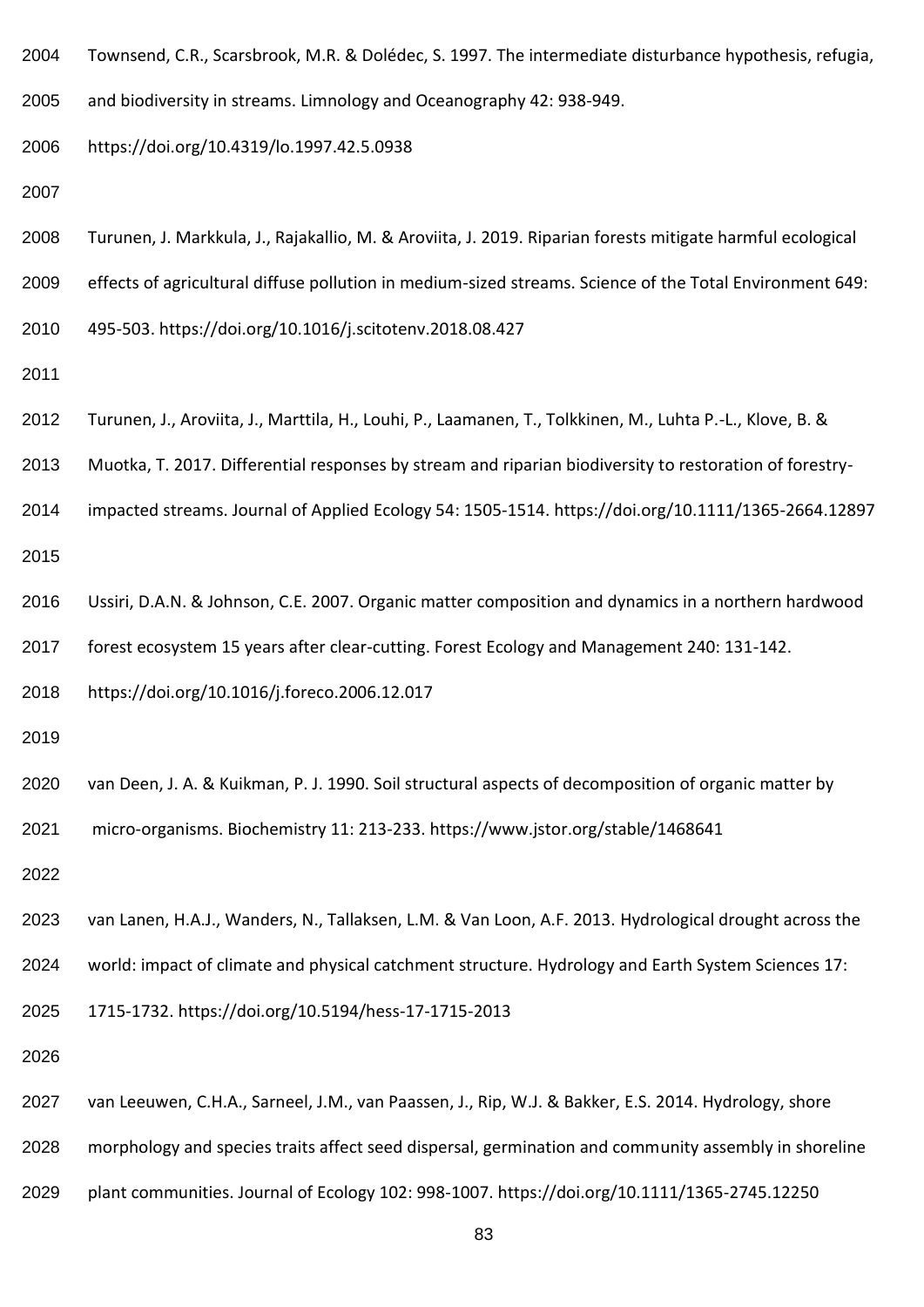Townsend, C.R., Scarsbrook, M.R. & Dolédec, S. 1997. The intermediate disturbance hypothesis, refugia, and biodiversity in streams. Limnology and Oceanography 42: 938-949. https://doi.org/10.4319/lo.1997.42.5.0938

Turunen, J. Markkula, J., Rajakallio, M. & Aroviita, J. 2019. Riparian forests mitigate harmful ecological effects of agricultural diffuse pollution in medium-sized streams. Science of the Total Environment 649: 495-503. https://doi.org/10.1016/j.scitotenv.2018.08.427

Turunen, J., Aroviita, J., Marttila, H., Louhi, P., Laamanen, T., Tolkkinen, M., Luhta P.-L., Klove, B. & Muotka, T. 2017. Differential responses by stream and riparian biodiversity to restoration of forestry-impacted streams. Journal of Applied Ecology 54: 1505-1514. https://doi.org/10.1111/1365-2664.12897

Ussiri, D.A.N. & Johnson, C.E. 2007. Organic matter composition and dynamics in a northern hardwood forest ecosystem 15 years after clear-cutting. Forest Ecology and Management 240: 131-142. https://doi.org/10.1016/j.foreco.2006.12.017

van Deen, J. A. & Kuikman, P. J. 1990. Soil structural aspects of decomposition of organic matter by micro-organisms. Biochemistry 11: 213-233. https://www.jstor.org/stable/1468641

van Lanen, H.A.J., Wanders, N., Tallaksen, L.M. & Van Loon, A.F. 2013. Hydrological drought across the world: impact of climate and physical catchment structure. Hydrology and Earth System Sciences 17: 1715-1732. https://doi.org/10.5194/hess-17-1715-2013

van Leeuwen, C.H.A., Sarneel, J.M., van Paassen, J., Rip, W.J. & Bakker, E.S. 2014. Hydrology, shore morphology and species traits affect seed dispersal, germination and community assembly in shoreline plant communities. Journal of Ecology 102: 998-1007. https://doi.org/10.1111/1365-2745.12250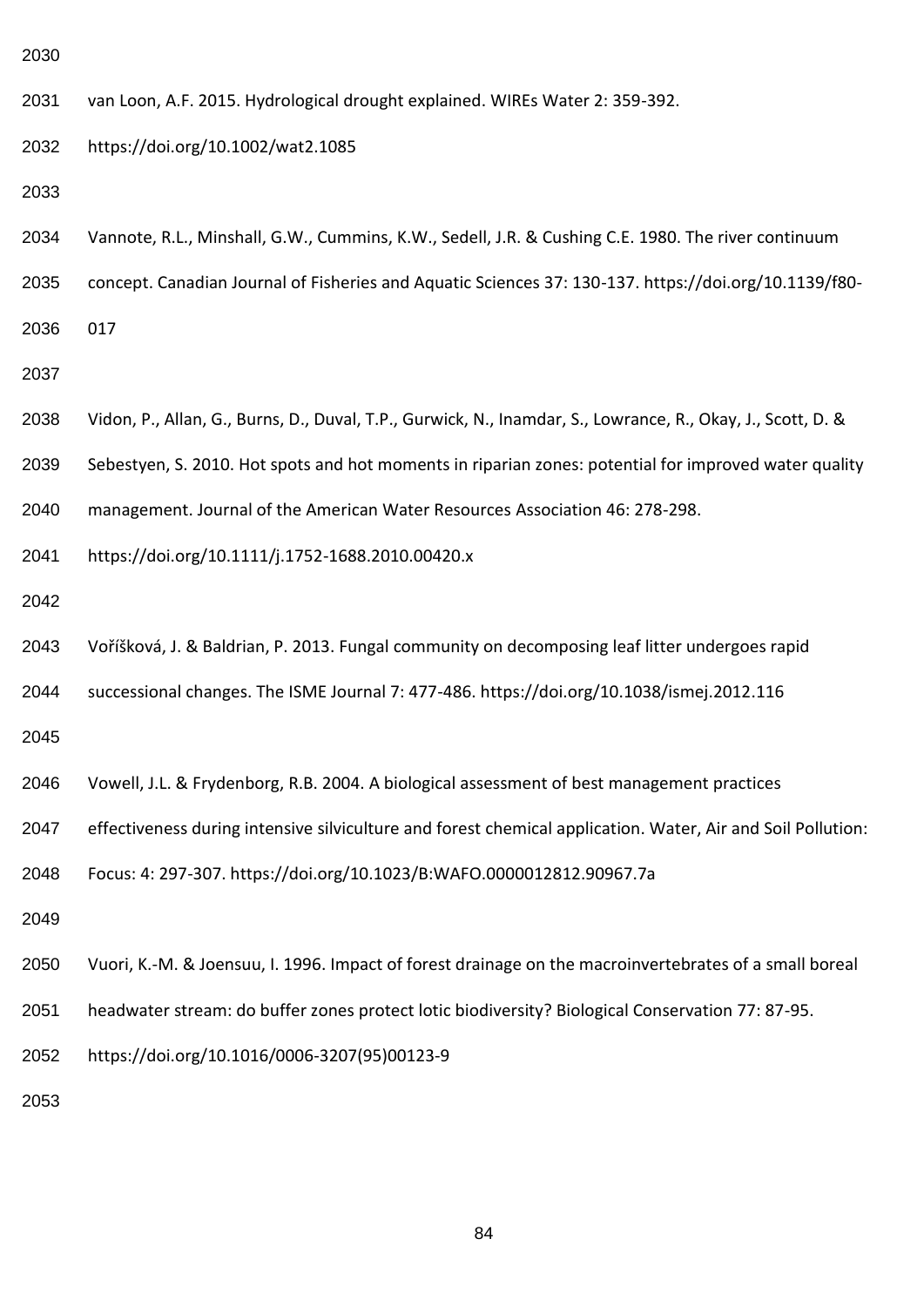van Loon, A.F. 2015. Hydrological drought explained. WIREs Water 2: 359-392. https://doi.org/10.1002/wat2.1085

Vannote, R.L., Minshall, G.W., Cummins, K.W., Sedell, J.R. & Cushing C.E. 1980. The river continuum concept. Canadian Journal of Fisheries and Aquatic Sciences 37: 130-137. https://doi.org/10.1139/f80-017

Vidon, P., Allan, G., Burns, D., Duval, T.P., Gurwick, N., Inamdar, S., Lowrance, R., Okay, J., Scott, D. & Sebestyen, S. 2010. Hot spots and hot moments in riparian zones: potential for improved water quality management. Journal of the American Water Resources Association 46: 278-298. https://doi.org/10.1111/j.1752-1688.2010.00420.x

Voříšková, J. & Baldrian, P. 2013. Fungal community on decomposing leaf litter undergoes rapid successional changes. The ISME Journal 7: 477-486. https://doi.org/10.1038/ismej.2012.116

Vowell, J.L. & Frydenborg, R.B. 2004. A biological assessment of best management practices effectiveness during intensive silviculture and forest chemical application. Water, Air and Soil Pollution: Focus: 4: 297-307. https://doi.org/10.1023/B:WAFO.0000012812.90967.7a

Vuori, K.-M. & Joensuu, I. 1996. Impact of forest drainage on the macroinvertebrates of a small boreal headwater stream: do buffer zones protect lotic biodiversity? Biological Conservation 77: 87-95. https://doi.org/10.1016/0006-3207(95)00123-9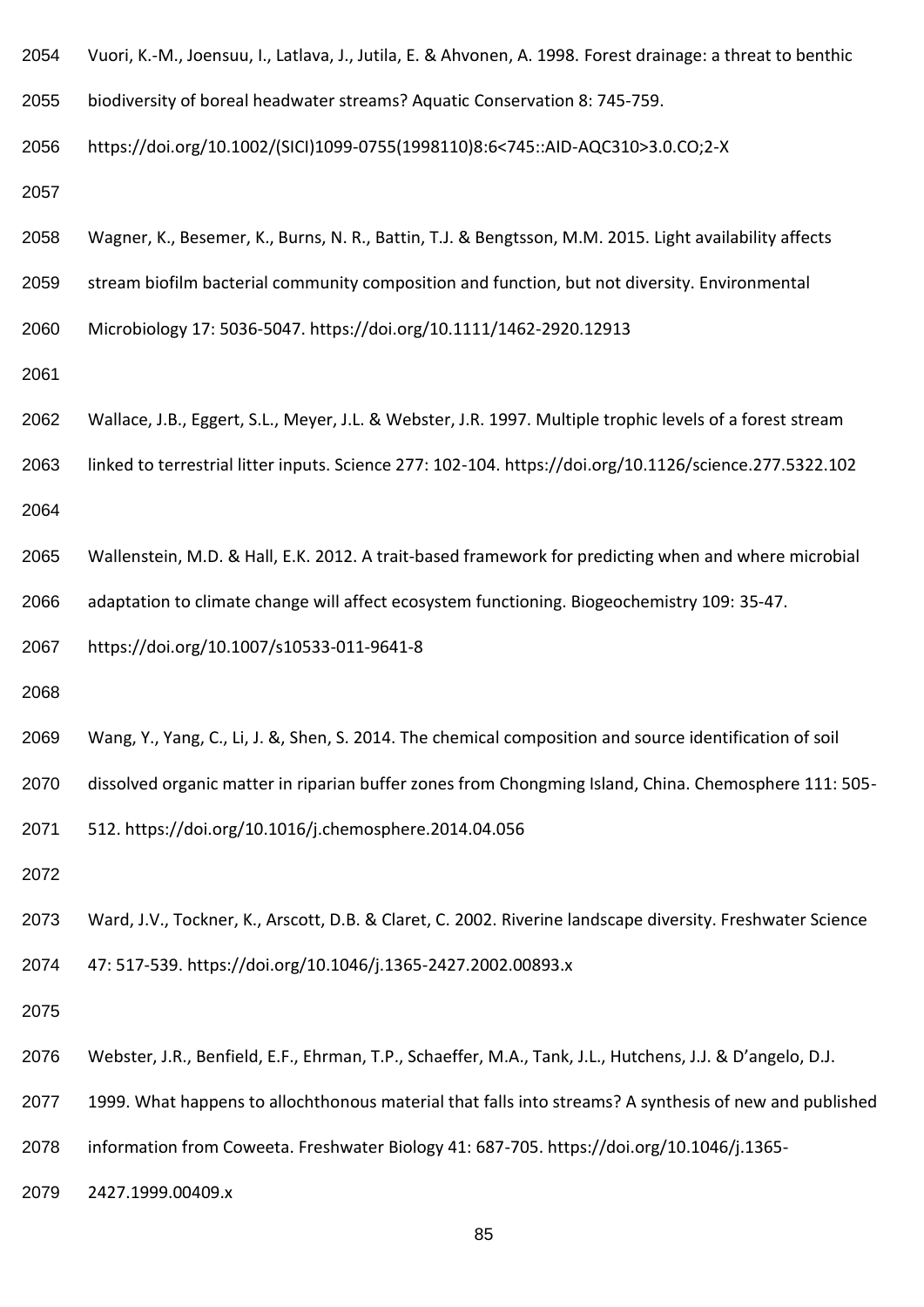Vuori, K.-M., Joensuu, I., Latlava, J., Jutila, E. & Ahvonen, A. 1998. Forest drainage: a threat to benthic biodiversity of boreal headwater streams? Aquatic Conservation 8: 745-759. https://doi.org/10.1002/(SICI)1099-0755(1998110)8:6<745::AID-AQC310>3.0.CO;2-X

Wagner, K., Besemer, K., Burns, N. R., Battin, T.J. & Bengtsson, M.M. 2015. Light availability affects stream biofilm bacterial community composition and function, but not diversity. Environmental Microbiology 17: 5036-5047. https://doi.org/10.1111/1462-2920.12913

Wallace, J.B., Eggert, S.L., Meyer, J.L. & Webster, J.R. 1997. Multiple trophic levels of a forest stream linked to terrestrial litter inputs. Science 277: 102-104. https://doi.org/10.1126/science.277.5322.102

Wallenstein, M.D. & Hall, E.K. 2012. A trait-based framework for predicting when and where microbial adaptation to climate change will affect ecosystem functioning. Biogeochemistry 109: 35-47. https://doi.org/10.1007/s10533-011-9641-8

Wang, Y., Yang, C., Li, J. &, Shen, S. 2014. The chemical composition and source identification of soil dissolved organic matter in riparian buffer zones from Chongming Island, China. Chemosphere 111: 505-512. https://doi.org/10.1016/j.chemosphere.2014.04.056

Ward, J.V., Tockner, K., Arscott, D.B. & Claret, C. 2002. Riverine landscape diversity. Freshwater Science 47: 517-539. https://doi.org/10.1046/j.1365-2427.2002.00893.x

Webster, J.R., Benfield, E.F., Ehrman, T.P., Schaeffer, M.A., Tank, J.L., Hutchens, J.J. & D'angelo, D.J. 1999. What happens to allochthonous material that falls into streams? A synthesis of new and published information from Coweeta. Freshwater Biology 41: 687-705. https://doi.org/10.1046/j.1365-2427.1999.00409.x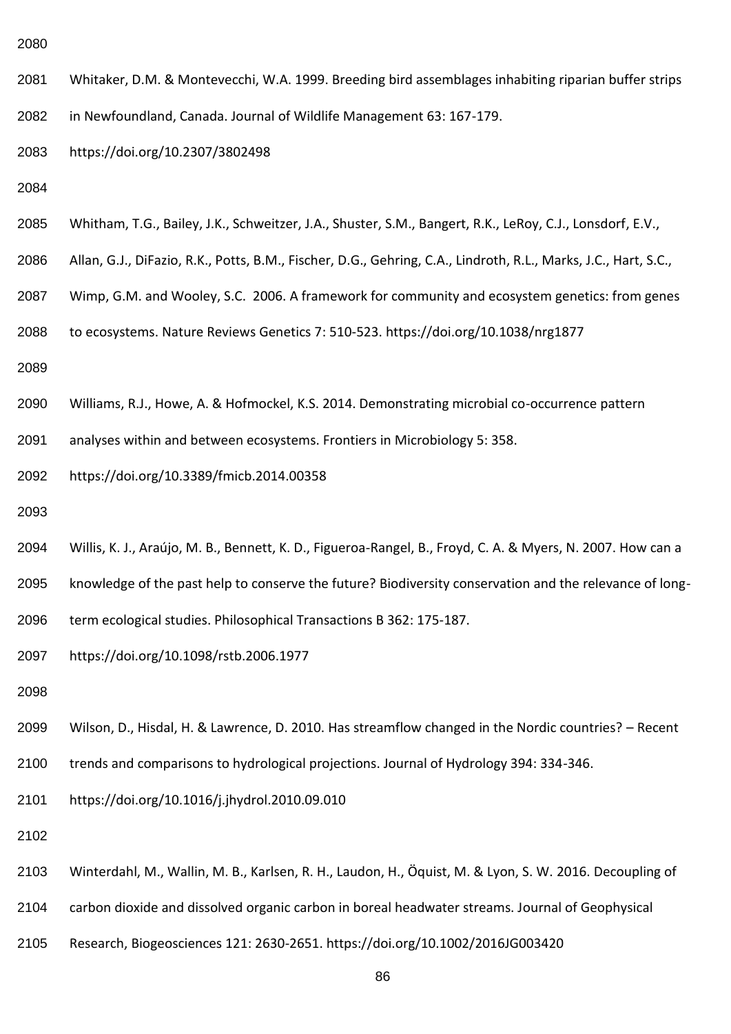Whitaker, D.M. & Montevecchi, W.A. 1999. Breeding bird assemblages inhabiting riparian buffer strips in Newfoundland, Canada. Journal of Wildlife Management 63: 167-179. https://doi.org/10.2307/3802498

Whitham, T.G., Bailey, J.K., Schweitzer, J.A., Shuster, S.M., Bangert, R.K., LeRoy, C.J., Lonsdorf, E.V., Allan, G.J., DiFazio, R.K., Potts, B.M., Fischer, D.G., Gehring, C.A., Lindroth, R.L., Marks, J.C., Hart, S.C., Wimp, G.M. and Wooley, S.C. 2006. A framework for community and ecosystem genetics: from genes to ecosystems. Nature Reviews Genetics 7: 510-523. https://doi.org/10.1038/nrg1877

Williams, R.J., Howe, A. & Hofmockel, K.S. 2014. Demonstrating microbial co-occurrence pattern analyses within and between ecosystems. Frontiers in Microbiology 5: 358. https://doi.org/10.3389/fmicb.2014.00358

Willis, K. J., Araújo, M. B., Bennett, K. D., Figueroa-Rangel, B., Froyd, C. A. & Myers, N. 2007. How can a knowledge of the past help to conserve the future? Biodiversity conservation and the relevance of long-term ecological studies. Philosophical Transactions B 362: 175-187. https://doi.org/10.1098/rstb.2006.1977

Wilson, D., Hisdal, H. & Lawrence, D. 2010. Has streamflow changed in the Nordic countries? – Recent trends and comparisons to hydrological projections. Journal of Hydrology 394: 334-346. https://doi.org/10.1016/j.jhydrol.2010.09.010

Winterdahl, M., Wallin, M. B., Karlsen, R. H., Laudon, H., Öquist, M. & Lyon, S. W. 2016. Decoupling of carbon dioxide and dissolved organic carbon in boreal headwater streams. Journal of Geophysical Research, Biogeosciences 121: 2630-2651. https://doi.org/10.1002/2016JG003420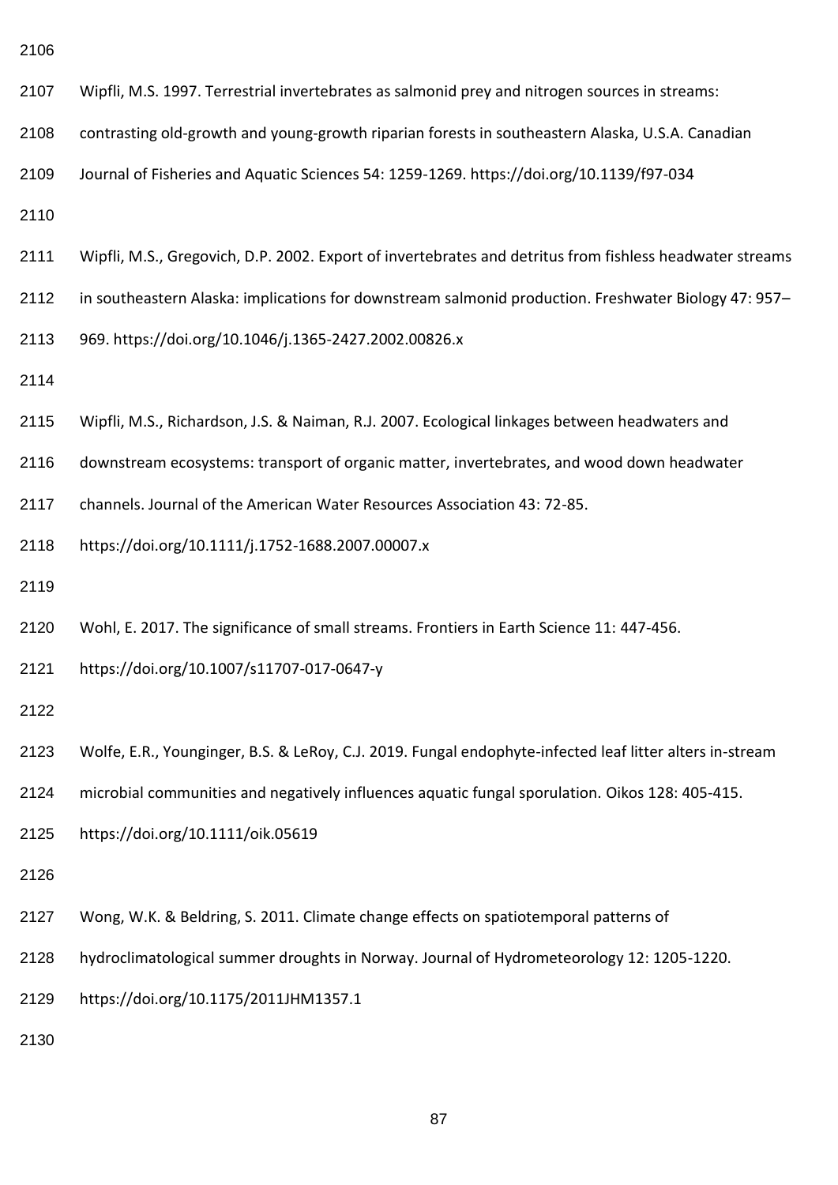Wipfli, M.S. 1997. Terrestrial invertebrates as salmonid prey and nitrogen sources in streams: contrasting old-growth and young-growth riparian forests in southeastern Alaska, U.S.A. Canadian Journal of Fisheries and Aquatic Sciences 54: 1259-1269. https://doi.org/10.1139/f97-034

Wipfli, M.S., Gregovich, D.P. 2002. Export of invertebrates and detritus from fishless headwater streams in southeastern Alaska: implications for downstream salmonid production. Freshwater Biology 47: 957–969. https://doi.org/10.1046/j.1365-2427.2002.00826.x

Wipfli, M.S., Richardson, J.S. & Naiman, R.J. 2007. Ecological linkages between headwaters and downstream ecosystems: transport of organic matter, invertebrates, and wood down headwater channels. Journal of the American Water Resources Association 43: 72-85. https://doi.org/10.1111/j.1752-1688.2007.00007.x

Wohl, E. 2017. The significance of small streams. Frontiers in Earth Science 11: 447-456. https://doi.org/10.1007/s11707-017-0647-y

Wolfe, E.R., Younginger, B.S. & LeRoy, C.J. 2019. Fungal endophyte-infected leaf litter alters in-stream microbial communities and negatively influences aquatic fungal sporulation. Oikos 128: 405-415. https://doi.org/10.1111/oik.05619

Wong, W.K. & Beldring, S. 2011. Climate change effects on spatiotemporal patterns of hydroclimatological summer droughts in Norway. Journal of Hydrometeorology 12: 1205-1220. https://doi.org/10.1175/2011JHM1357.1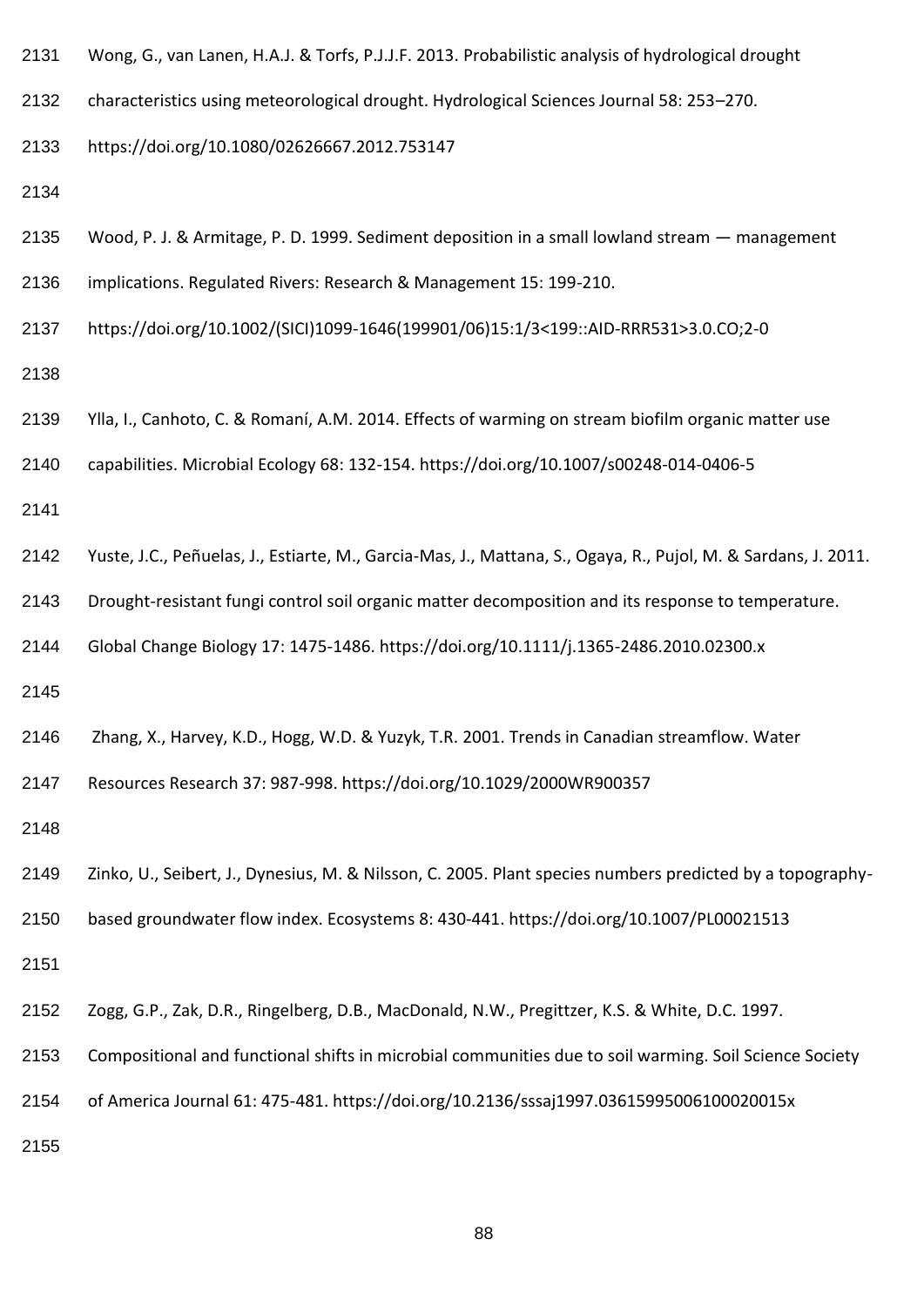Wong, G., van Lanen, H.A.J. & Torfs, P.J.J.F. 2013. Probabilistic analysis of hydrological drought characteristics using meteorological drought. Hydrological Sciences Journal 58: 253–270. https://doi.org/10.1080/02626667.2012.753147

Wood, P. J. & Armitage, P. D. 1999. Sediment deposition in a small lowland stream — management implications. Regulated Rivers: Research & Management 15: 199-210. https://doi.org/10.1002/(SICI)1099-1646(199901/06)15:1/3<199::AID-RRR531>3.0.CO;2-0

Ylla, I., Canhoto, C. & Romaní, A.M. 2014. Effects of warming on stream biofilm organic matter use capabilities. Microbial Ecology 68: 132-154. https://doi.org/10.1007/s00248-014-0406-5

Yuste, J.C., Peñuelas, J., Estiarte, M., Garcia-Mas, J., Mattana, S., Ogaya, R., Pujol, M. & Sardans, J. 2011. Drought-resistant fungi control soil organic matter decomposition and its response to temperature. Global Change Biology 17: 1475-1486. https://doi.org/10.1111/j.1365-2486.2010.02300.x

Zhang, X., Harvey, K.D., Hogg, W.D. & Yuzyk, T.R. 2001. Trends in Canadian streamflow. Water Resources Research 37: 987-998. https://doi.org/10.1029/2000WR900357

Zinko, U., Seibert, J., Dynesius, M. & Nilsson, C. 2005. Plant species numbers predicted by a topography-based groundwater flow index. Ecosystems 8: 430-441. https://doi.org/10.1007/PL00021513

Zogg, G.P., Zak, D.R., Ringelberg, D.B., MacDonald, N.W., Pregittzer, K.S. & White, D.C. 1997. Compositional and functional shifts in microbial communities due to soil warming. Soil Science Society of America Journal 61: 475-481. https://doi.org/10.2136/sssaj1997.03615995006100020015x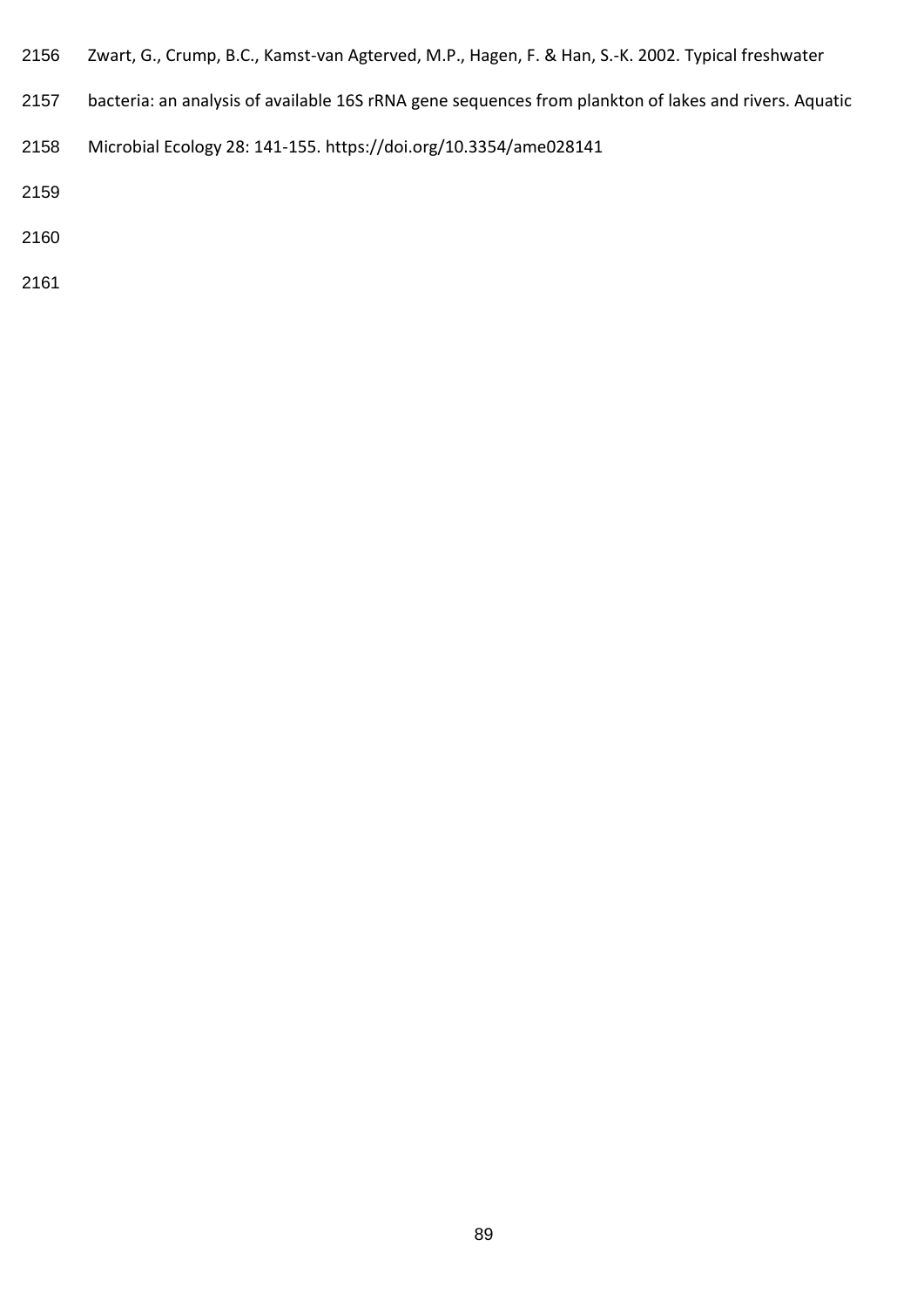Zwart, G., Crump, B.C., Kamst-van Agterved, M.P., Hagen, F. & Han, S.-K. 2002. Typical freshwater bacteria: an analysis of available 16S rRNA gene sequences from plankton of lakes and rivers. Aquatic Microbial Ecology 28: 141-155. https://doi.org/10.3354/ame028141